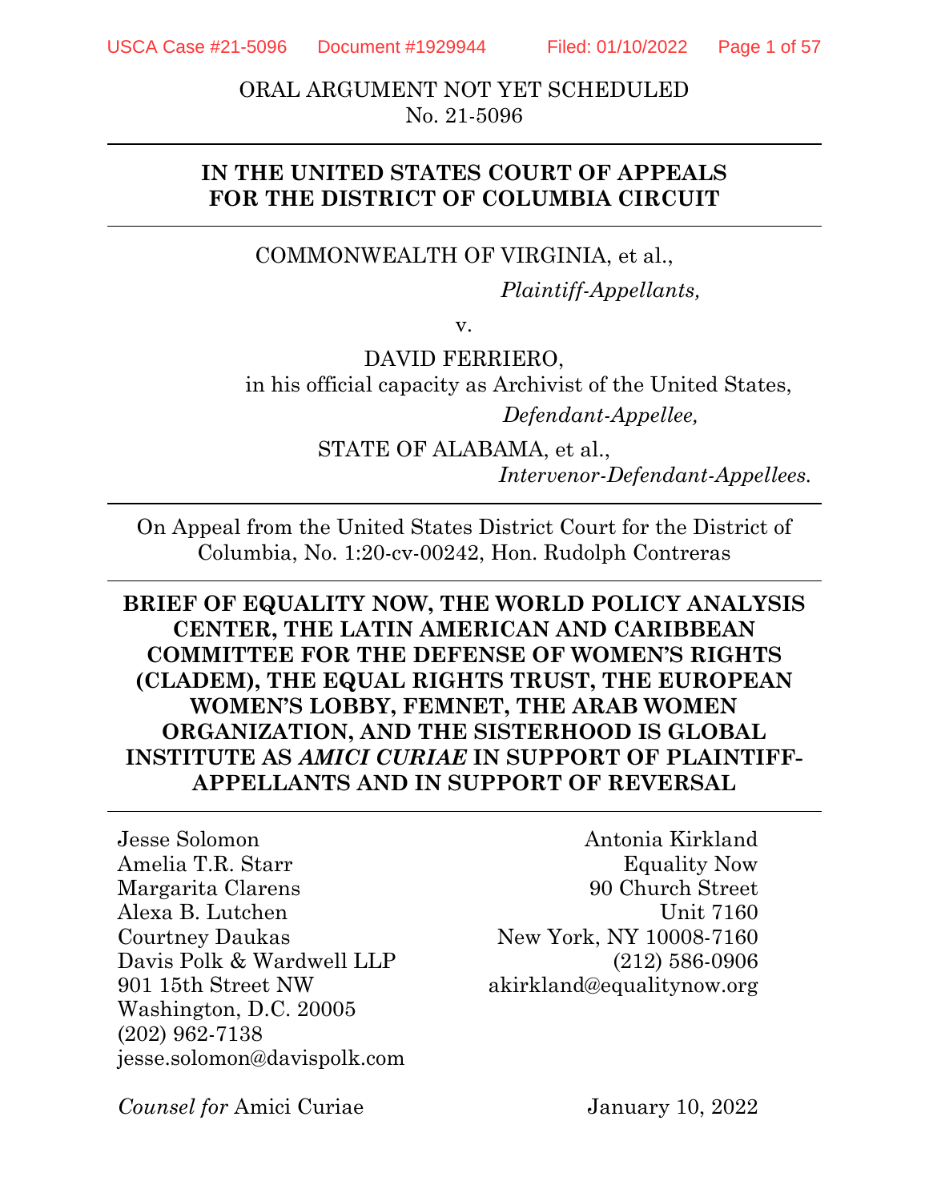ORAL ARGUMENT NOT YET SCHEDULED
No. 21-5096

---

**IN THE UNITED STATES COURT OF APPEALS
FOR THE DISTRICT OF COLUMBIA CIRCUIT**

---

COMMONWEALTH OF VIRGINIA, et al.,

*Plaintiff-Appellants,*

v.

DAVID FERRIERO,
in his official capacity as Archivist of the United States,

*Defendant-Appellee,*

STATE OF ALABAMA, et al.,

*Intervenor-Defendant-Appellees.*

---

On Appeal from the United States District Court for the District of Columbia, No. 1:20-cv-00242, Hon. Rudolph Contreras

---

**BRIEF OF EQUALITY NOW, THE WORLD POLICY ANALYSIS CENTER, THE LATIN AMERICAN AND CARIBBEAN COMMITTEE FOR THE DEFENSE OF WOMEN'S RIGHTS (CLADEM), THE EQUAL RIGHTS TRUST, THE EUROPEAN WOMEN'S LOBBY, FEMNET, THE ARAB WOMEN ORGANIZATION, AND THE SISTERHOOD IS GLOBAL INSTITUTE AS *AMICI CURIAE* IN SUPPORT OF PLAINTIFF-APPELLANTS AND IN SUPPORT OF REVERSAL**

---

Jesse Solomon
Amelia T.R. Starr
Margarita Clarens
Alexa B. Lutchen
Courtney Daukas
Davis Polk & Wardwell LLP
901 15th Street NW
Washington, D.C. 20005
(202) 962-7138
jesse.solomon@davispolk.com

Antonia Kirkland
Equality Now
90 Church Street
Unit 7160
New York, NY 10008-7160
(212) 586-0906
akirkland@equalitynow.org

*Counsel for* Amici Curiae

January 10, 2022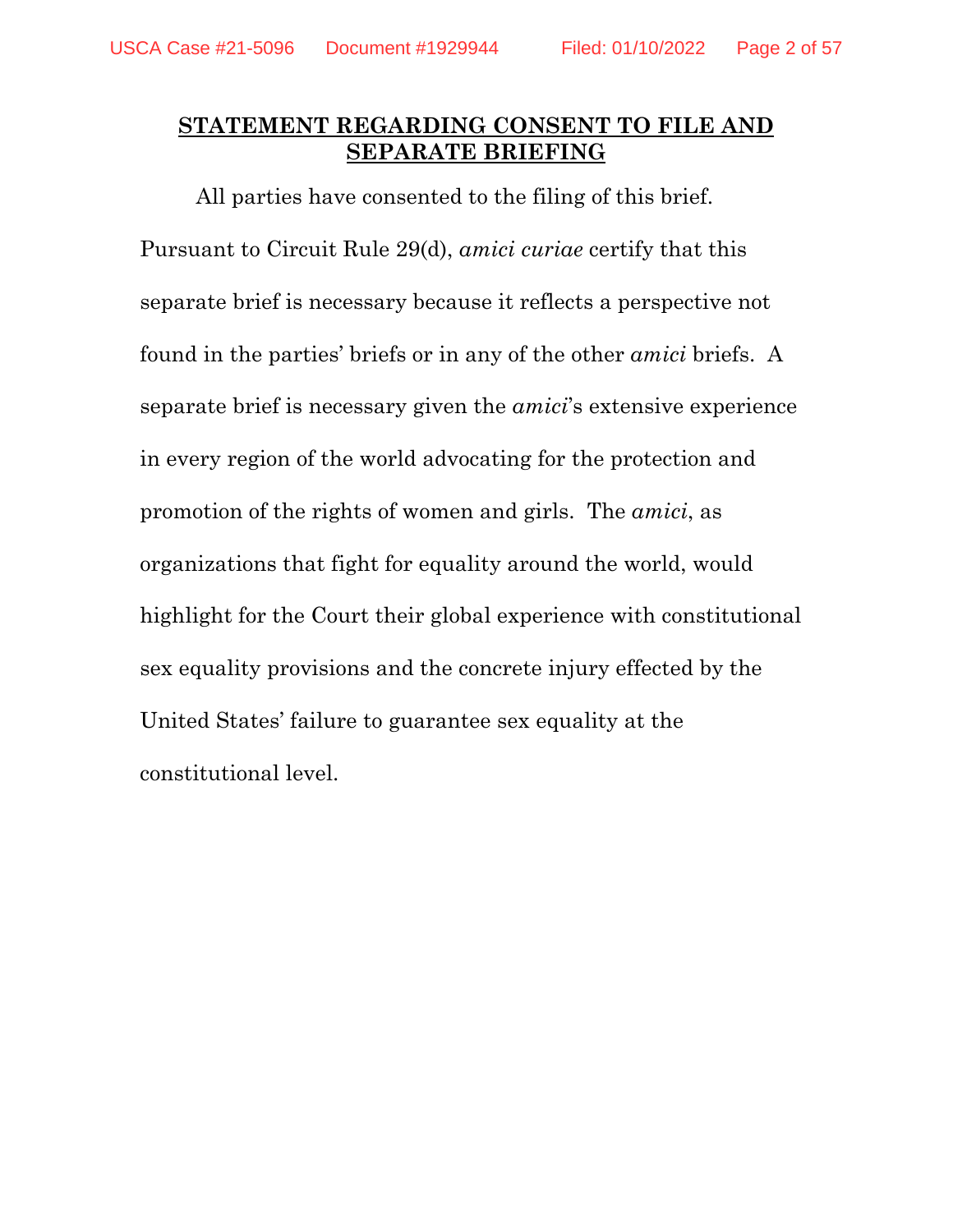## STATEMENT REGARDING CONSENT TO FILE AND SEPARATE BRIEFING

All parties have consented to the filing of this brief. Pursuant to Circuit Rule 29(d), *amici curiae* certify that this separate brief is necessary because it reflects a perspective not found in the parties' briefs or in any of the other *amici* briefs. A separate brief is necessary given the *amici*'s extensive experience in every region of the world advocating for the protection and promotion of the rights of women and girls. The *amici*, as organizations that fight for equality around the world, would highlight for the Court their global experience with constitutional sex equality provisions and the concrete injury effected by the United States' failure to guarantee sex equality at the constitutional level.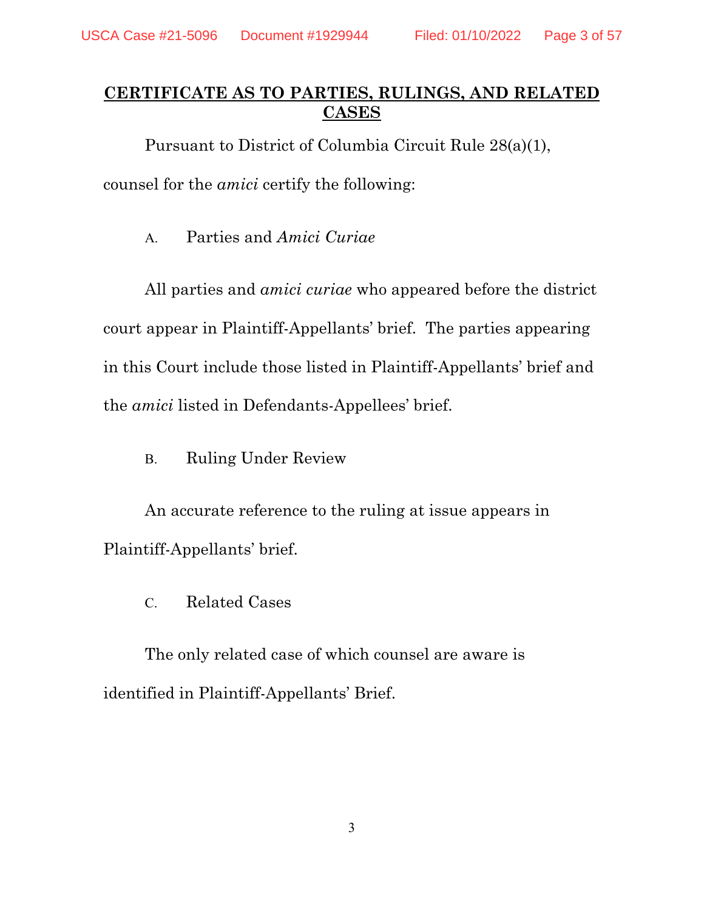# CERTIFICATE AS TO PARTIES, RULINGS, AND RELATED CASES

Pursuant to District of Columbia Circuit Rule 28(a)(1), counsel for the *amici* certify the following:

A. Parties and *Amici Curiae*

All parties and *amici curiae* who appeared before the district court appear in Plaintiff-Appellants' brief. The parties appearing in this Court include those listed in Plaintiff-Appellants' brief and the *amici* listed in Defendants-Appellees' brief.

B. Ruling Under Review

An accurate reference to the ruling at issue appears in Plaintiff-Appellants' brief.

C. Related Cases

The only related case of which counsel are aware is identified in Plaintiff-Appellants' Brief.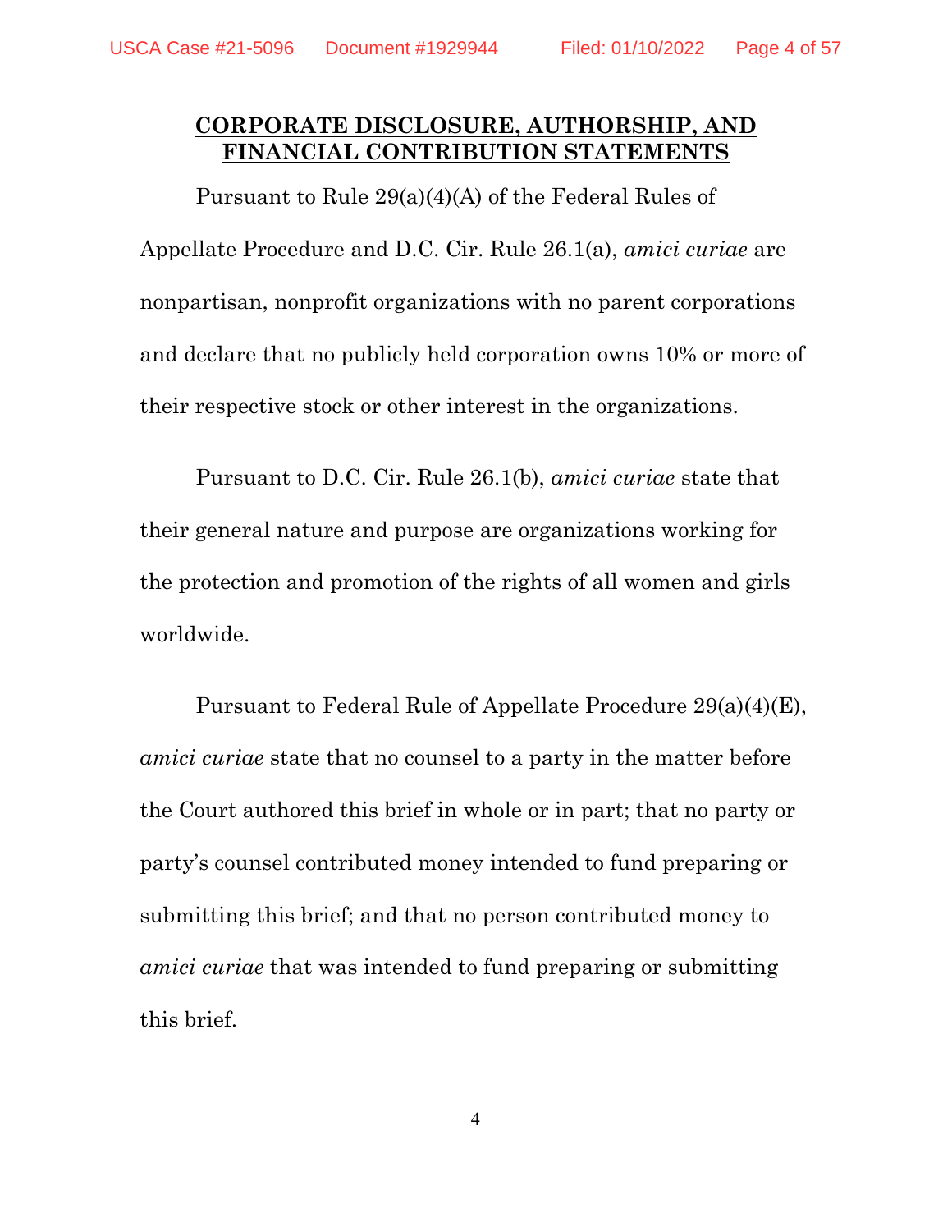## CORPORATE DISCLOSURE, AUTHORSHIP, AND FINANCIAL CONTRIBUTION STATEMENTS

Pursuant to Rule 29(a)(4)(A) of the Federal Rules of Appellate Procedure and D.C. Cir. Rule 26.1(a), *amici curiae* are nonpartisan, nonprofit organizations with no parent corporations and declare that no publicly held corporation owns 10% or more of their respective stock or other interest in the organizations.

Pursuant to D.C. Cir. Rule 26.1(b), *amici curiae* state that their general nature and purpose are organizations working for the protection and promotion of the rights of all women and girls worldwide.

Pursuant to Federal Rule of Appellate Procedure 29(a)(4)(E), *amici curiae* state that no counsel to a party in the matter before the Court authored this brief in whole or in part; that no party or party's counsel contributed money intended to fund preparing or submitting this brief; and that no person contributed money to *amici curiae* that was intended to fund preparing or submitting this brief.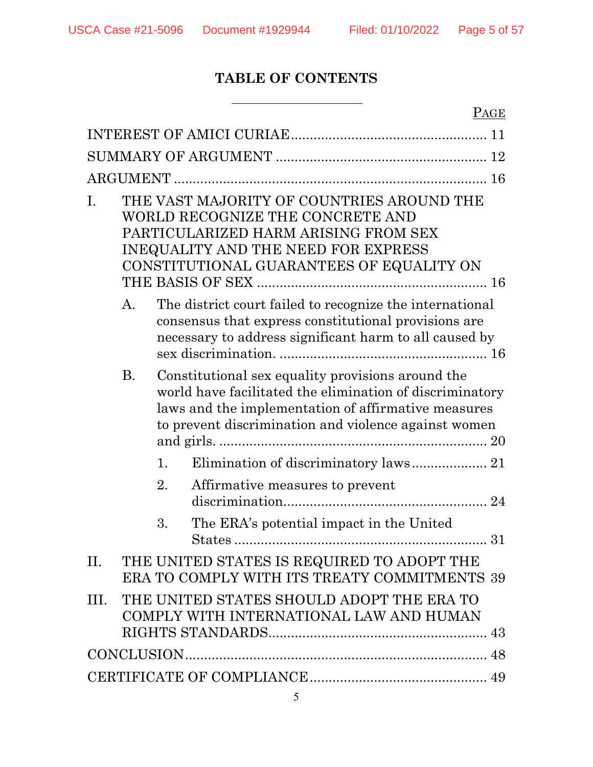# TABLE OF CONTENTS

| | PAGE |
|---|---|
| INTEREST OF AMICI CURIAE | 11 |
| SUMMARY OF ARGUMENT | 12 |
| ARGUMENT | 16 |
| I. THE VAST MAJORITY OF COUNTRIES AROUND THE WORLD RECOGNIZE THE CONCRETE AND PARTICULARIZED HARM ARISING FROM SEX INEQUALITY AND THE NEED FOR EXPRESS CONSTITUTIONAL GUARANTEES OF EQUALITY ON THE BASIS OF SEX | 16 |
| A. The district court failed to recognize the international consensus that express constitutional provisions are necessary to address significant harm to all caused by sex discrimination. | 16 |
| B. Constitutional sex equality provisions around the world have facilitated the elimination of discriminatory laws and the implementation of affirmative measures to prevent discrimination and violence against women and girls. | 20 |
| 1. Elimination of discriminatory laws | 21 |
| 2. Affirmative measures to prevent discrimination | 24 |
| 3. The ERA's potential impact in the United States | 31 |
| II. THE UNITED STATES IS REQUIRED TO ADOPT THE ERA TO COMPLY WITH ITS TREATY COMMITMENTS | 39 |
| III. THE UNITED STATES SHOULD ADOPT THE ERA TO COMPLY WITH INTERNATIONAL LAW AND HUMAN RIGHTS STANDARDS | 43 |
| CONCLUSION | 48 |
| CERTIFICATE OF COMPLIANCE | 49 |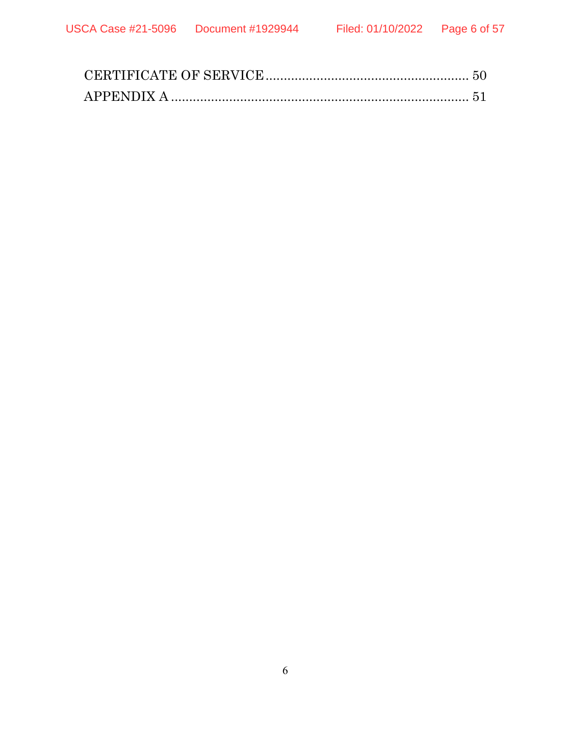CERTIFICATE OF SERVICE ........................................................ 50

APPENDIX A ................................................................................. 51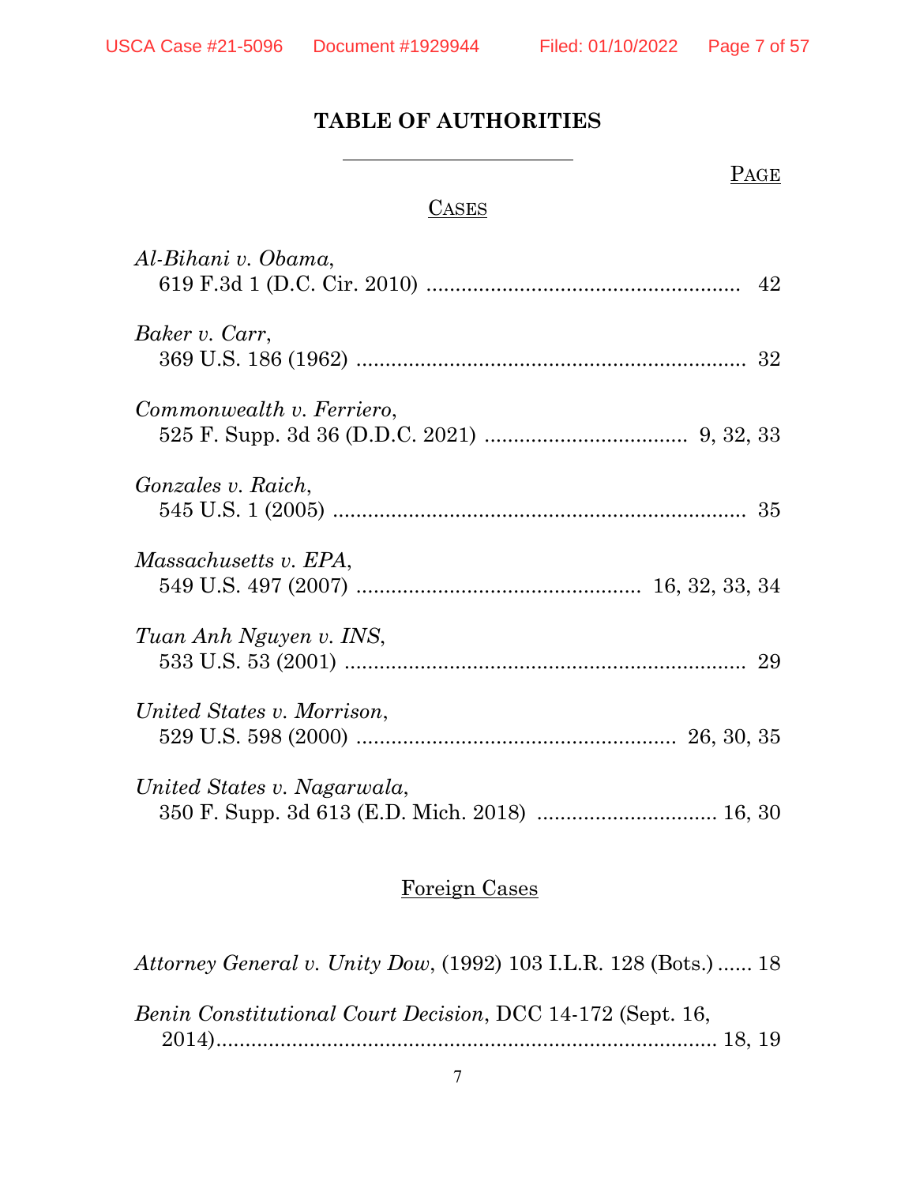## TABLE OF AUTHORITIES

PAGE

CASES

*Al-Bihani v. Obama*,
619 F.3d 1 (D.C. Cir. 2010) ..................................................... 42

*Baker v. Carr*,
369 U.S. 186 (1962) ................................................................... 32

*Commonwealth v. Ferriero*,
525 F. Supp. 3d 36 (D.D.C. 2021) .................................. 9, 32, 33

*Gonzales v. Raich*,
545 U.S. 1 (2005) ....................................................................... 35

*Massachusetts v. EPA*,
549 U.S. 497 (2007) ................................................. 16, 32, 33, 34

*Tuan Anh Nguyen v. INS*,
533 U.S. 53 (2001) ..................................................................... 29

*United States v. Morrison*,
529 U.S. 598 (2000) ....................................................... 26, 30, 35

*United States v. Nagarwala*,
350 F. Supp. 3d 613 (E.D. Mich. 2018) ............................... 16, 30

Foreign Cases

*Attorney General v. Unity Dow*, (1992) 103 I.L.R. 128 (Bots.) ...... 18

*Benin Constitutional Court Decision*, DCC 14-172 (Sept. 16, 2014)..................................................................................... 18, 19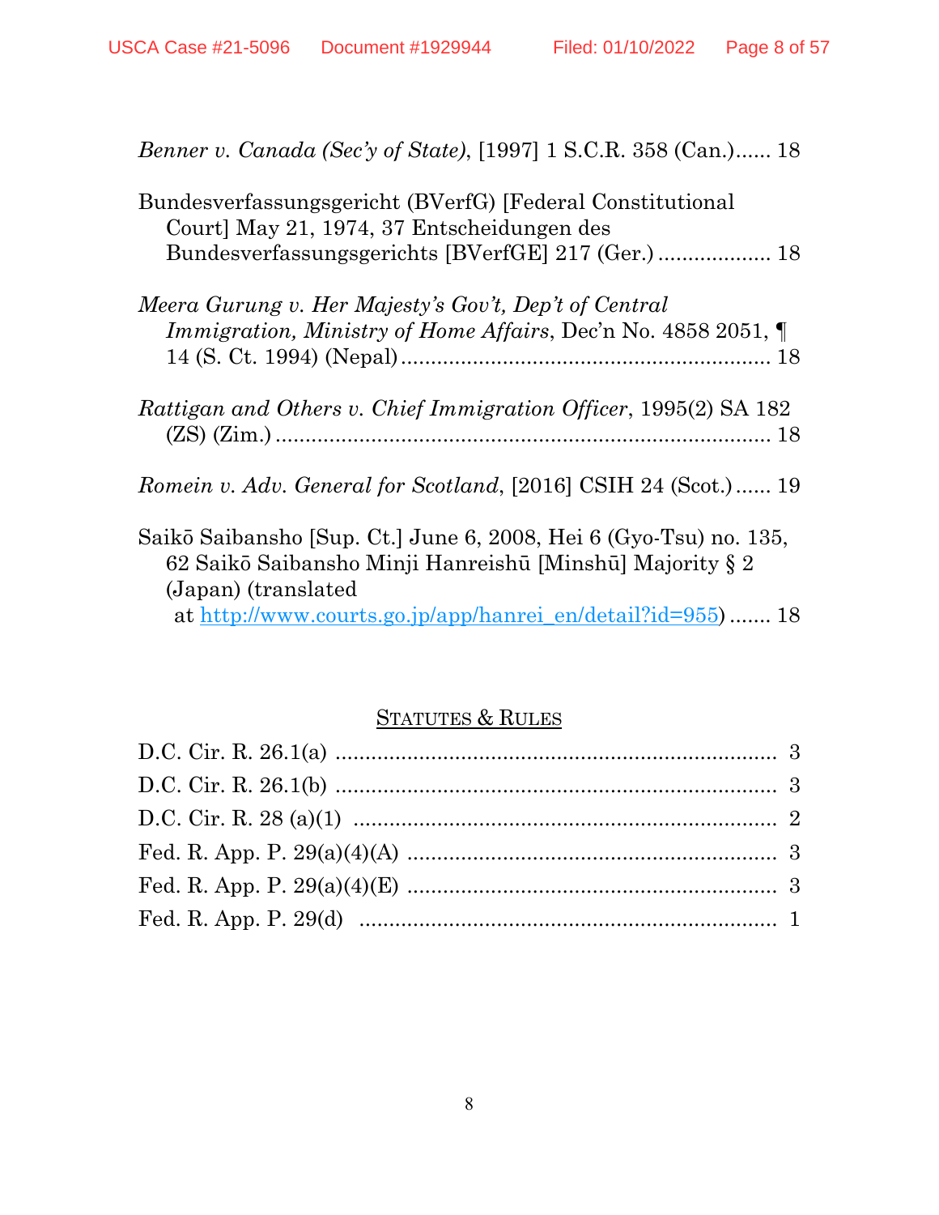*Benner v. Canada (Sec'y of State)*, [1997] 1 S.C.R. 358 (Can.)...... 18

Bundesverfassungsgericht (BVerfG) [Federal Constitutional Court] May 21, 1974, 37 Entscheidungen des Bundesverfassungsgerichts [BVerfGE] 217 (Ger.) .................. 18

*Meera Gurung v. Her Majesty's Gov't, Dep't of Central Immigration, Ministry of Home Affairs*, Dec'n No. 4858 2051, ¶ 14 (S. Ct. 1994) (Nepal) ............................................................ 18

*Rattigan and Others v. Chief Immigration Officer*, 1995(2) SA 182 (ZS) (Zim.) ................................................................................. 18

*Romein v. Adv. General for Scotland*, [2016] CSIH 24 (Scot.) ...... 19

Saikō Saibansho [Sup. Ct.] June 6, 2008, Hei 6 (Gyo-Tsu) no. 135, 62 Saikō Saibansho Minji Hanreishū [Minshū] Majority § 2 (Japan) (translated at http://www.courts.go.jp/app/hanrei_en/detail?id=955) ....... 18

## STATUTES & RULES

D.C. Cir. R. 26.1(a) ........................................................................ 3

D.C. Cir. R. 26.1(b) ........................................................................ 3

D.C. Cir. R. 28 (a)(1) ..................................................................... 2

Fed. R. App. P. 29(a)(4)(A) ............................................................ 3

Fed. R. App. P. 29(a)(4)(E) ............................................................ 3

Fed. R. App. P. 29(d) .................................................................... 1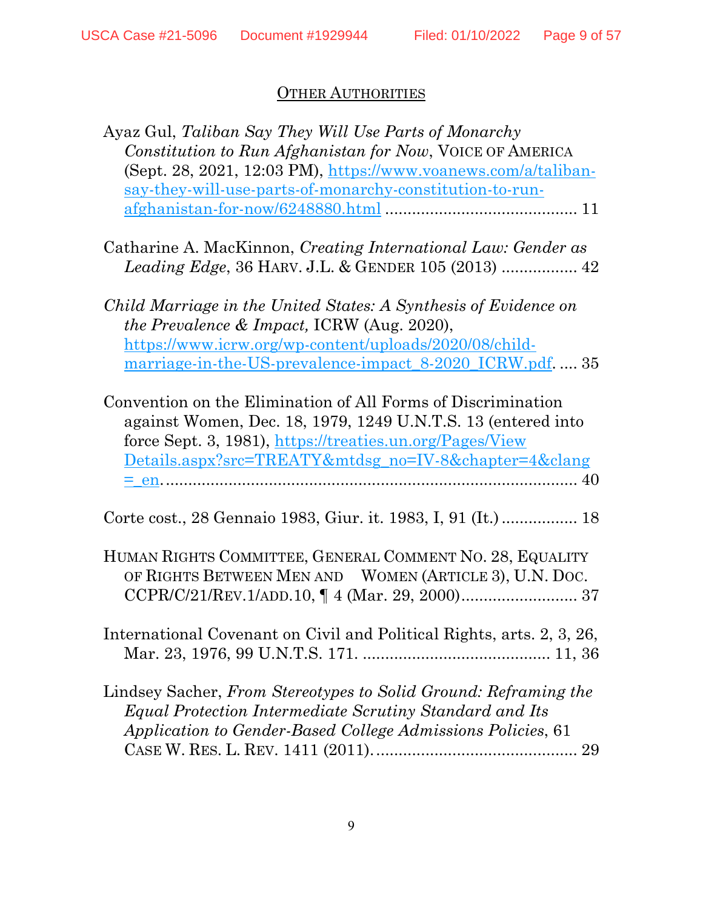## OTHER AUTHORITIES

Ayaz Gul, *Taliban Say They Will Use Parts of Monarchy Constitution to Run Afghanistan for Now*, VOICE OF AMERICA (Sept. 28, 2021, 12:03 PM), https://www.voanews.com/a/taliban-say-they-will-use-parts-of-monarchy-constitution-to-run-afghanistan-for-now/6248880.html .......................................... 11

Catharine A. MacKinnon, *Creating International Law: Gender as Leading Edge*, 36 HARV. J.L. & GENDER 105 (2013) ................. 42

*Child Marriage in the United States: A Synthesis of Evidence on the Prevalence & Impact,* ICRW (Aug. 2020), https://www.icrw.org/wp-content/uploads/2020/08/child-marriage-in-the-US-prevalence-impact_8-2020_ICRW.pdf. .... 35

Convention on the Elimination of All Forms of Discrimination against Women, Dec. 18, 1979, 1249 U.N.T.S. 13 (entered into force Sept. 3, 1981), https://treaties.un.org/Pages/ViewDetails.aspx?src=TREATY&mtdsg_no=IV-8&chapter=4&clang=_en. ............................................................................................ 40

Corte cost., 28 Gennaio 1983, Giur. it. 1983, I, 91 (It.) ................. 18

HUMAN RIGHTS COMMITTEE, GENERAL COMMENT NO. 28, EQUALITY OF RIGHTS BETWEEN MEN AND WOMEN (ARTICLE 3), U.N. DOC. CCPR/C/21/REV.1/ADD.10, ¶ 4 (Mar. 29, 2000).......................... 37

International Covenant on Civil and Political Rights, arts. 2, 3, 26, Mar. 23, 1976, 99 U.N.T.S. 171. .......................................... 11, 36

Lindsey Sacher, *From Stereotypes to Solid Ground: Reframing the Equal Protection Intermediate Scrutiny Standard and Its Application to Gender-Based College Admissions Policies*, 61 CASE W. RES. L. REV. 1411 (2011). ............................................ 29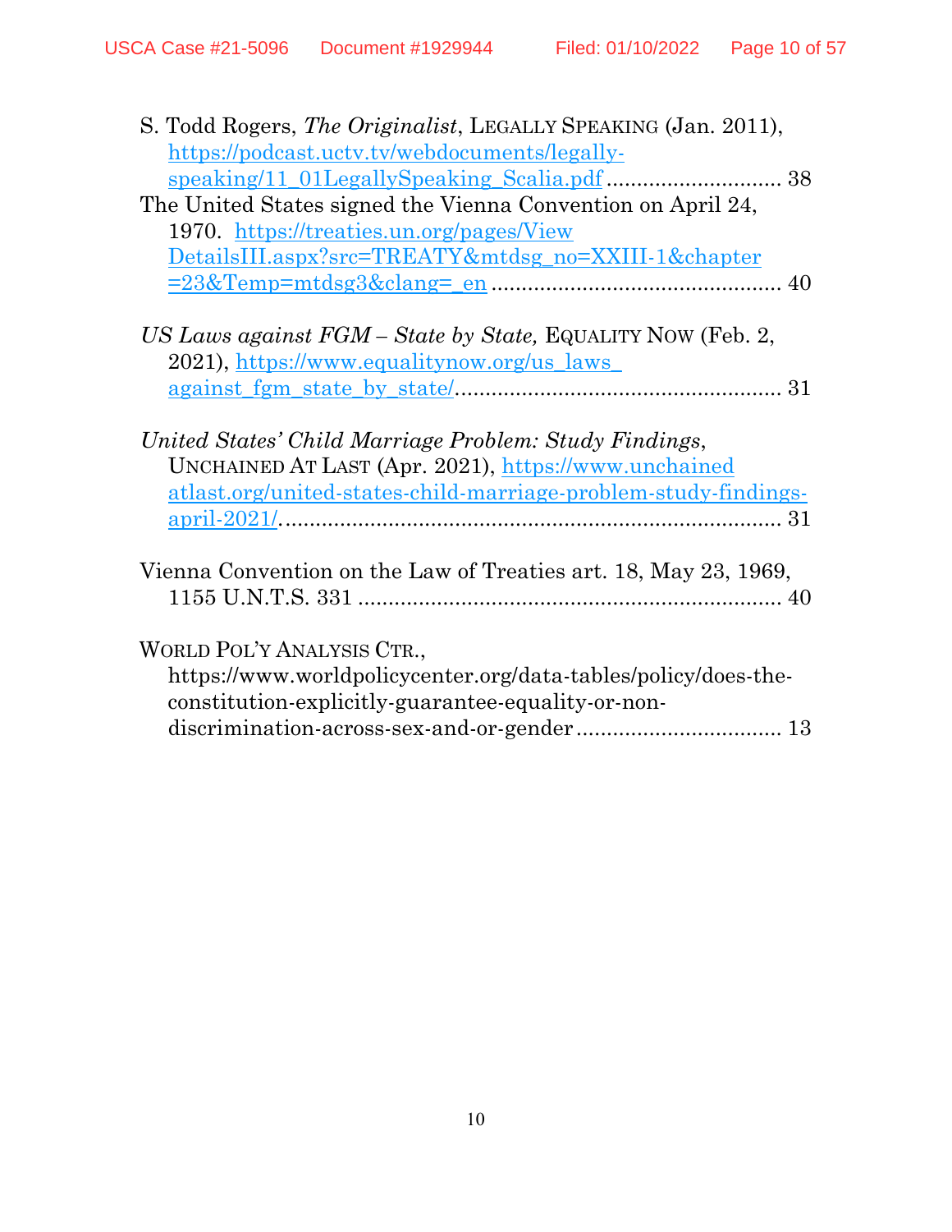S. Todd Rogers, *The Originalist*, LEGALLY SPEAKING (Jan. 2011), https://podcast.uctv.tv/webdocuments/legally-speaking/11_01LegallySpeaking_Scalia.pdf ............................ 38

The United States signed the Vienna Convention on April 24, 1970. https://treaties.un.org/pages/ViewDetailsIII.aspx?src=TREATY&mtdsg_no=XXIII-1&chapter=23&Temp=mtdsg3&clang=_en ............................................... 40

*US Laws against FGM – State by State,* EQUALITY NOW (Feb. 2, 2021), https://www.equalitynow.org/us_laws_against_fgm_state_by_state/..................................................... 31

*United States' Child Marriage Problem: Study Findings*, UNCHAINED AT LAST (Apr. 2021), https://www.unchainedatlast.org/united-states-child-marriage-problem-study-findings-april-2021/.................................................................................. 31

Vienna Convention on the Law of Treaties art. 18, May 23, 1969, 1155 U.N.T.S. 331 ..................................................................... 40

WORLD POL'Y ANALYSIS CTR., https://www.worldpolicycenter.org/data-tables/policy/does-the-constitution-explicitly-guarantee-equality-or-non-discrimination-across-sex-and-or-gender ................................. 13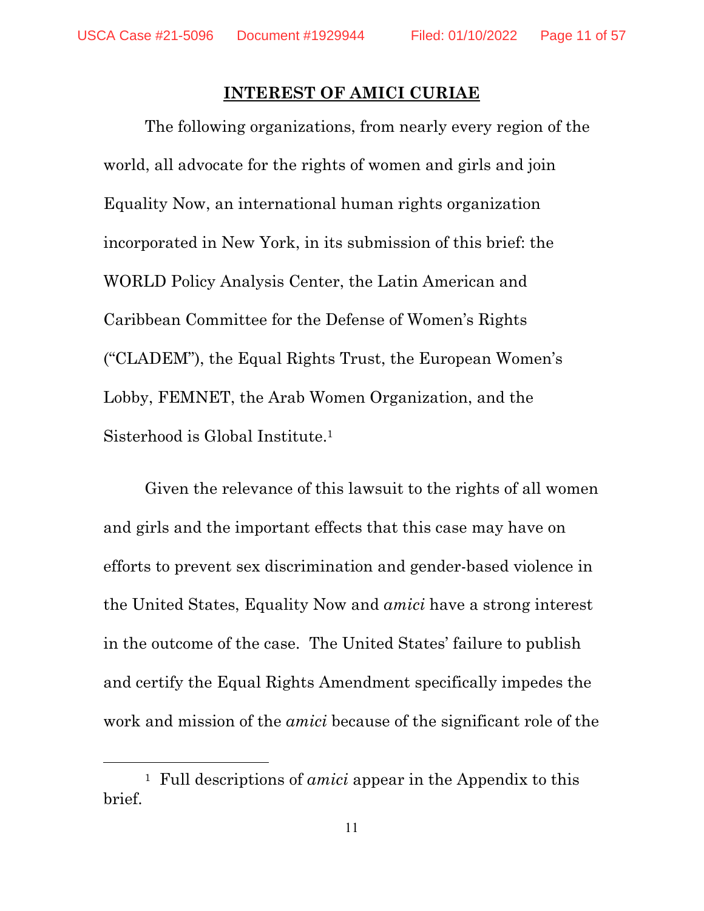## INTEREST OF AMICI CURIAE

The following organizations, from nearly every region of the world, all advocate for the rights of women and girls and join Equality Now, an international human rights organization incorporated in New York, in its submission of this brief: the WORLD Policy Analysis Center, the Latin American and Caribbean Committee for the Defense of Women's Rights ("CLADEM"), the Equal Rights Trust, the European Women's Lobby, FEMNET, the Arab Women Organization, and the Sisterhood is Global Institute.[1]

Given the relevance of this lawsuit to the rights of all women and girls and the important effects that this case may have on efforts to prevent sex discrimination and gender-based violence in the United States, Equality Now and *amici* have a strong interest in the outcome of the case. The United States' failure to publish and certify the Equal Rights Amendment specifically impedes the work and mission of the *amici* because of the significant role of the

[1] Full descriptions of *amici* appear in the Appendix to this brief.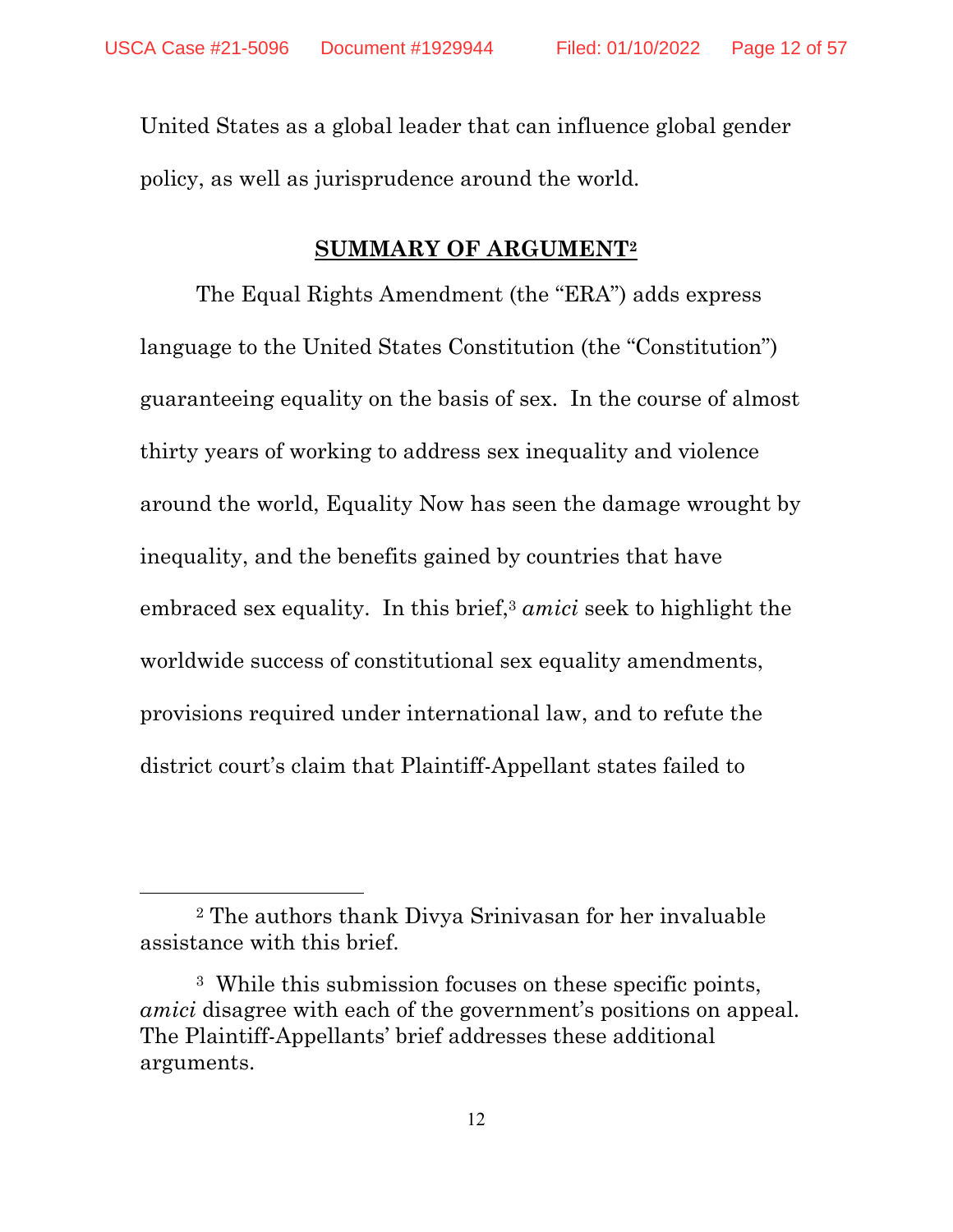United States as a global leader that can influence global gender policy, as well as jurisprudence around the world.

## **SUMMARY OF ARGUMENT**[2]

The Equal Rights Amendment (the "ERA") adds express language to the United States Constitution (the "Constitution") guaranteeing equality on the basis of sex. In the course of almost thirty years of working to address sex inequality and violence around the world, Equality Now has seen the damage wrought by inequality, and the benefits gained by countries that have embraced sex equality. In this brief,[3] *amici* seek to highlight the worldwide success of constitutional sex equality amendments, provisions required under international law, and to refute the district court's claim that Plaintiff-Appellant states failed to

---

[2] The authors thank Divya Srinivasan for her invaluable assistance with this brief.

[3] While this submission focuses on these specific points, *amici* disagree with each of the government's positions on appeal. The Plaintiff-Appellants' brief addresses these additional arguments.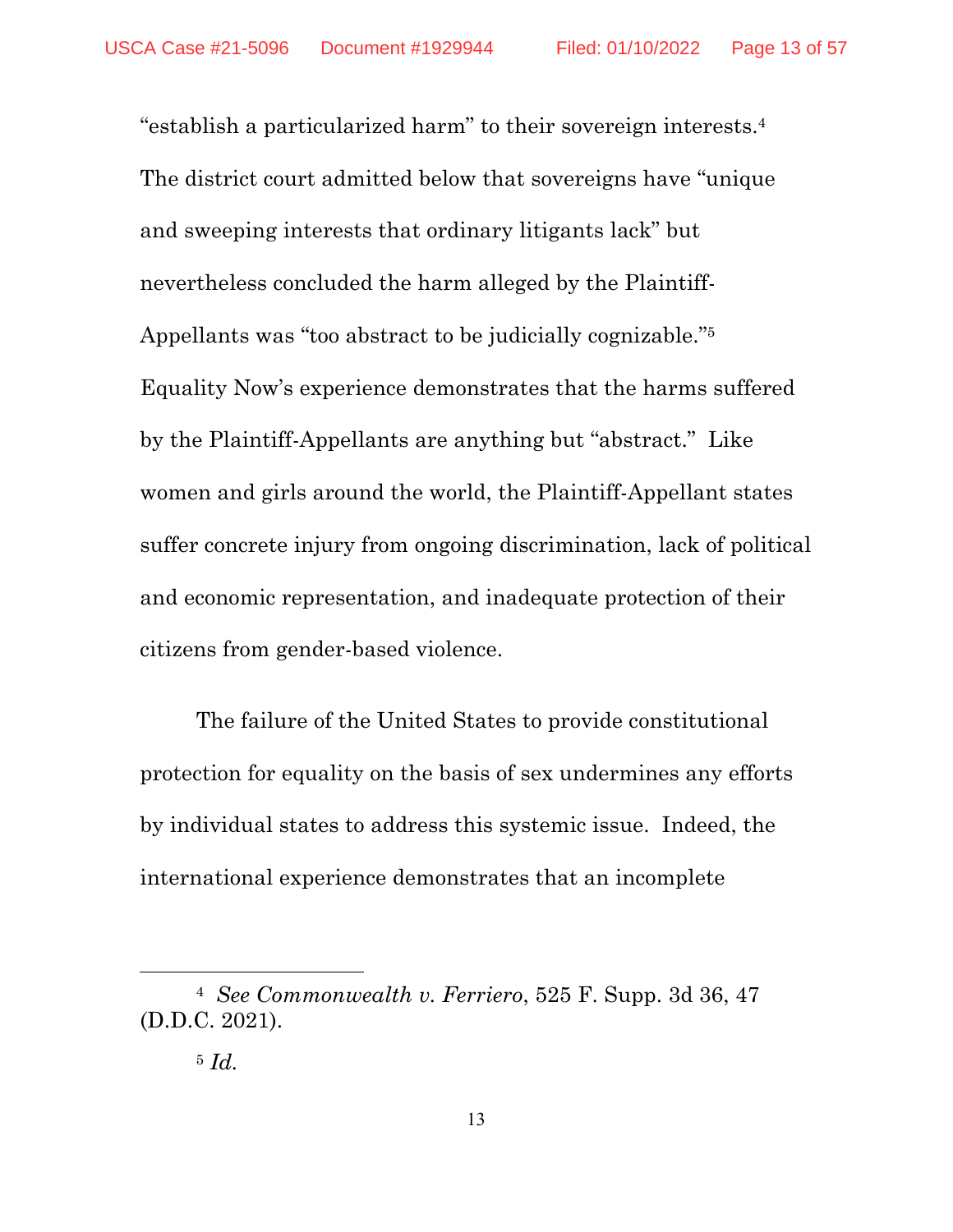"establish a particularized harm" to their sovereign interests.[4] The district court admitted below that sovereigns have "unique and sweeping interests that ordinary litigants lack" but nevertheless concluded the harm alleged by the Plaintiff-Appellants was "too abstract to be judicially cognizable."[5] Equality Now's experience demonstrates that the harms suffered by the Plaintiff-Appellants are anything but "abstract." Like women and girls around the world, the Plaintiff-Appellant states suffer concrete injury from ongoing discrimination, lack of political and economic representation, and inadequate protection of their citizens from gender-based violence.

The failure of the United States to provide constitutional protection for equality on the basis of sex undermines any efforts by individual states to address this systemic issue. Indeed, the international experience demonstrates that an incomplete

---

[4] *See Commonwealth v. Ferriero*, 525 F. Supp. 3d 36, 47 (D.D.C. 2021).

[5] *Id.*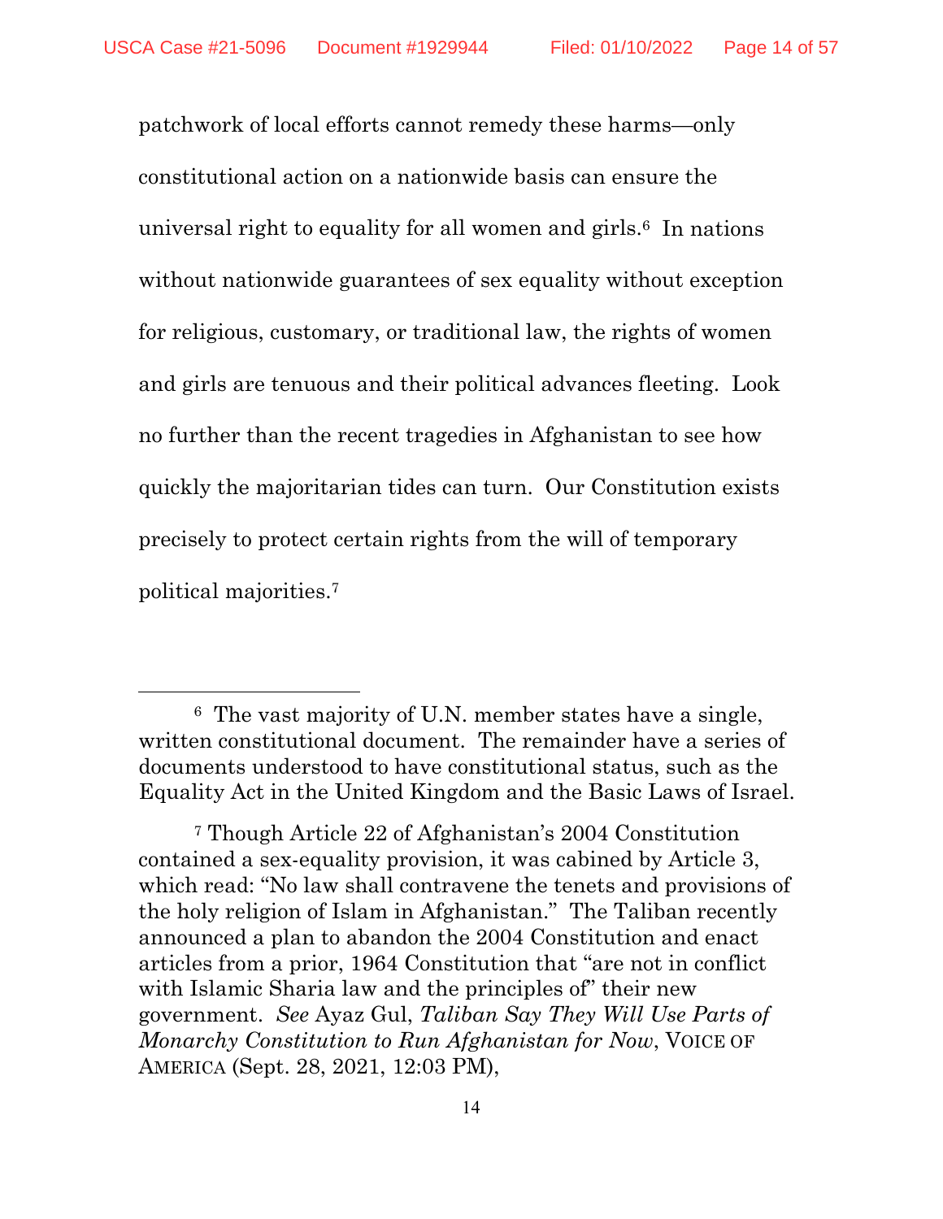patchwork of local efforts cannot remedy these harms—only constitutional action on a nationwide basis can ensure the universal right to equality for all women and girls.[6] In nations without nationwide guarantees of sex equality without exception for religious, customary, or traditional law, the rights of women and girls are tenuous and their political advances fleeting. Look no further than the recent tragedies in Afghanistan to see how quickly the majoritarian tides can turn. Our Constitution exists precisely to protect certain rights from the will of temporary political majorities.[7]

---

[6] The vast majority of U.N. member states have a single, written constitutional document. The remainder have a series of documents understood to have constitutional status, such as the Equality Act in the United Kingdom and the Basic Laws of Israel.

[7] Though Article 22 of Afghanistan's 2004 Constitution contained a sex-equality provision, it was cabined by Article 3, which read: "No law shall contravene the tenets and provisions of the holy religion of Islam in Afghanistan." The Taliban recently announced a plan to abandon the 2004 Constitution and enact articles from a prior, 1964 Constitution that "are not in conflict with Islamic Sharia law and the principles of" their new government. *See* Ayaz Gul, *Taliban Say They Will Use Parts of Monarchy Constitution to Run Afghanistan for Now*, VOICE OF AMERICA (Sept. 28, 2021, 12:03 PM),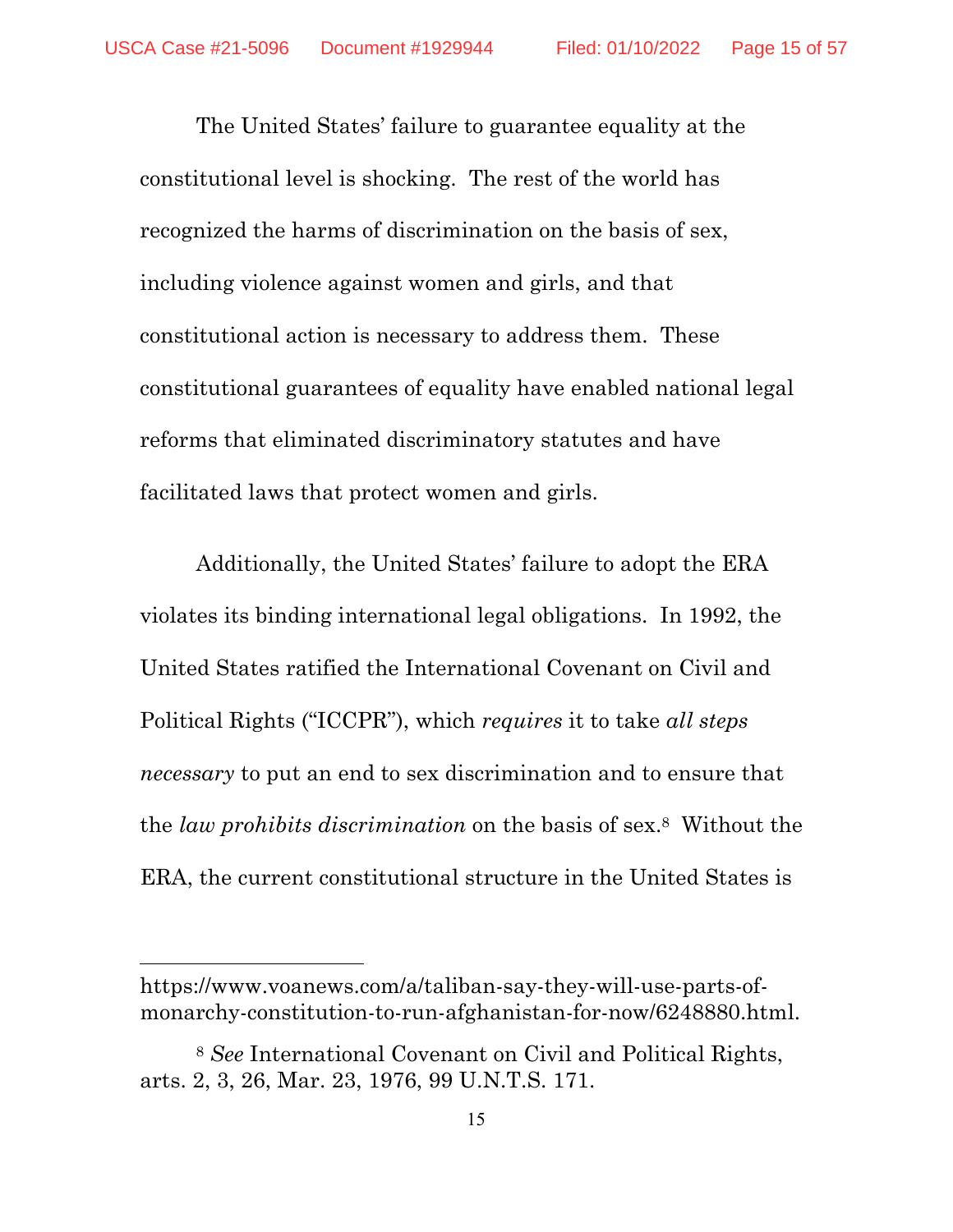The United States' failure to guarantee equality at the constitutional level is shocking. The rest of the world has recognized the harms of discrimination on the basis of sex, including violence against women and girls, and that constitutional action is necessary to address them. These constitutional guarantees of equality have enabled national legal reforms that eliminated discriminatory statutes and have facilitated laws that protect women and girls.

Additionally, the United States' failure to adopt the ERA violates its binding international legal obligations. In 1992, the United States ratified the International Covenant on Civil and Political Rights ("ICCPR"), which *requires* it to take *all steps necessary* to put an end to sex discrimination and to ensure that the *law prohibits discrimination* on the basis of sex.[8] Without the ERA, the current constitutional structure in the United States is

---

https://www.voanews.com/a/taliban-say-they-will-use-parts-of-monarchy-constitution-to-run-afghanistan-for-now/6248880.html.

[8] *See* International Covenant on Civil and Political Rights, arts. 2, 3, 26, Mar. 23, 1976, 99 U.N.T.S. 171.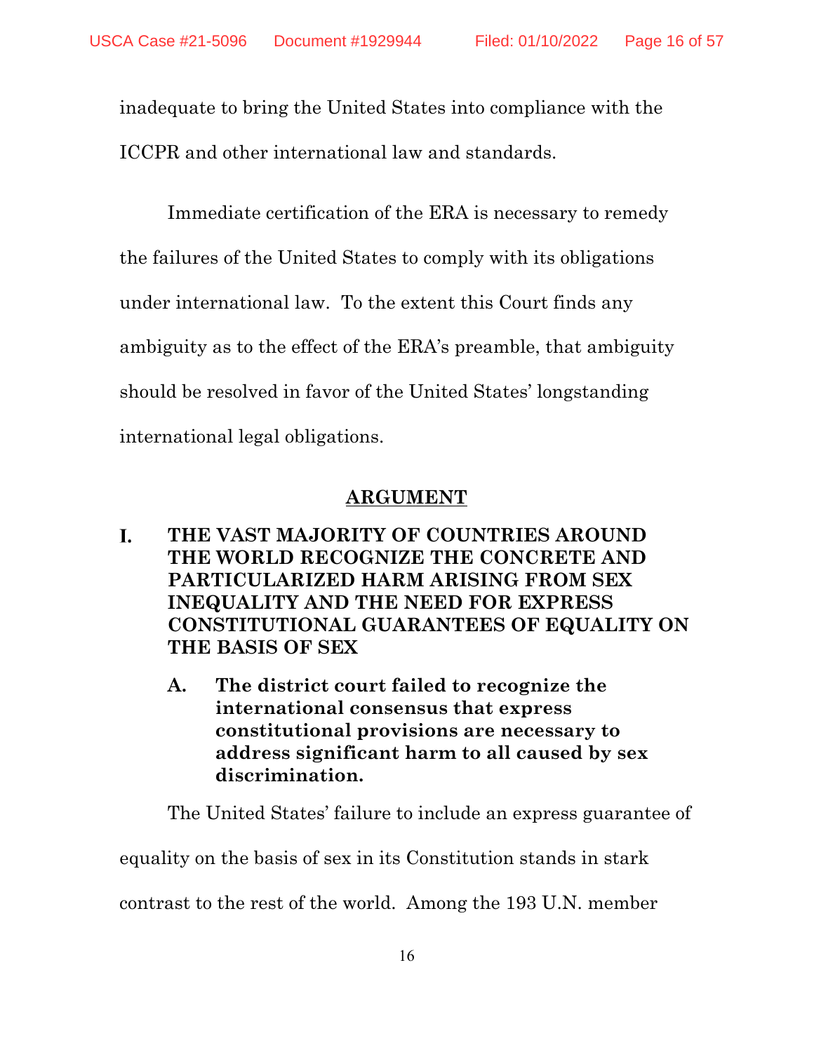inadequate to bring the United States into compliance with the ICCPR and other international law and standards.

Immediate certification of the ERA is necessary to remedy the failures of the United States to comply with its obligations under international law. To the extent this Court finds any ambiguity as to the effect of the ERA's preamble, that ambiguity should be resolved in favor of the United States' longstanding international legal obligations.

## ARGUMENT

### I. THE VAST MAJORITY OF COUNTRIES AROUND THE WORLD RECOGNIZE THE CONCRETE AND PARTICULARIZED HARM ARISING FROM SEX INEQUALITY AND THE NEED FOR EXPRESS CONSTITUTIONAL GUARANTEES OF EQUALITY ON THE BASIS OF SEX

#### A. The district court failed to recognize the international consensus that express constitutional provisions are necessary to address significant harm to all caused by sex discrimination.

The United States' failure to include an express guarantee of equality on the basis of sex in its Constitution stands in stark contrast to the rest of the world. Among the 193 U.N. member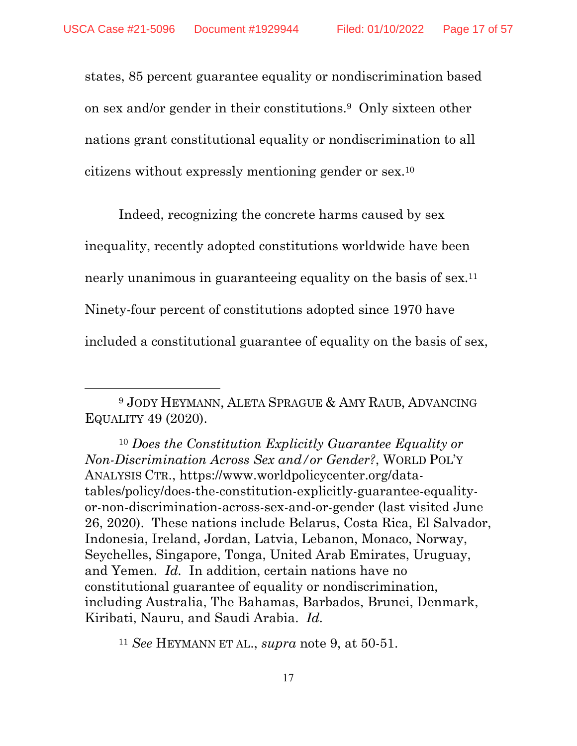states, 85 percent guarantee equality or nondiscrimination based on sex and/or gender in their constitutions.[9] Only sixteen other nations grant constitutional equality or nondiscrimination to all citizens without expressly mentioning gender or sex.[10]

Indeed, recognizing the concrete harms caused by sex inequality, recently adopted constitutions worldwide have been nearly unanimous in guaranteeing equality on the basis of sex.[11] Ninety-four percent of constitutions adopted since 1970 have included a constitutional guarantee of equality on the basis of sex,

---

[9] JODY HEYMANN, ALETA SPRAGUE & AMY RAUB, ADVANCING EQUALITY 49 (2020).

[10] *Does the Constitution Explicitly Guarantee Equality or Non-Discrimination Across Sex and/or Gender?*, WORLD POL'Y ANALYSIS CTR., https://www.worldpolicycenter.org/data-tables/policy/does-the-constitution-explicitly-guarantee-equality-or-non-discrimination-across-sex-and-or-gender (last visited June 26, 2020). These nations include Belarus, Costa Rica, El Salvador, Indonesia, Ireland, Jordan, Latvia, Lebanon, Monaco, Norway, Seychelles, Singapore, Tonga, United Arab Emirates, Uruguay, and Yemen. *Id.* In addition, certain nations have no constitutional guarantee of equality or nondiscrimination, including Australia, The Bahamas, Barbados, Brunei, Denmark, Kiribati, Nauru, and Saudi Arabia. *Id.*

[11] *See* HEYMANN ET AL., *supra* note 9, at 50-51.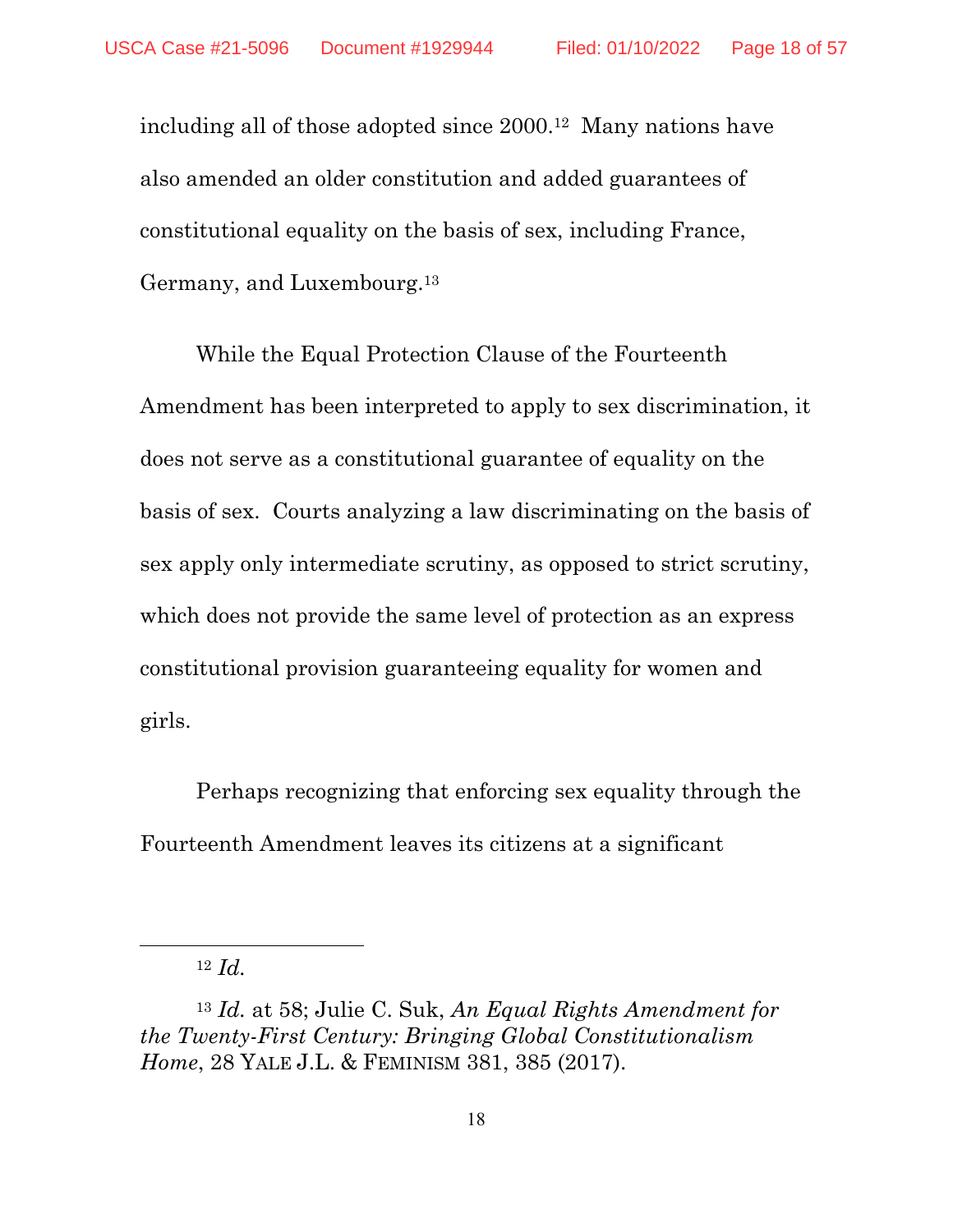including all of those adopted since 2000.[12] Many nations have also amended an older constitution and added guarantees of constitutional equality on the basis of sex, including France, Germany, and Luxembourg.[13]

While the Equal Protection Clause of the Fourteenth Amendment has been interpreted to apply to sex discrimination, it does not serve as a constitutional guarantee of equality on the basis of sex. Courts analyzing a law discriminating on the basis of sex apply only intermediate scrutiny, as opposed to strict scrutiny, which does not provide the same level of protection as an express constitutional provision guaranteeing equality for women and girls.

Perhaps recognizing that enforcing sex equality through the Fourteenth Amendment leaves its citizens at a significant

---

[12] *Id.*

[13] *Id.* at 58; Julie C. Suk, *An Equal Rights Amendment for the Twenty-First Century: Bringing Global Constitutionalism Home*, 28 YALE J.L. & FEMINISM 381, 385 (2017).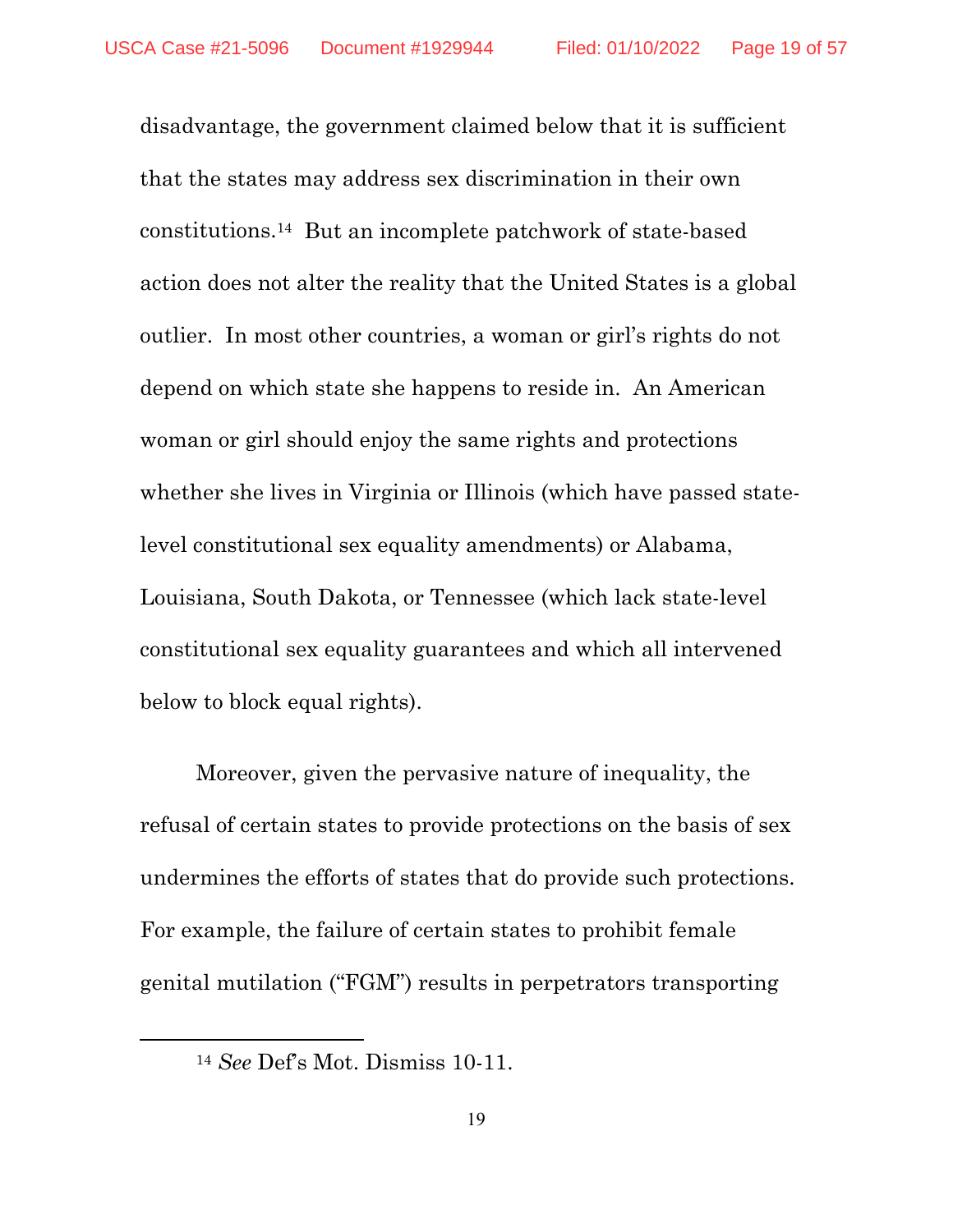disadvantage, the government claimed below that it is sufficient that the states may address sex discrimination in their own constitutions.[14] But an incomplete patchwork of state-based action does not alter the reality that the United States is a global outlier. In most other countries, a woman or girl's rights do not depend on which state she happens to reside in. An American woman or girl should enjoy the same rights and protections whether she lives in Virginia or Illinois (which have passed state-level constitutional sex equality amendments) or Alabama, Louisiana, South Dakota, or Tennessee (which lack state-level constitutional sex equality guarantees and which all intervened below to block equal rights).

Moreover, given the pervasive nature of inequality, the refusal of certain states to provide protections on the basis of sex undermines the efforts of states that do provide such protections. For example, the failure of certain states to prohibit female genital mutilation ("FGM") results in perpetrators transporting

---

[14] *See* Def's Mot. Dismiss 10-11.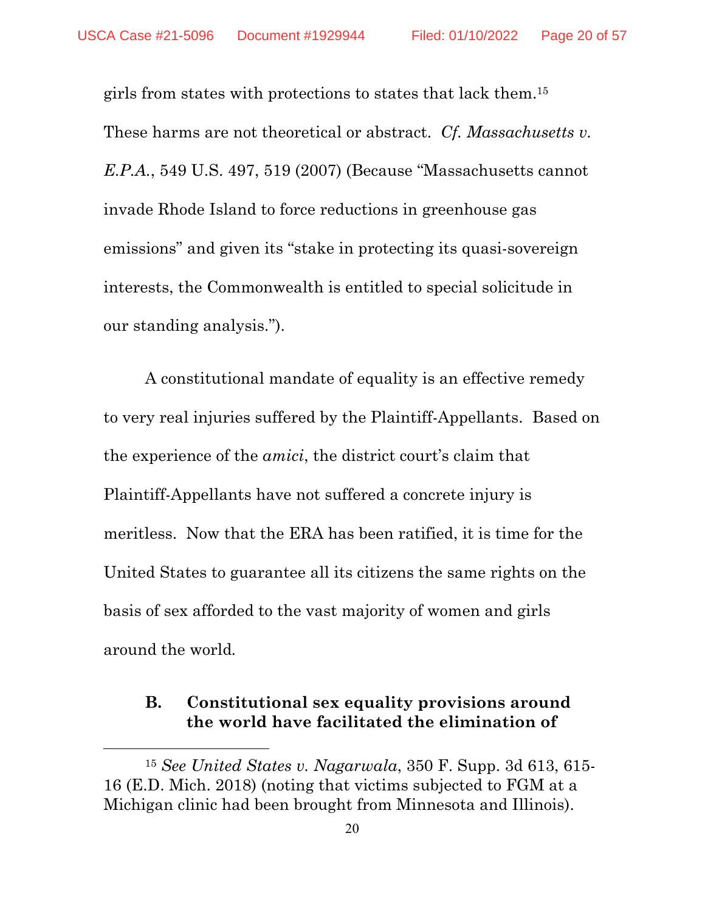girls from states with protections to states that lack them.[15] These harms are not theoretical or abstract. *Cf. Massachusetts v. E.P.A.*, 549 U.S. 497, 519 (2007) (Because "Massachusetts cannot invade Rhode Island to force reductions in greenhouse gas emissions" and given its "stake in protecting its quasi-sovereign interests, the Commonwealth is entitled to special solicitude in our standing analysis.").

A constitutional mandate of equality is an effective remedy to very real injuries suffered by the Plaintiff-Appellants. Based on the experience of the *amici*, the district court's claim that Plaintiff-Appellants have not suffered a concrete injury is meritless. Now that the ERA has been ratified, it is time for the United States to guarantee all its citizens the same rights on the basis of sex afforded to the vast majority of women and girls around the world.

### B. Constitutional sex equality provisions around the world have facilitated the elimination of

[15] *See United States v. Nagarwala*, 350 F. Supp. 3d 613, 615-16 (E.D. Mich. 2018) (noting that victims subjected to FGM at a Michigan clinic had been brought from Minnesota and Illinois).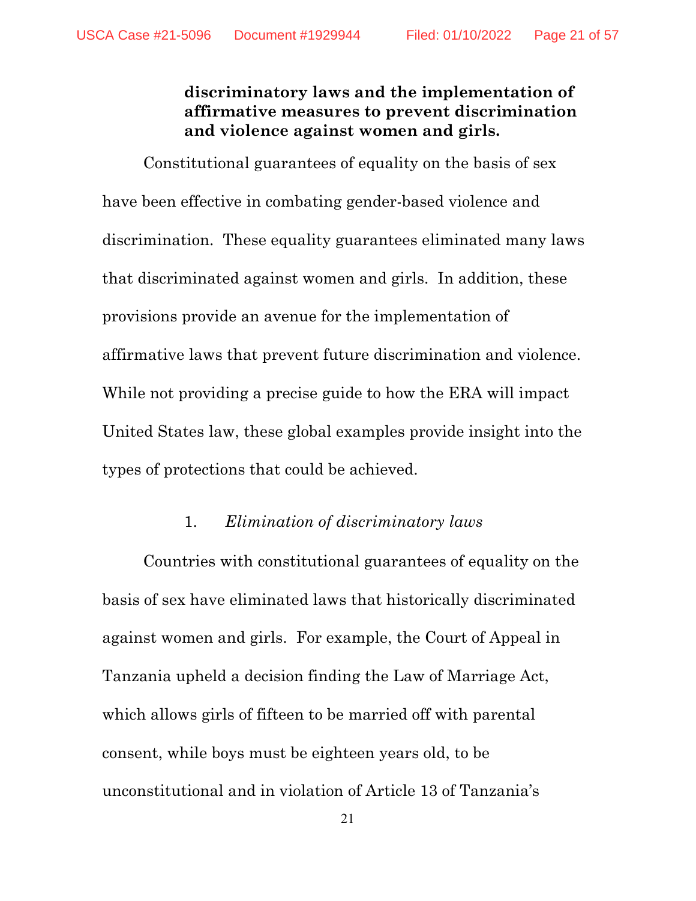**discriminatory laws and the implementation of affirmative measures to prevent discrimination and violence against women and girls.**

Constitutional guarantees of equality on the basis of sex have been effective in combating gender-based violence and discrimination. These equality guarantees eliminated many laws that discriminated against women and girls. In addition, these provisions provide an avenue for the implementation of affirmative laws that prevent future discrimination and violence. While not providing a precise guide to how the ERA will impact United States law, these global examples provide insight into the types of protections that could be achieved.

1. *Elimination of discriminatory laws*

Countries with constitutional guarantees of equality on the basis of sex have eliminated laws that historically discriminated against women and girls. For example, the Court of Appeal in Tanzania upheld a decision finding the Law of Marriage Act, which allows girls of fifteen to be married off with parental consent, while boys must be eighteen years old, to be unconstitutional and in violation of Article 13 of Tanzania's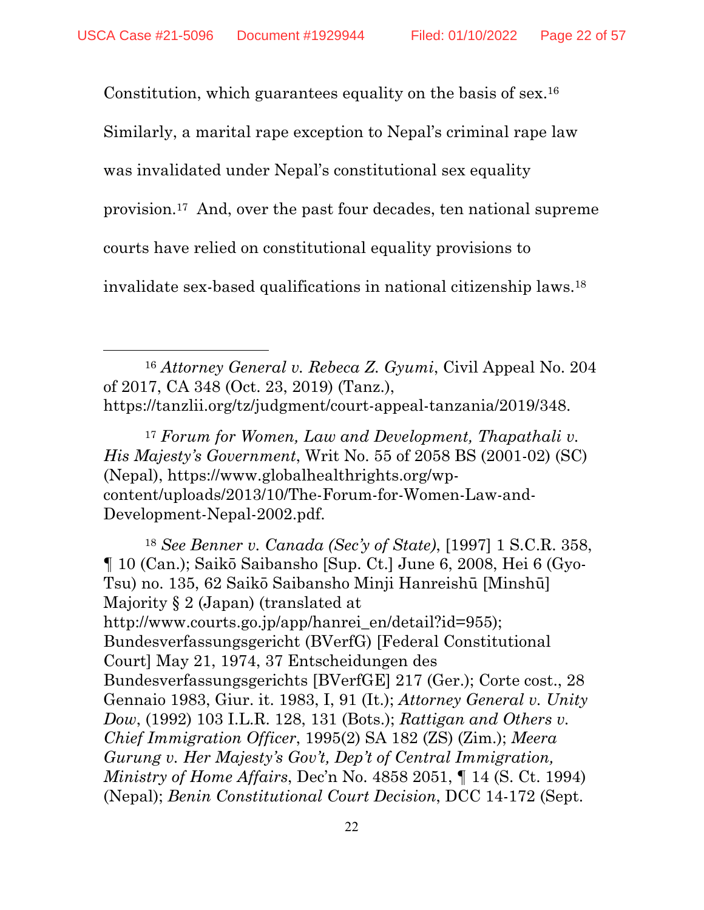Constitution, which guarantees equality on the basis of sex.[16] Similarly, a marital rape exception to Nepal's criminal rape law was invalidated under Nepal's constitutional sex equality provision.[17] And, over the past four decades, ten national supreme courts have relied on constitutional equality provisions to invalidate sex-based qualifications in national citizenship laws.[18]

---

[16] *Attorney General v. Rebeca Z. Gyumi*, Civil Appeal No. 204 of 2017, CA 348 (Oct. 23, 2019) (Tanz.), https://tanzlii.org/tz/judgment/court-appeal-tanzania/2019/348.

[17] *Forum for Women, Law and Development, Thapathali v. His Majesty's Government*, Writ No. 55 of 2058 BS (2001-02) (SC) (Nepal), https://www.globalhealthrights.org/wp-content/uploads/2013/10/The-Forum-for-Women-Law-and-Development-Nepal-2002.pdf.

[18] *See Benner v. Canada (Sec'y of State)*, [1997] 1 S.C.R. 358, ¶ 10 (Can.); Saikō Saibansho [Sup. Ct.] June 6, 2008, Hei 6 (Gyo-Tsu) no. 135, 62 Saikō Saibansho Minji Hanreishū [Minshū] Majority § 2 (Japan) (translated at http://www.courts.go.jp/app/hanrei_en/detail?id=955); Bundesverfassungsgericht (BVerfG) [Federal Constitutional Court] May 21, 1974, 37 Entscheidungen des Bundesverfassungsgerichts [BVerfGE] 217 (Ger.); Corte cost., 28 Gennaio 1983, Giur. it. 1983, I, 91 (It.); *Attorney General v. Unity Dow*, (1992) 103 I.L.R. 128, 131 (Bots.); *Rattigan and Others v. Chief Immigration Officer*, 1995(2) SA 182 (ZS) (Zim.); *Meera Gurung v. Her Majesty's Gov't, Dep't of Central Immigration, Ministry of Home Affairs*, Dec'n No. 4858 2051, ¶ 14 (S. Ct. 1994) (Nepal); *Benin Constitutional Court Decision*, DCC 14-172 (Sept.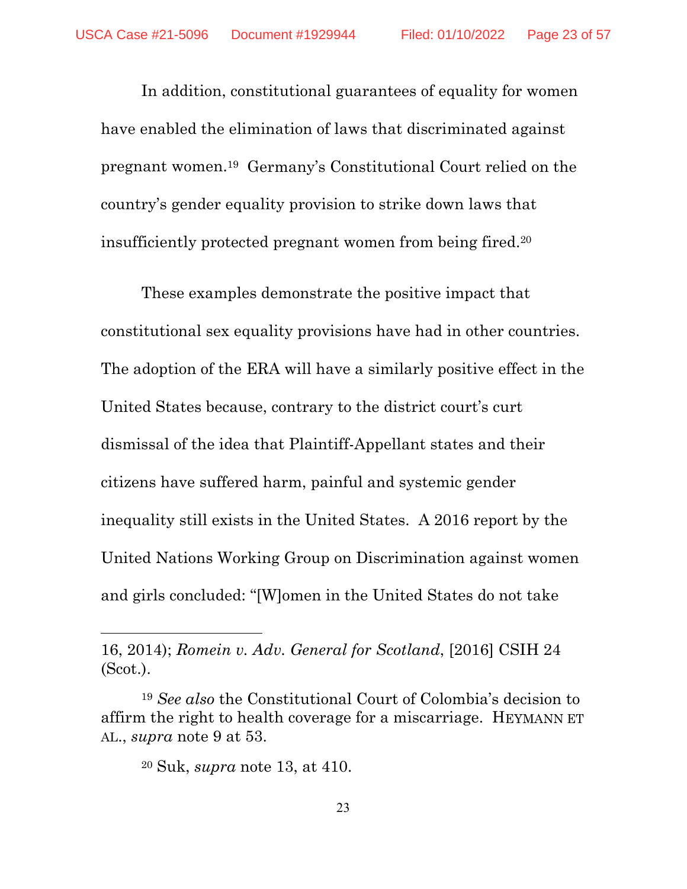In addition, constitutional guarantees of equality for women have enabled the elimination of laws that discriminated against pregnant women.[19] Germany's Constitutional Court relied on the country's gender equality provision to strike down laws that insufficiently protected pregnant women from being fired.[20]

These examples demonstrate the positive impact that constitutional sex equality provisions have had in other countries. The adoption of the ERA will have a similarly positive effect in the United States because, contrary to the district court's curt dismissal of the idea that Plaintiff-Appellant states and their citizens have suffered harm, painful and systemic gender inequality still exists in the United States. A 2016 report by the United Nations Working Group on Discrimination against women and girls concluded: "[W]omen in the United States do not take

---

16, 2014); *Romein v. Adv. General for Scotland*, [2016] CSIH 24 (Scot.).

[19] *See also* the Constitutional Court of Colombia's decision to affirm the right to health coverage for a miscarriage. HEYMANN ET AL., *supra* note 9 at 53.

[20] Suk, *supra* note 13, at 410.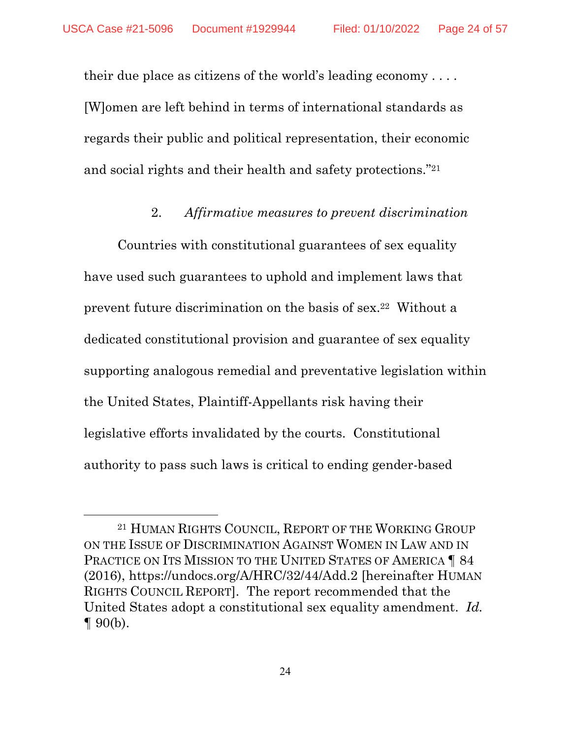their due place as citizens of the world's leading economy . . . . [W]omen are left behind in terms of international standards as regards their public and political representation, their economic and social rights and their health and safety protections."[21]

### 2. *Affirmative measures to prevent discrimination*

Countries with constitutional guarantees of sex equality have used such guarantees to uphold and implement laws that prevent future discrimination on the basis of sex.[22] Without a dedicated constitutional provision and guarantee of sex equality supporting analogous remedial and preventative legislation within the United States, Plaintiff-Appellants risk having their legislative efforts invalidated by the courts. Constitutional authority to pass such laws is critical to ending gender-based

---

[21] HUMAN RIGHTS COUNCIL, REPORT OF THE WORKING GROUP ON THE ISSUE OF DISCRIMINATION AGAINST WOMEN IN LAW AND IN PRACTICE ON ITS MISSION TO THE UNITED STATES OF AMERICA ¶ 84 (2016), https://undocs.org/A/HRC/32/44/Add.2 [hereinafter HUMAN RIGHTS COUNCIL REPORT]. The report recommended that the United States adopt a constitutional sex equality amendment. *Id.* ¶ 90(b).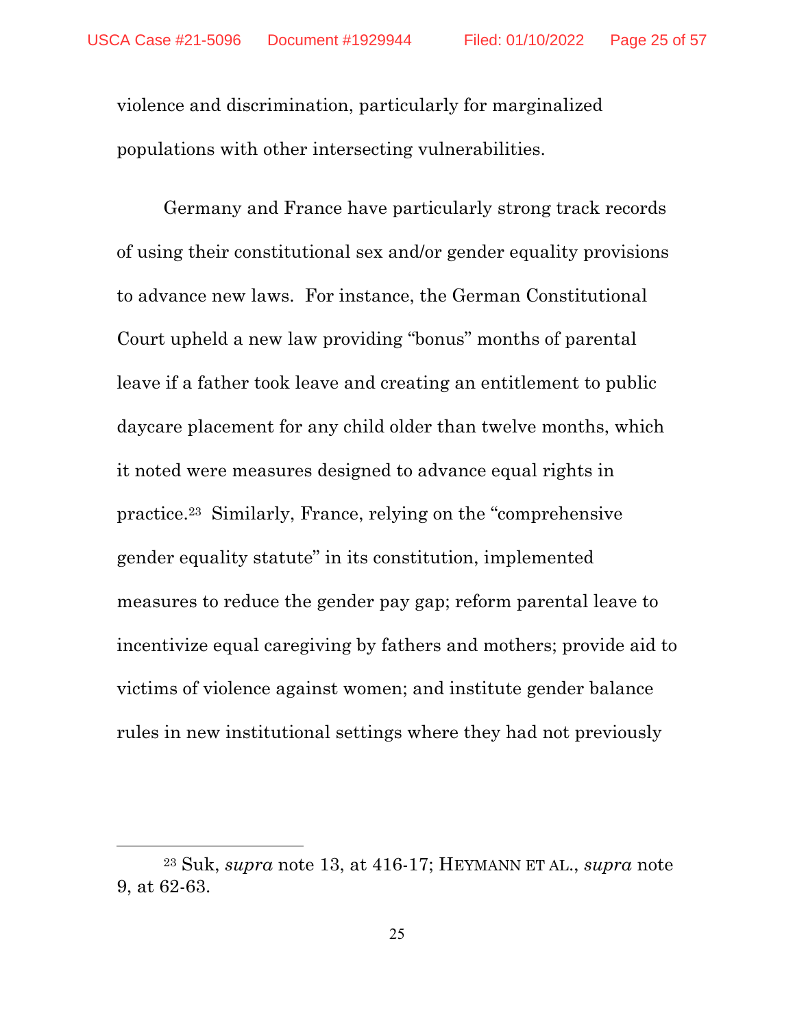violence and discrimination, particularly for marginalized populations with other intersecting vulnerabilities.

Germany and France have particularly strong track records of using their constitutional sex and/or gender equality provisions to advance new laws. For instance, the German Constitutional Court upheld a new law providing "bonus" months of parental leave if a father took leave and creating an entitlement to public daycare placement for any child older than twelve months, which it noted were measures designed to advance equal rights in practice.[23] Similarly, France, relying on the "comprehensive gender equality statute" in its constitution, implemented measures to reduce the gender pay gap; reform parental leave to incentivize equal caregiving by fathers and mothers; provide aid to victims of violence against women; and institute gender balance rules in new institutional settings where they had not previously

---

[23] Suk, *supra* note 13, at 416-17; HEYMANN ET AL., *supra* note 9, at 62-63.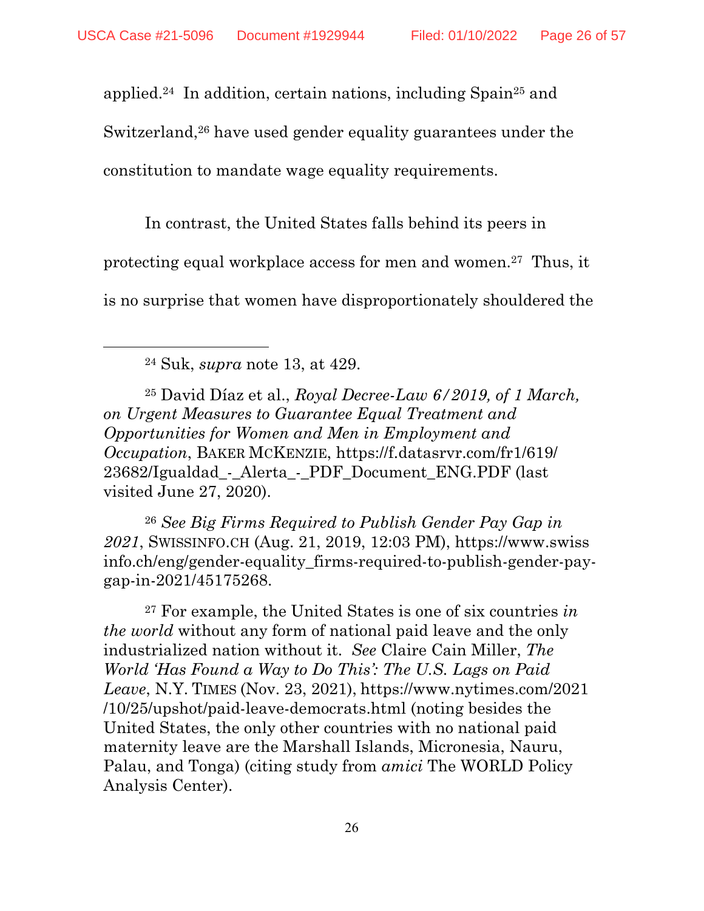applied.[24] In addition, certain nations, including Spain[25] and Switzerland,[26] have used gender equality guarantees under the constitution to mandate wage equality requirements.

In contrast, the United States falls behind its peers in protecting equal workplace access for men and women.[27] Thus, it is no surprise that women have disproportionately shouldered the

---

[24] Suk, *supra* note 13, at 429.

[25] David Díaz et al., *Royal Decree-Law 6/2019, of 1 March, on Urgent Measures to Guarantee Equal Treatment and Opportunities for Women and Men in Employment and Occupation*, BAKER MCKENZIE, https://f.datasrvr.com/fr1/619/23682/Igualdad_-_Alerta_-_PDF_Document_ENG.PDF (last visited June 27, 2020).

[26] *See Big Firms Required to Publish Gender Pay Gap in 2021*, SWISSINFO.CH (Aug. 21, 2019, 12:03 PM), https://www.swissinfo.ch/eng/gender-equality_firms-required-to-publish-gender-pay-gap-in-2021/45175268.

[27] For example, the United States is one of six countries *in the world* without any form of national paid leave and the only industrialized nation without it. *See* Claire Cain Miller, *The World 'Has Found a Way to Do This': The U.S. Lags on Paid Leave*, N.Y. TIMES (Nov. 23, 2021), https://www.nytimes.com/2021/10/25/upshot/paid-leave-democrats.html (noting besides the United States, the only other countries with no national paid maternity leave are the Marshall Islands, Micronesia, Nauru, Palau, and Tonga) (citing study from *amici* The WORLD Policy Analysis Center).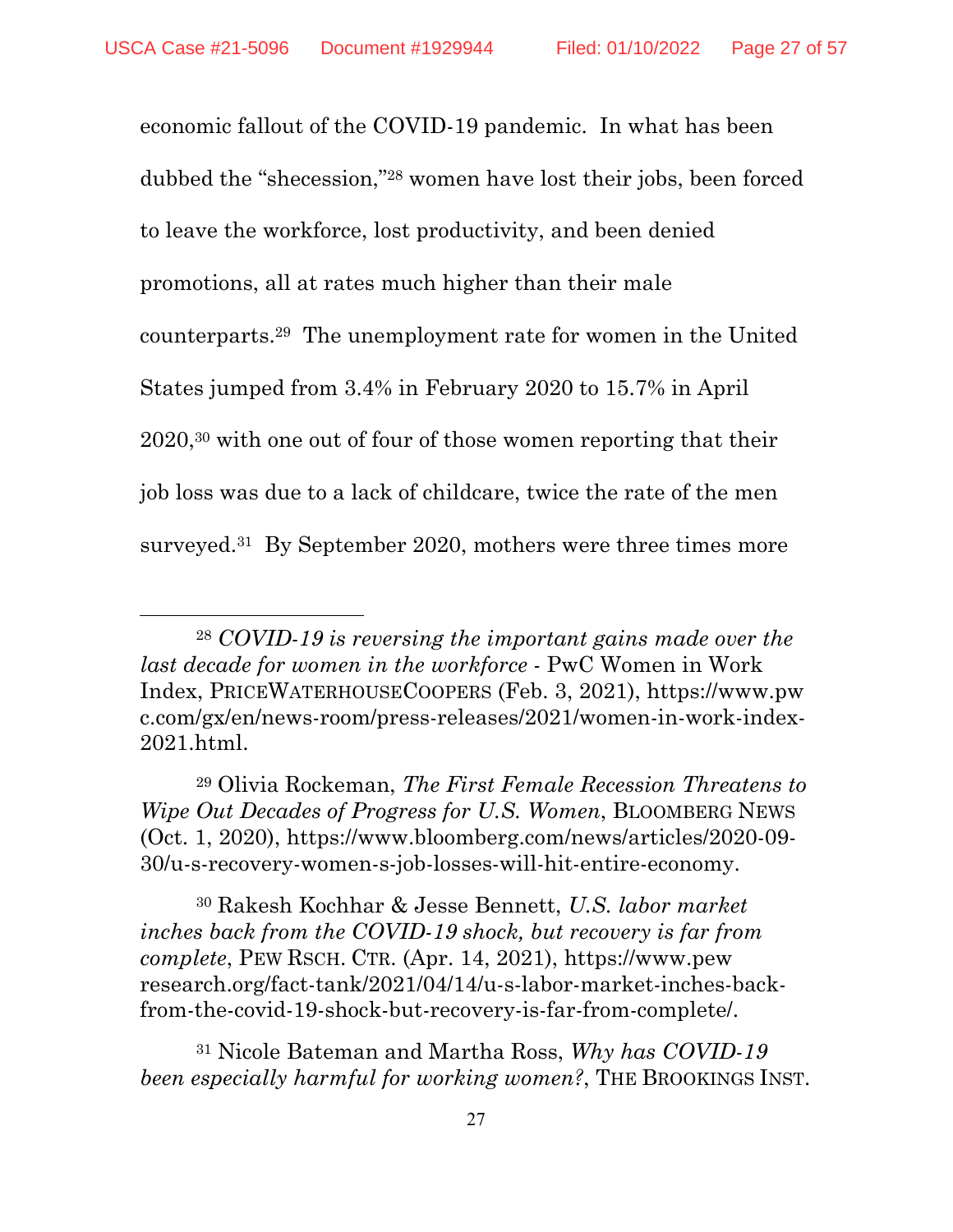economic fallout of the COVID-19 pandemic. In what has been dubbed the "shecession,"[28] women have lost their jobs, been forced to leave the workforce, lost productivity, and been denied promotions, all at rates much higher than their male counterparts.[29] The unemployment rate for women in the United States jumped from 3.4% in February 2020 to 15.7% in April 2020,[30] with one out of four of those women reporting that their job loss was due to a lack of childcare, twice the rate of the men surveyed.[31] By September 2020, mothers were three times more

---

[28] *COVID-19 is reversing the important gains made over the last decade for women in the workforce* - PwC Women in Work Index, PRICEWATERHOUSECOOPERS (Feb. 3, 2021), https://www.pwc.com/gx/en/news-room/press-releases/2021/women-in-work-index-2021.html.

[29] Olivia Rockeman, *The First Female Recession Threatens to Wipe Out Decades of Progress for U.S. Women*, BLOOMBERG NEWS (Oct. 1, 2020), https://www.bloomberg.com/news/articles/2020-09-30/u-s-recovery-women-s-job-losses-will-hit-entire-economy.

[30] Rakesh Kochhar & Jesse Bennett, *U.S. labor market inches back from the COVID-19 shock, but recovery is far from complete*, PEW RSCH. CTR. (Apr. 14, 2021), https://www.pewresearch.org/fact-tank/2021/04/14/u-s-labor-market-inches-back-from-the-covid-19-shock-but-recovery-is-far-from-complete/.

[31] Nicole Bateman and Martha Ross, *Why has COVID-19 been especially harmful for working women?*, THE BROOKINGS INST.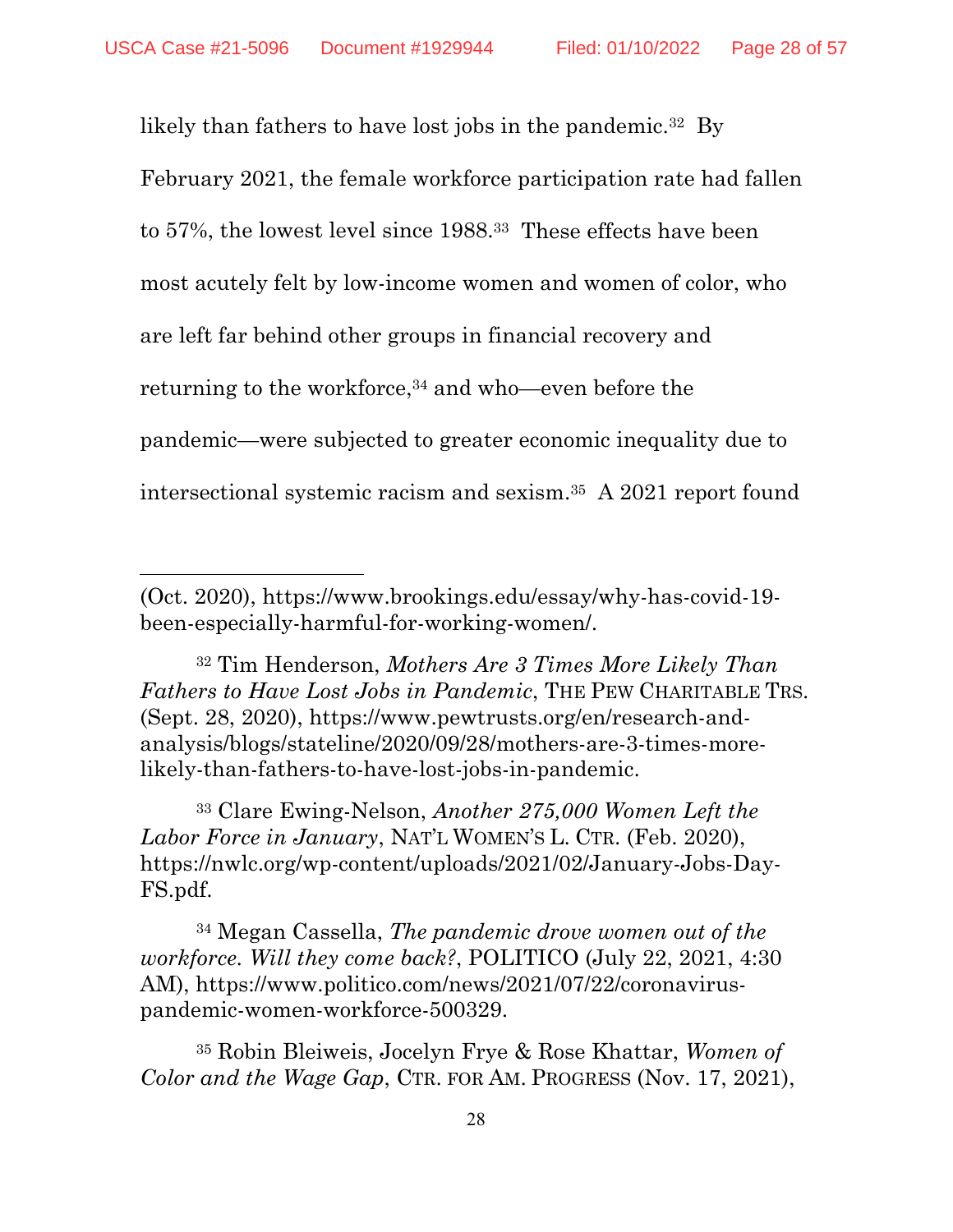likely than fathers to have lost jobs in the pandemic.[32] By February 2021, the female workforce participation rate had fallen to 57%, the lowest level since 1988.[33] These effects have been most acutely felt by low-income women and women of color, who are left far behind other groups in financial recovery and returning to the workforce,[34] and who—even before the pandemic—were subjected to greater economic inequality due to intersectional systemic racism and sexism.[35] A 2021 report found

---

(Oct. 2020), https://www.brookings.edu/essay/why-has-covid-19-been-especially-harmful-for-working-women/.

[32] Tim Henderson, *Mothers Are 3 Times More Likely Than Fathers to Have Lost Jobs in Pandemic*, THE PEW CHARITABLE TRS. (Sept. 28, 2020), https://www.pewtrusts.org/en/research-and-analysis/blogs/stateline/2020/09/28/mothers-are-3-times-more-likely-than-fathers-to-have-lost-jobs-in-pandemic.

[33] Clare Ewing-Nelson, *Another 275,000 Women Left the Labor Force in January*, NAT'L WOMEN'S L. CTR. (Feb. 2020), https://nwlc.org/wp-content/uploads/2021/02/January-Jobs-Day-FS.pdf.

[34] Megan Cassella, *The pandemic drove women out of the workforce. Will they come back?*, POLITICO (July 22, 2021, 4:30 AM), https://www.politico.com/news/2021/07/22/coronavirus-pandemic-women-workforce-500329.

[35] Robin Bleiweis, Jocelyn Frye & Rose Khattar, *Women of Color and the Wage Gap*, CTR. FOR AM. PROGRESS (Nov. 17, 2021),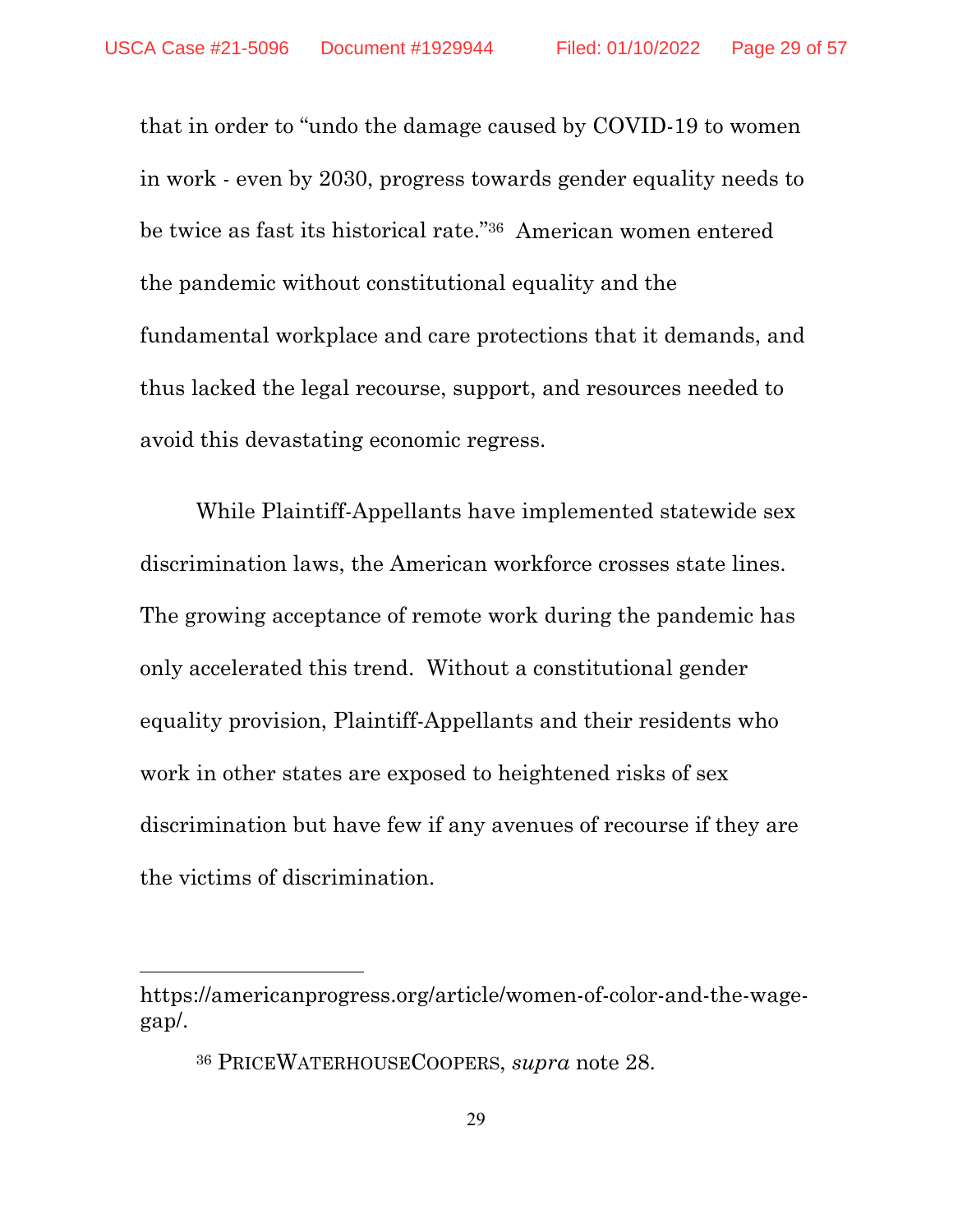that in order to "undo the damage caused by COVID-19 to women in work - even by 2030, progress towards gender equality needs to be twice as fast its historical rate."[36] American women entered the pandemic without constitutional equality and the fundamental workplace and care protections that it demands, and thus lacked the legal recourse, support, and resources needed to avoid this devastating economic regress.

While Plaintiff-Appellants have implemented statewide sex discrimination laws, the American workforce crosses state lines. The growing acceptance of remote work during the pandemic has only accelerated this trend. Without a constitutional gender equality provision, Plaintiff-Appellants and their residents who work in other states are exposed to heightened risks of sex discrimination but have few if any avenues of recourse if they are the victims of discrimination.

---

https://americanprogress.org/article/women-of-color-and-the-wage-gap/.

[36] PRICEWATERHOUSECOOPERS, *supra* note 28.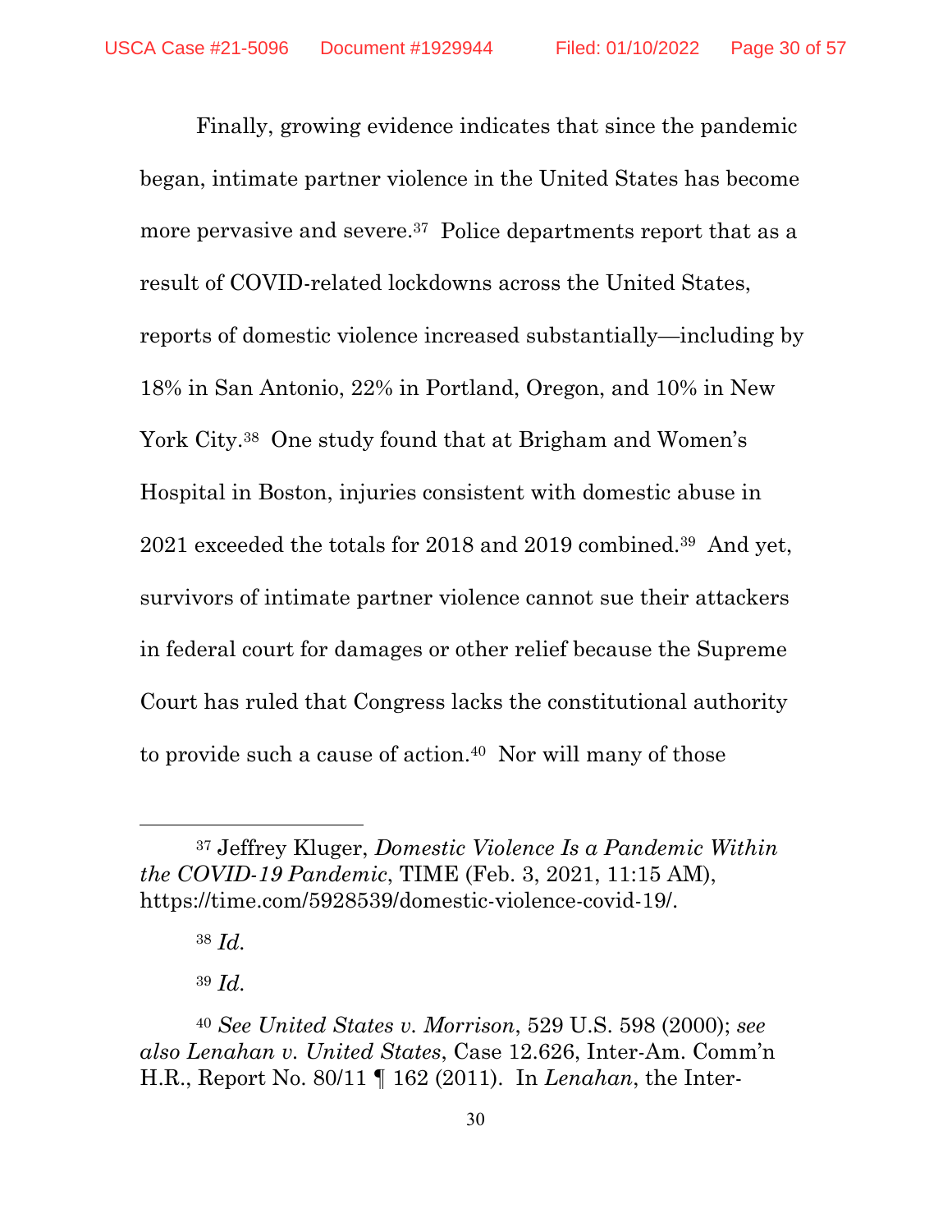Finally, growing evidence indicates that since the pandemic began, intimate partner violence in the United States has become more pervasive and severe.[37] Police departments report that as a result of COVID-related lockdowns across the United States, reports of domestic violence increased substantially—including by 18% in San Antonio, 22% in Portland, Oregon, and 10% in New York City.[38] One study found that at Brigham and Women's Hospital in Boston, injuries consistent with domestic abuse in 2021 exceeded the totals for 2018 and 2019 combined.[39] And yet, survivors of intimate partner violence cannot sue their attackers in federal court for damages or other relief because the Supreme Court has ruled that Congress lacks the constitutional authority to provide such a cause of action.[40] Nor will many of those

---

[37] Jeffrey Kluger, *Domestic Violence Is a Pandemic Within the COVID-19 Pandemic*, TIME (Feb. 3, 2021, 11:15 AM), https://time.com/5928539/domestic-violence-covid-19/.

[38] *Id.*

[39] *Id.*

[40] *See United States v. Morrison*, 529 U.S. 598 (2000); *see also Lenahan v. United States*, Case 12.626, Inter-Am. Comm'n H.R., Report No. 80/11 ¶ 162 (2011). In *Lenahan*, the Inter-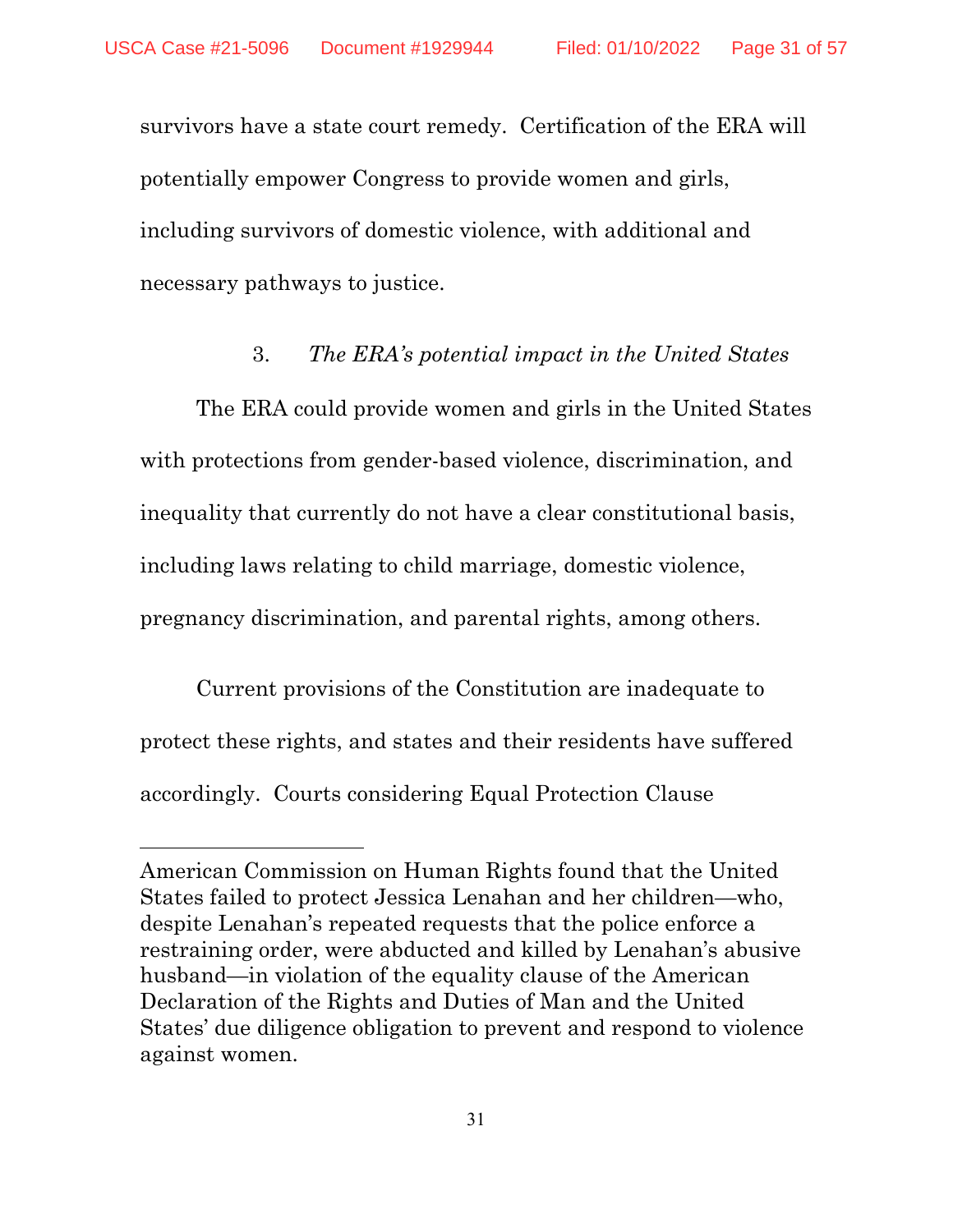survivors have a state court remedy. Certification of the ERA will potentially empower Congress to provide women and girls, including survivors of domestic violence, with additional and necessary pathways to justice.

3. *The ERA's potential impact in the United States*

The ERA could provide women and girls in the United States with protections from gender-based violence, discrimination, and inequality that currently do not have a clear constitutional basis, including laws relating to child marriage, domestic violence, pregnancy discrimination, and parental rights, among others.

Current provisions of the Constitution are inadequate to protect these rights, and states and their residents have suffered accordingly. Courts considering Equal Protection Clause

---

American Commission on Human Rights found that the United States failed to protect Jessica Lenahan and her children—who, despite Lenahan's repeated requests that the police enforce a restraining order, were abducted and killed by Lenahan's abusive husband—in violation of the equality clause of the American Declaration of the Rights and Duties of Man and the United States' due diligence obligation to prevent and respond to violence against women.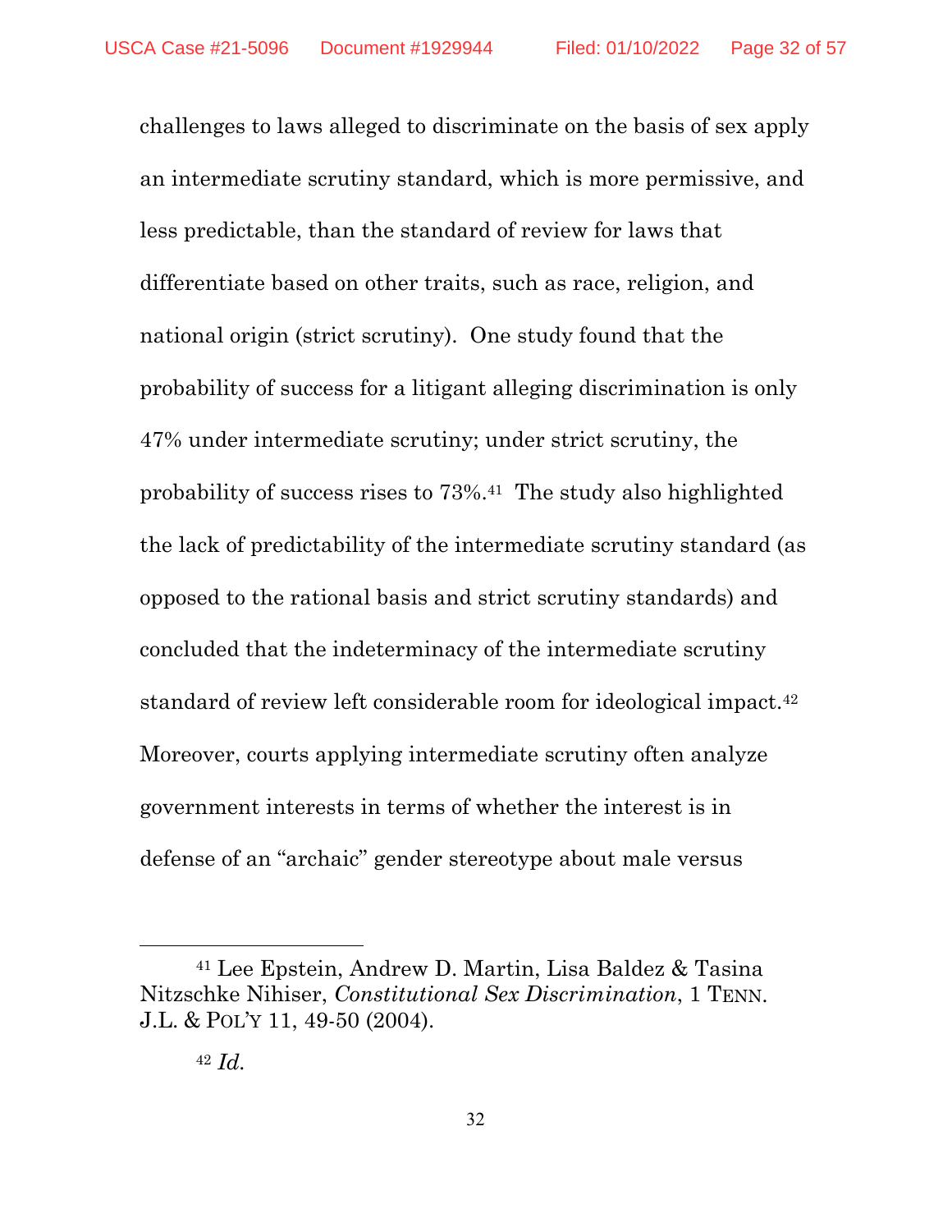challenges to laws alleged to discriminate on the basis of sex apply an intermediate scrutiny standard, which is more permissive, and less predictable, than the standard of review for laws that differentiate based on other traits, such as race, religion, and national origin (strict scrutiny). One study found that the probability of success for a litigant alleging discrimination is only 47% under intermediate scrutiny; under strict scrutiny, the probability of success rises to 73%.[41] The study also highlighted the lack of predictability of the intermediate scrutiny standard (as opposed to the rational basis and strict scrutiny standards) and concluded that the indeterminacy of the intermediate scrutiny standard of review left considerable room for ideological impact.[42] Moreover, courts applying intermediate scrutiny often analyze government interests in terms of whether the interest is in defense of an "archaic" gender stereotype about male versus

---

[41] Lee Epstein, Andrew D. Martin, Lisa Baldez & Tasina Nitzschke Nihiser, *Constitutional Sex Discrimination*, 1 TENN. J.L. & POL'Y 11, 49-50 (2004).

[42] *Id.*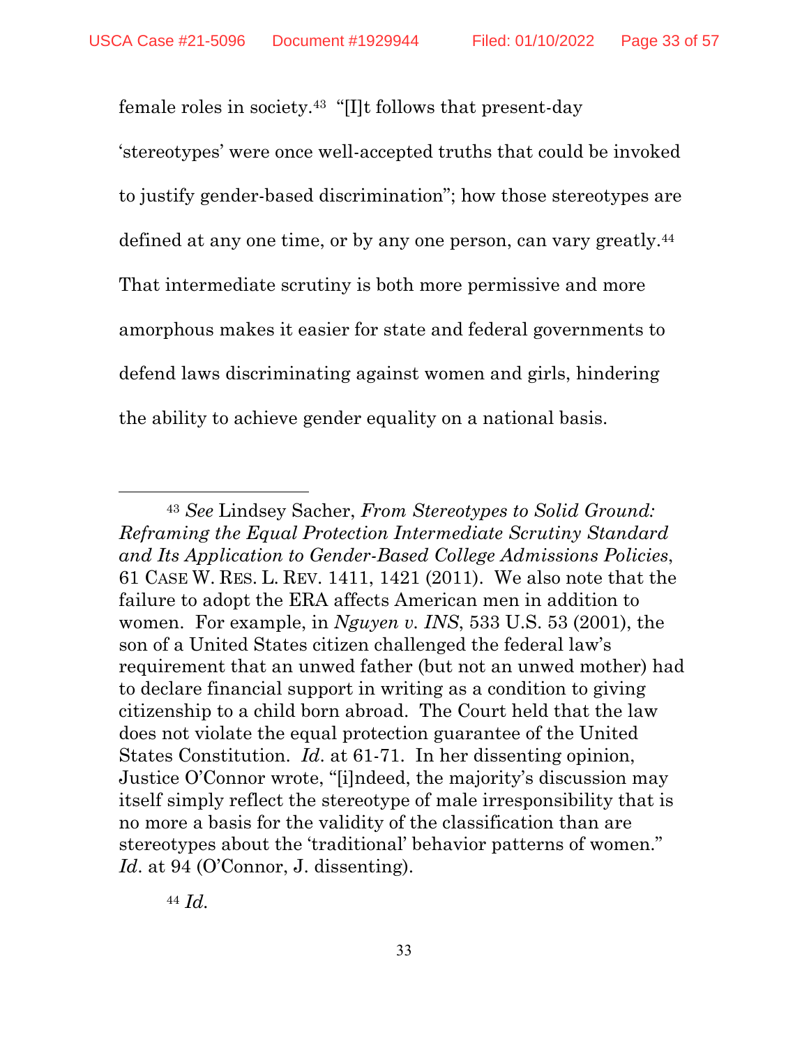female roles in society.[43] "[I]t follows that present-day 'stereotypes' were once well-accepted truths that could be invoked to justify gender-based discrimination"; how those stereotypes are defined at any one time, or by any one person, can vary greatly.[44] That intermediate scrutiny is both more permissive and more amorphous makes it easier for state and federal governments to defend laws discriminating against women and girls, hindering the ability to achieve gender equality on a national basis.

---

[43] *See* Lindsey Sacher, *From Stereotypes to Solid Ground: Reframing the Equal Protection Intermediate Scrutiny Standard and Its Application to Gender-Based College Admissions Policies*, 61 CASE W. RES. L. REV. 1411, 1421 (2011). We also note that the failure to adopt the ERA affects American men in addition to women. For example, in *Nguyen v. INS*, 533 U.S. 53 (2001), the son of a United States citizen challenged the federal law's requirement that an unwed father (but not an unwed mother) had to declare financial support in writing as a condition to giving citizenship to a child born abroad. The Court held that the law does not violate the equal protection guarantee of the United States Constitution. *Id*. at 61-71. In her dissenting opinion, Justice O'Connor wrote, "[i]ndeed, the majority's discussion may itself simply reflect the stereotype of male irresponsibility that is no more a basis for the validity of the classification than are stereotypes about the 'traditional' behavior patterns of women." *Id*. at 94 (O'Connor, J. dissenting).

[44] *Id.*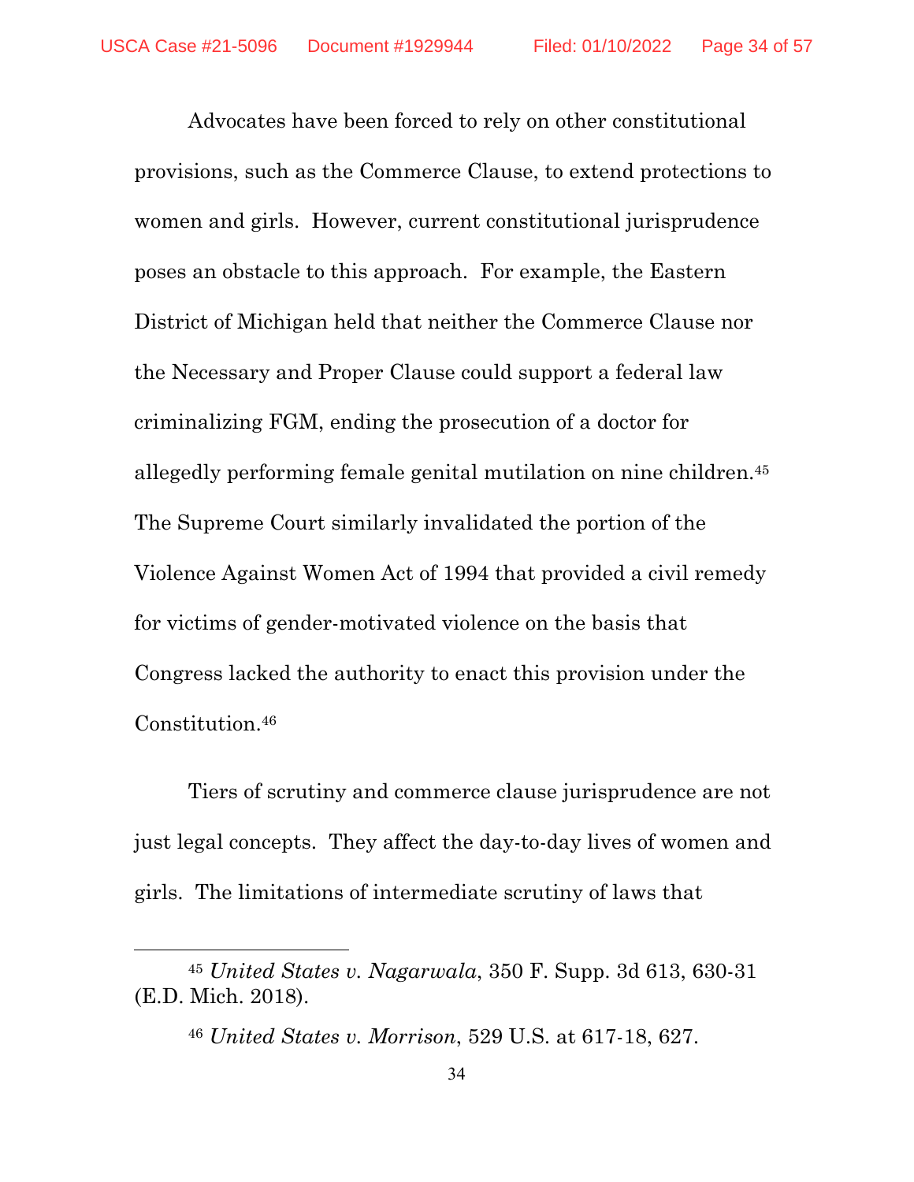Advocates have been forced to rely on other constitutional provisions, such as the Commerce Clause, to extend protections to women and girls. However, current constitutional jurisprudence poses an obstacle to this approach. For example, the Eastern District of Michigan held that neither the Commerce Clause nor the Necessary and Proper Clause could support a federal law criminalizing FGM, ending the prosecution of a doctor for allegedly performing female genital mutilation on nine children.[45] The Supreme Court similarly invalidated the portion of the Violence Against Women Act of 1994 that provided a civil remedy for victims of gender-motivated violence on the basis that Congress lacked the authority to enact this provision under the Constitution.[46]

Tiers of scrutiny and commerce clause jurisprudence are not just legal concepts. They affect the day-to-day lives of women and girls. The limitations of intermediate scrutiny of laws that

---

[45] *United States v. Nagarwala*, 350 F. Supp. 3d 613, 630-31 (E.D. Mich. 2018).

[46] *United States v. Morrison*, 529 U.S. at 617-18, 627.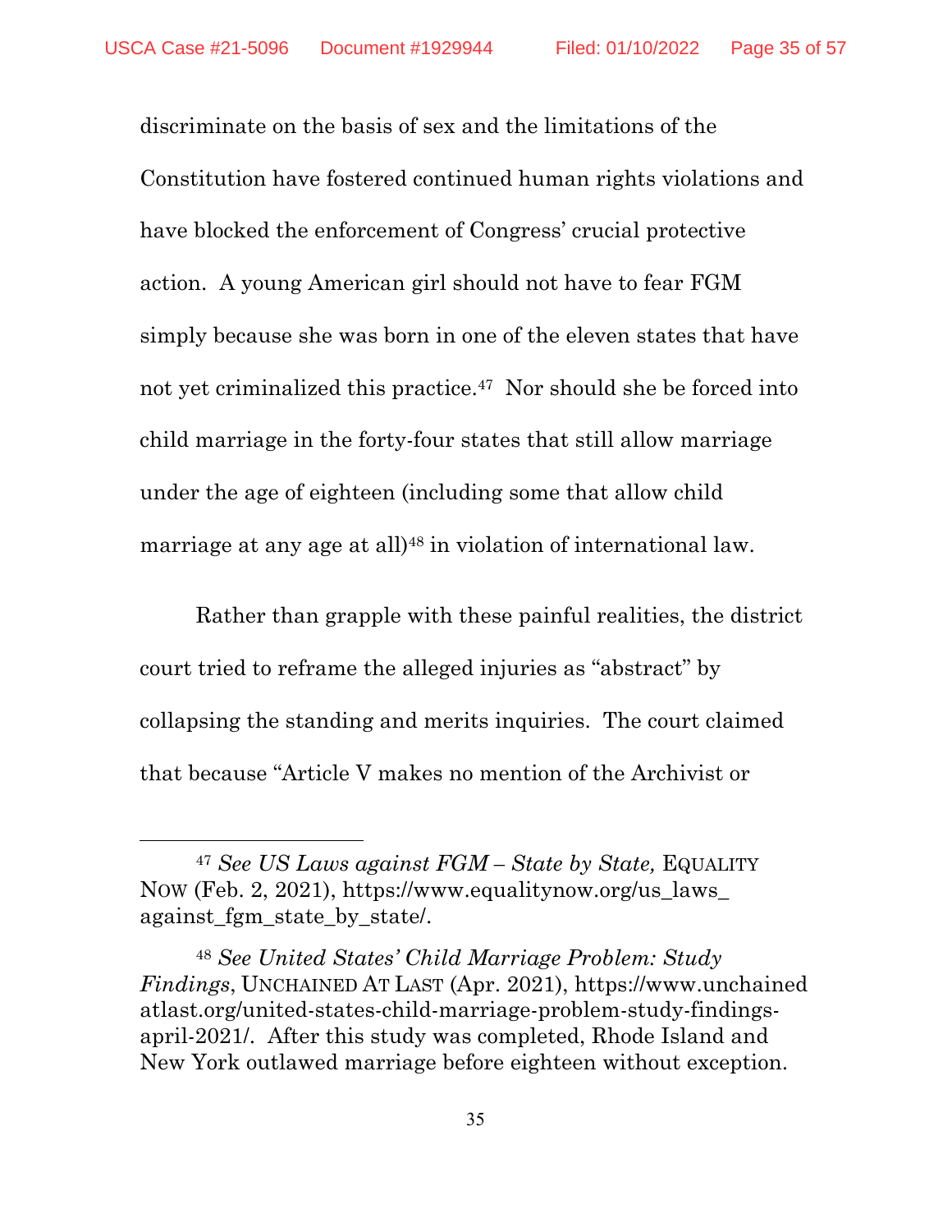discriminate on the basis of sex and the limitations of the Constitution have fostered continued human rights violations and have blocked the enforcement of Congress' crucial protective action. A young American girl should not have to fear FGM simply because she was born in one of the eleven states that have not yet criminalized this practice.[47] Nor should she be forced into child marriage in the forty-four states that still allow marriage under the age of eighteen (including some that allow child marriage at any age at all)[48] in violation of international law.

Rather than grapple with these painful realities, the district court tried to reframe the alleged injuries as "abstract" by collapsing the standing and merits inquiries. The court claimed that because "Article V makes no mention of the Archivist or

---

[47] *See US Laws against FGM – State by State,* EQUALITY NOW (Feb. 2, 2021), https://www.equalitynow.org/us_laws_against_fgm_state_by_state/.

[48] *See United States' Child Marriage Problem: Study Findings*, UNCHAINED AT LAST (Apr. 2021), https://www.unchainedatlast.org/united-states-child-marriage-problem-study-findings-april-2021/. After this study was completed, Rhode Island and New York outlawed marriage before eighteen without exception.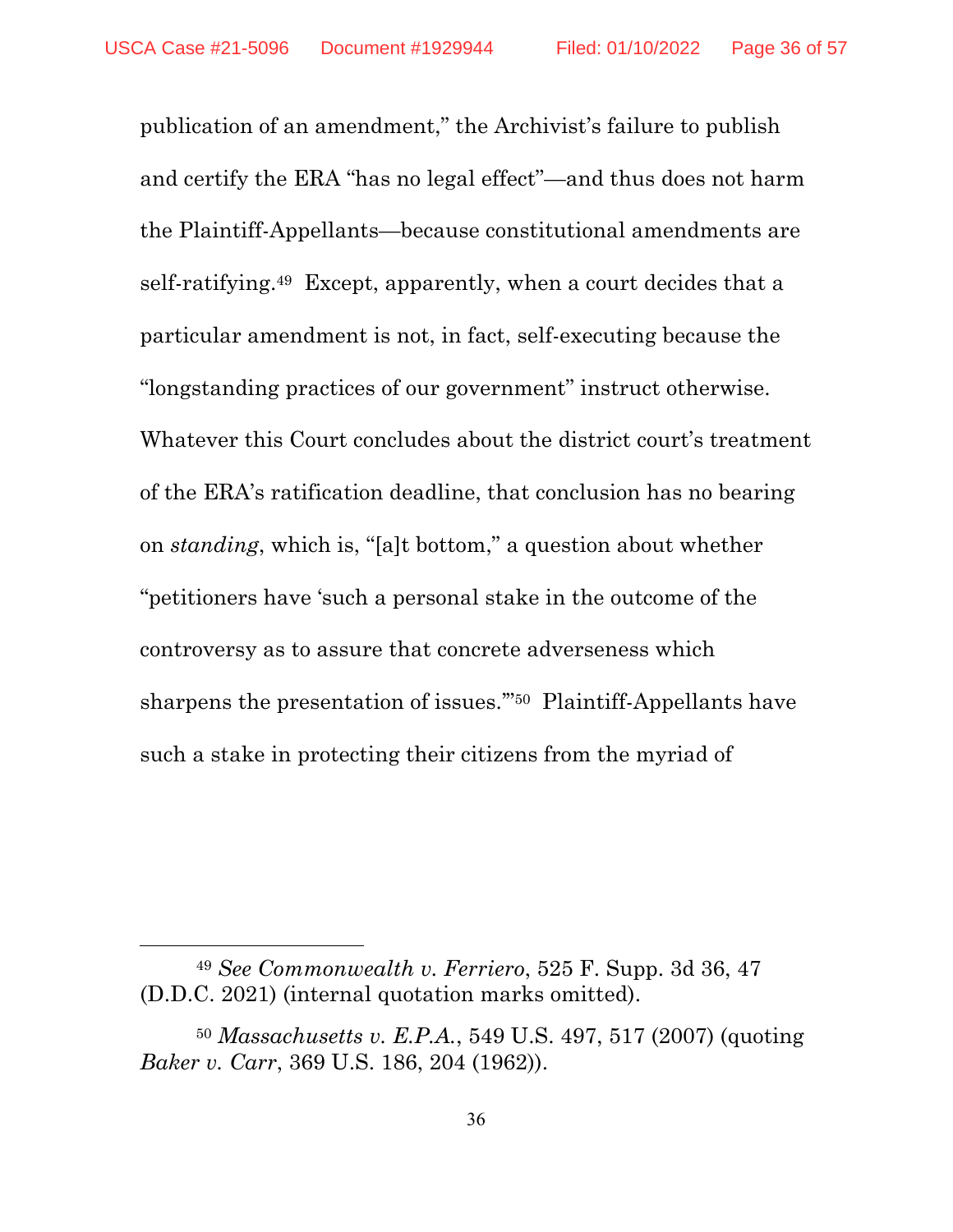publication of an amendment," the Archivist's failure to publish and certify the ERA "has no legal effect"—and thus does not harm the Plaintiff-Appellants—because constitutional amendments are self-ratifying.[49] Except, apparently, when a court decides that a particular amendment is not, in fact, self-executing because the "longstanding practices of our government" instruct otherwise. Whatever this Court concludes about the district court's treatment of the ERA's ratification deadline, that conclusion has no bearing on *standing*, which is, "[a]t bottom," a question about whether "petitioners have 'such a personal stake in the outcome of the controversy as to assure that concrete adverseness which sharpens the presentation of issues.'"[50] Plaintiff-Appellants have such a stake in protecting their citizens from the myriad of

---

[49] *See Commonwealth v. Ferriero*, 525 F. Supp. 3d 36, 47 (D.D.C. 2021) (internal quotation marks omitted).

[50] *Massachusetts v. E.P.A.*, 549 U.S. 497, 517 (2007) (quoting *Baker v. Carr*, 369 U.S. 186, 204 (1962)).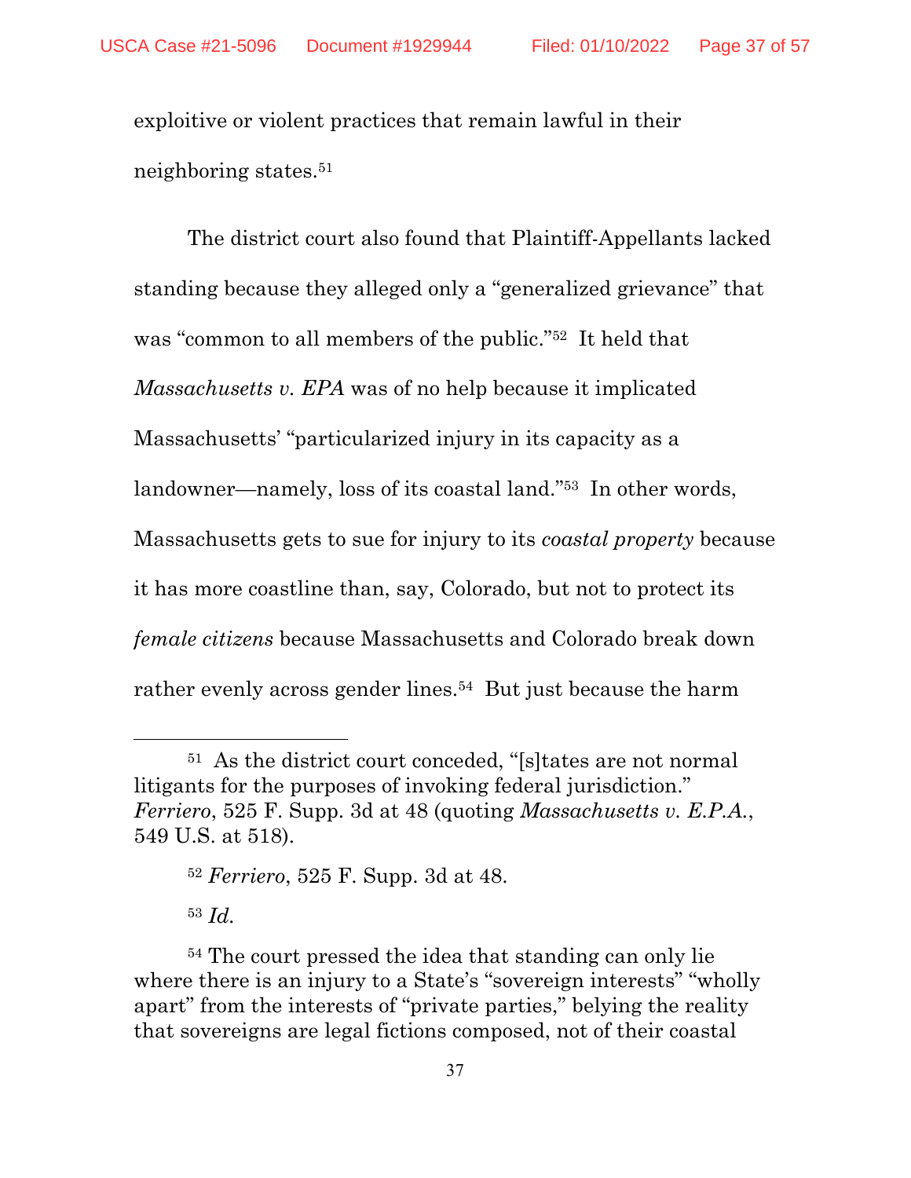exploitive or violent practices that remain lawful in their neighboring states.[51]

The district court also found that Plaintiff-Appellants lacked standing because they alleged only a "generalized grievance" that was "common to all members of the public."[52] It held that *Massachusetts v. EPA* was of no help because it implicated Massachusetts' "particularized injury in its capacity as a landowner—namely, loss of its coastal land."[53] In other words, Massachusetts gets to sue for injury to its *coastal property* because it has more coastline than, say, Colorado, but not to protect its *female citizens* because Massachusetts and Colorado break down rather evenly across gender lines.[54] But just because the harm

---

[51] As the district court conceded, "[s]tates are not normal litigants for the purposes of invoking federal jurisdiction." *Ferriero*, 525 F. Supp. 3d at 48 (quoting *Massachusetts v. E.P.A.*, 549 U.S. at 518).

[52] *Ferriero*, 525 F. Supp. 3d at 48.

[53] *Id.*

[54] The court pressed the idea that standing can only lie where there is an injury to a State's "sovereign interests" "wholly apart" from the interests of "private parties," belying the reality that sovereigns are legal fictions composed, not of their coastal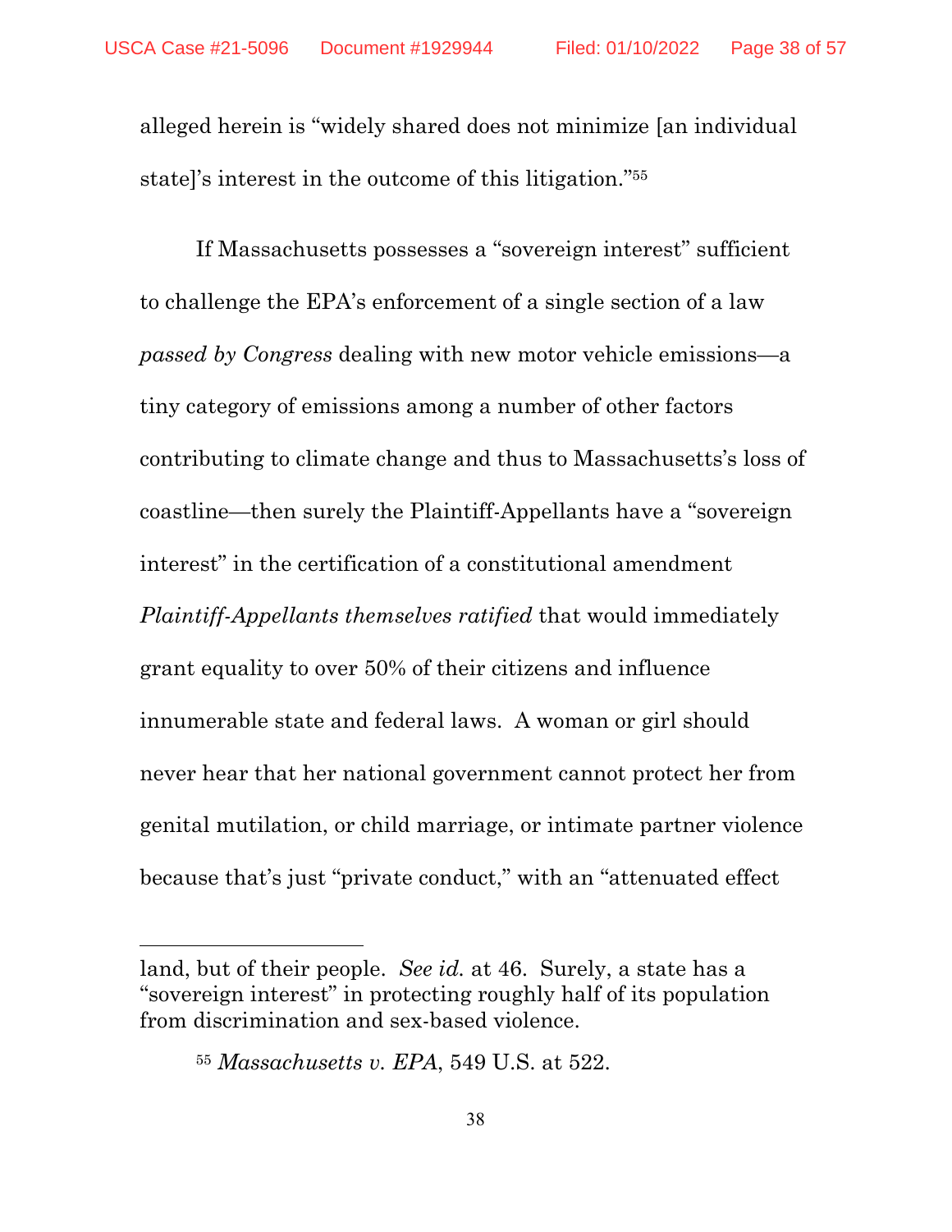alleged herein is "widely shared does not minimize [an individual state]'s interest in the outcome of this litigation."[55]

If Massachusetts possesses a "sovereign interest" sufficient to challenge the EPA's enforcement of a single section of a law *passed by Congress* dealing with new motor vehicle emissions—a tiny category of emissions among a number of other factors contributing to climate change and thus to Massachusetts's loss of coastline—then surely the Plaintiff-Appellants have a "sovereign interest" in the certification of a constitutional amendment *Plaintiff-Appellants themselves ratified* that would immediately grant equality to over 50% of their citizens and influence innumerable state and federal laws. A woman or girl should never hear that her national government cannot protect her from genital mutilation, or child marriage, or intimate partner violence because that's just "private conduct," with an "attenuated effect

---

land, but of their people. *See id.* at 46. Surely, a state has a "sovereign interest" in protecting roughly half of its population from discrimination and sex-based violence.

[55] *Massachusetts v. EPA*, 549 U.S. at 522.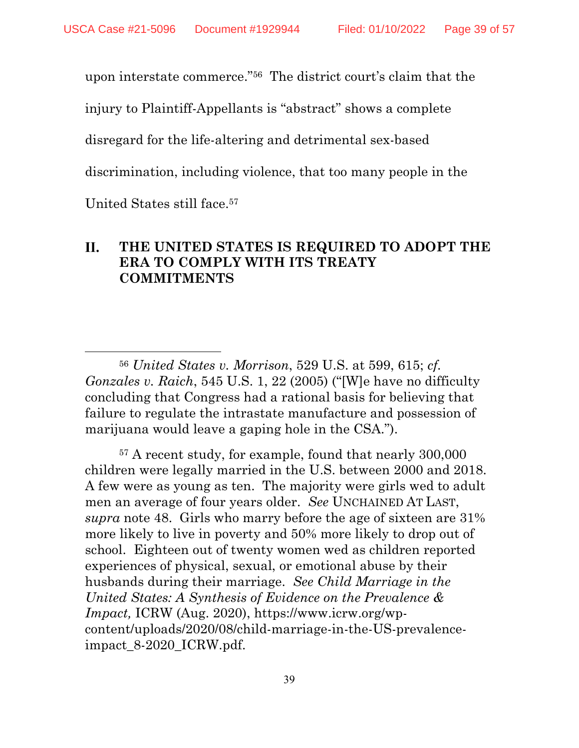upon interstate commerce."[56] The district court's claim that the injury to Plaintiff-Appellants is "abstract" shows a complete disregard for the life-altering and detrimental sex-based discrimination, including violence, that too many people in the United States still face.[57]

## II. THE UNITED STATES IS REQUIRED TO ADOPT THE ERA TO COMPLY WITH ITS TREATY COMMITMENTS

---

[56] *United States v. Morrison*, 529 U.S. at 599, 615; *cf. Gonzales v. Raich*, 545 U.S. 1, 22 (2005) ("[W]e have no difficulty concluding that Congress had a rational basis for believing that failure to regulate the intrastate manufacture and possession of marijuana would leave a gaping hole in the CSA.").

[57] A recent study, for example, found that nearly 300,000 children were legally married in the U.S. between 2000 and 2018. A few were as young as ten. The majority were girls wed to adult men an average of four years older. *See* UNCHAINED AT LAST, *supra* note 48. Girls who marry before the age of sixteen are 31% more likely to live in poverty and 50% more likely to drop out of school. Eighteen out of twenty women wed as children reported experiences of physical, sexual, or emotional abuse by their husbands during their marriage. *See Child Marriage in the United States: A Synthesis of Evidence on the Prevalence & Impact,* ICRW (Aug. 2020), https://www.icrw.org/wp-content/uploads/2020/08/child-marriage-in-the-US-prevalence-impact_8-2020_ICRW.pdf.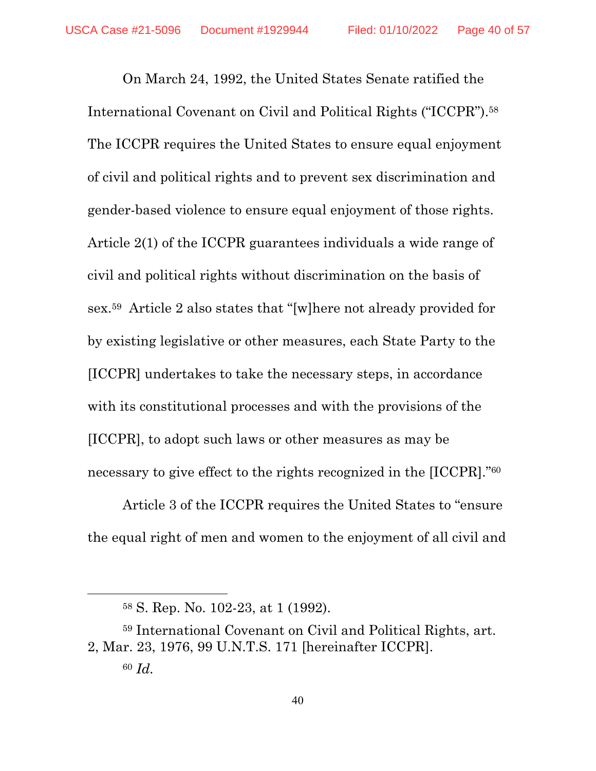On March 24, 1992, the United States Senate ratified the International Covenant on Civil and Political Rights ("ICCPR").[58] The ICCPR requires the United States to ensure equal enjoyment of civil and political rights and to prevent sex discrimination and gender-based violence to ensure equal enjoyment of those rights. Article 2(1) of the ICCPR guarantees individuals a wide range of civil and political rights without discrimination on the basis of sex.[59] Article 2 also states that "[w]here not already provided for by existing legislative or other measures, each State Party to the [ICCPR] undertakes to take the necessary steps, in accordance with its constitutional processes and with the provisions of the [ICCPR], to adopt such laws or other measures as may be necessary to give effect to the rights recognized in the [ICCPR]."[60]

Article 3 of the ICCPR requires the United States to "ensure the equal right of men and women to the enjoyment of all civil and

---

[58] S. Rep. No. 102-23, at 1 (1992).

[59] International Covenant on Civil and Political Rights, art. 2, Mar. 23, 1976, 99 U.N.T.S. 171 [hereinafter ICCPR].

[60] *Id.*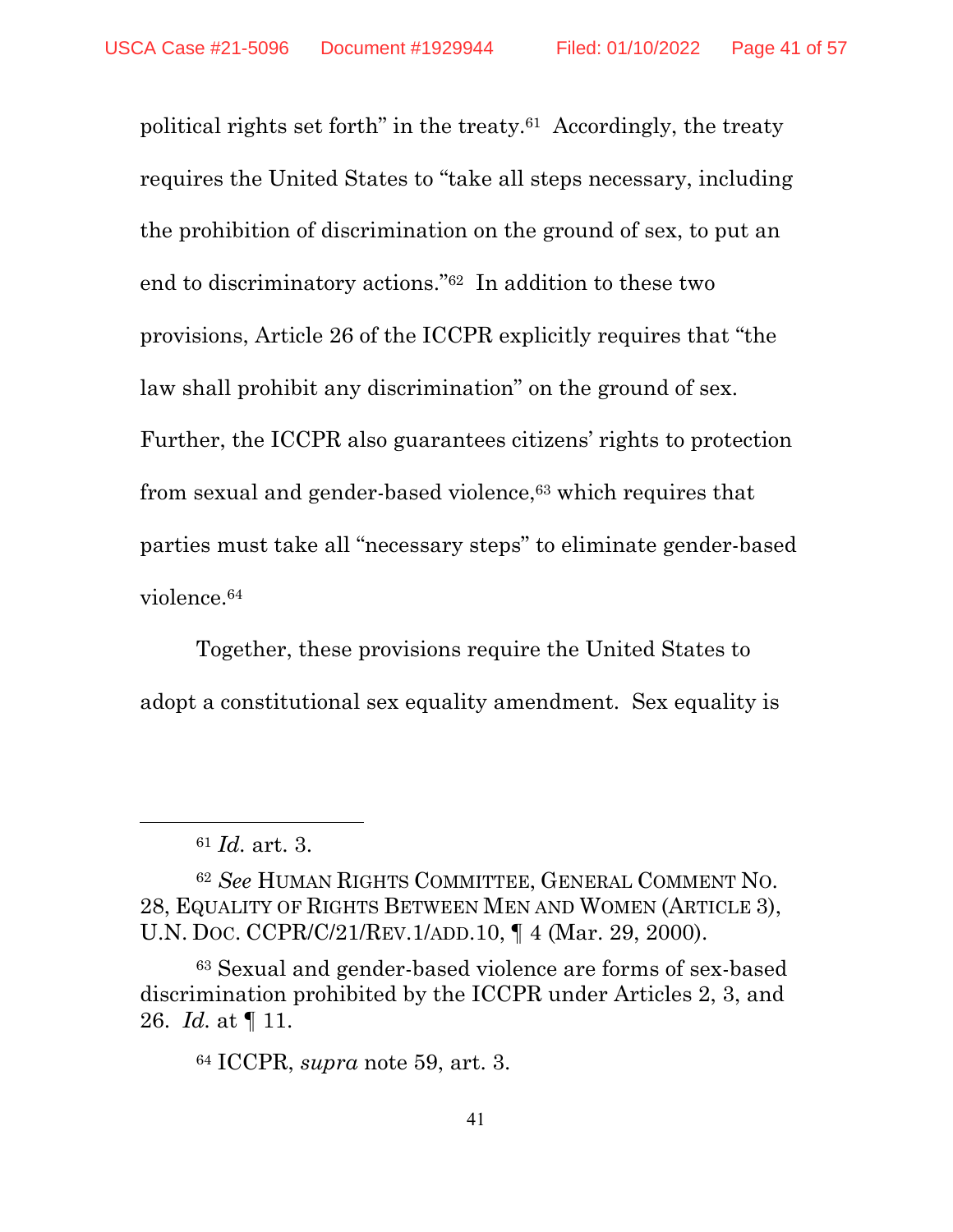political rights set forth" in the treaty.[61] Accordingly, the treaty requires the United States to "take all steps necessary, including the prohibition of discrimination on the ground of sex, to put an end to discriminatory actions."[62] In addition to these two provisions, Article 26 of the ICCPR explicitly requires that "the law shall prohibit any discrimination" on the ground of sex. Further, the ICCPR also guarantees citizens' rights to protection from sexual and gender-based violence,[63] which requires that parties must take all "necessary steps" to eliminate gender-based violence.[64]

Together, these provisions require the United States to adopt a constitutional sex equality amendment. Sex equality is

---

[61] *Id.* art. 3.

[62] *See* HUMAN RIGHTS COMMITTEE, GENERAL COMMENT NO. 28, EQUALITY OF RIGHTS BETWEEN MEN AND WOMEN (ARTICLE 3), U.N. DOC. CCPR/C/21/REV.1/ADD.10, ¶ 4 (Mar. 29, 2000).

[63] Sexual and gender-based violence are forms of sex-based discrimination prohibited by the ICCPR under Articles 2, 3, and 26. *Id.* at ¶ 11.

[64] ICCPR, *supra* note 59, art. 3.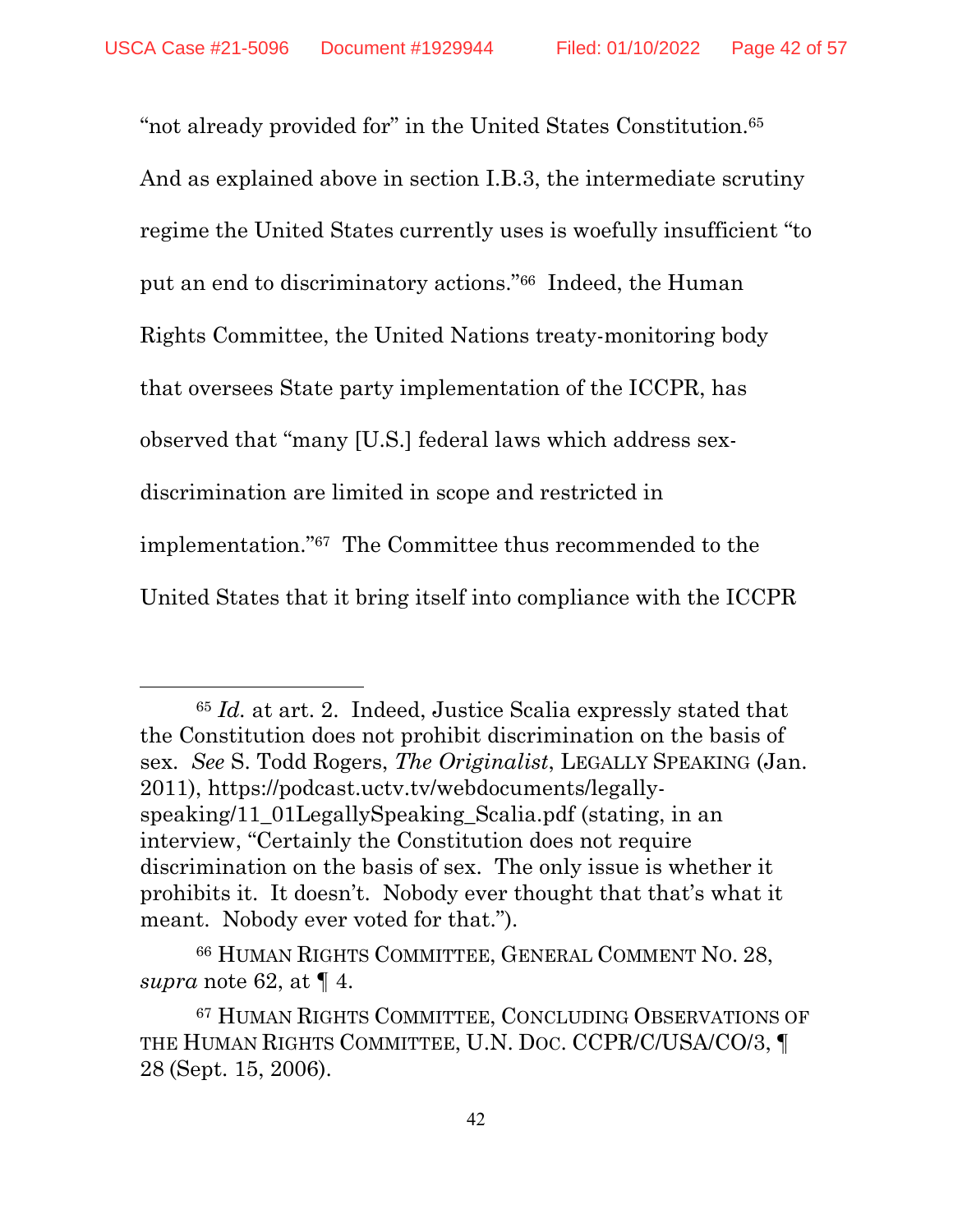"not already provided for" in the United States Constitution.[65] And as explained above in section I.B.3, the intermediate scrutiny regime the United States currently uses is woefully insufficient "to put an end to discriminatory actions."[66] Indeed, the Human Rights Committee, the United Nations treaty-monitoring body that oversees State party implementation of the ICCPR, has observed that "many [U.S.] federal laws which address sex-discrimination are limited in scope and restricted in implementation."[67] The Committee thus recommended to the United States that it bring itself into compliance with the ICCPR

---

[65] *Id.* at art. 2. Indeed, Justice Scalia expressly stated that the Constitution does not prohibit discrimination on the basis of sex. *See* S. Todd Rogers, *The Originalist*, LEGALLY SPEAKING (Jan. 2011), https://podcast.uctv.tv/webdocuments/legally-speaking/11_01LegallySpeaking_Scalia.pdf (stating, in an interview, "Certainly the Constitution does not require discrimination on the basis of sex. The only issue is whether it prohibits it. It doesn't. Nobody ever thought that that's what it meant. Nobody ever voted for that.").

[66] HUMAN RIGHTS COMMITTEE, GENERAL COMMENT NO. 28, *supra* note 62, at ¶ 4.

[67] HUMAN RIGHTS COMMITTEE, CONCLUDING OBSERVATIONS OF THE HUMAN RIGHTS COMMITTEE, U.N. DOC. CCPR/C/USA/CO/3, ¶ 28 (Sept. 15, 2006).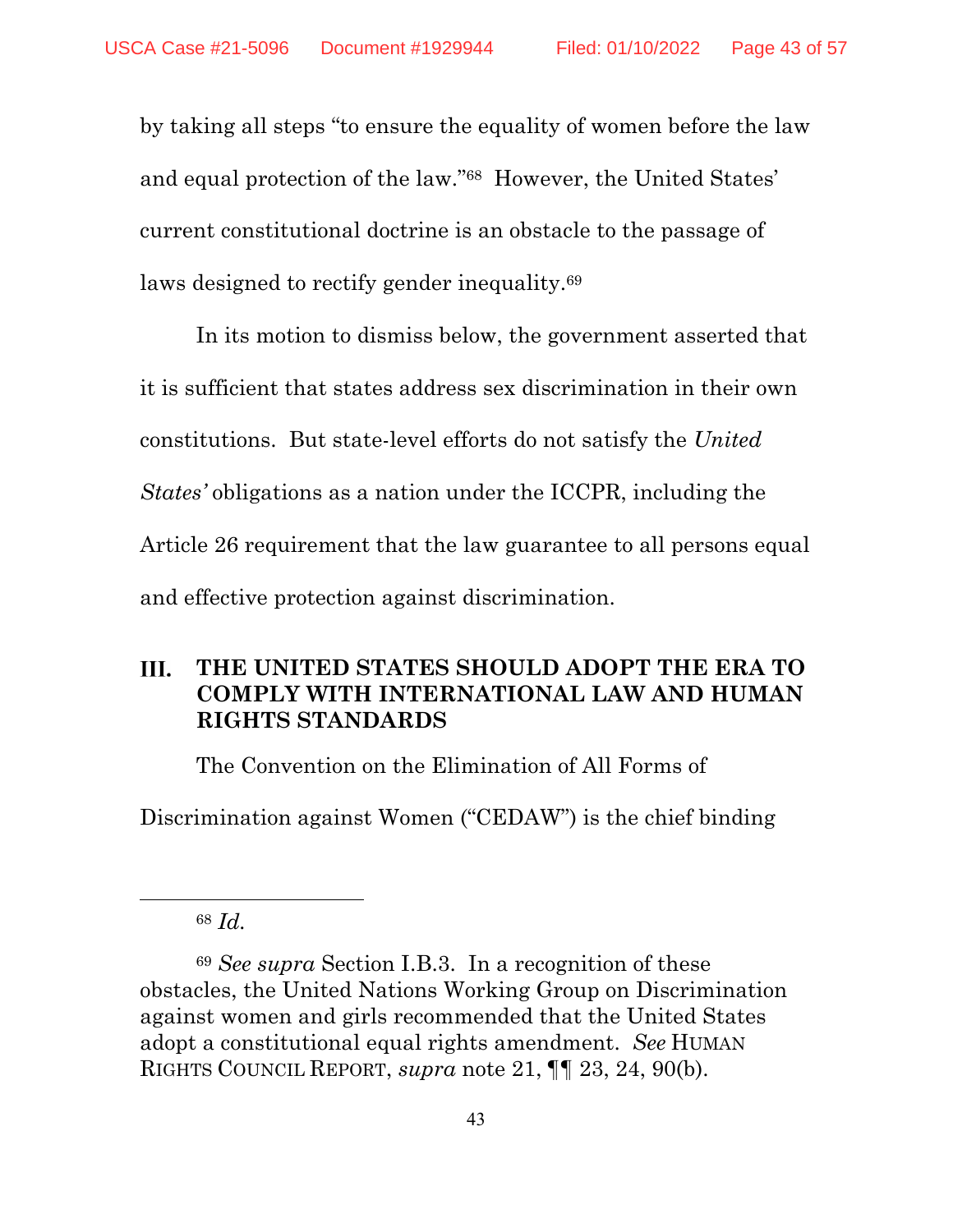by taking all steps "to ensure the equality of women before the law and equal protection of the law."[68] However, the United States' current constitutional doctrine is an obstacle to the passage of laws designed to rectify gender inequality.[69]

In its motion to dismiss below, the government asserted that it is sufficient that states address sex discrimination in their own constitutions. But state-level efforts do not satisfy the *United States'* obligations as a nation under the ICCPR, including the Article 26 requirement that the law guarantee to all persons equal and effective protection against discrimination.

## III. THE UNITED STATES SHOULD ADOPT THE ERA TO COMPLY WITH INTERNATIONAL LAW AND HUMAN RIGHTS STANDARDS

The Convention on the Elimination of All Forms of Discrimination against Women ("CEDAW") is the chief binding

---

[68] *Id.*

[69] *See supra* Section I.B.3. In a recognition of these obstacles, the United Nations Working Group on Discrimination against women and girls recommended that the United States adopt a constitutional equal rights amendment. *See* HUMAN RIGHTS COUNCIL REPORT, *supra* note 21, ¶¶ 23, 24, 90(b).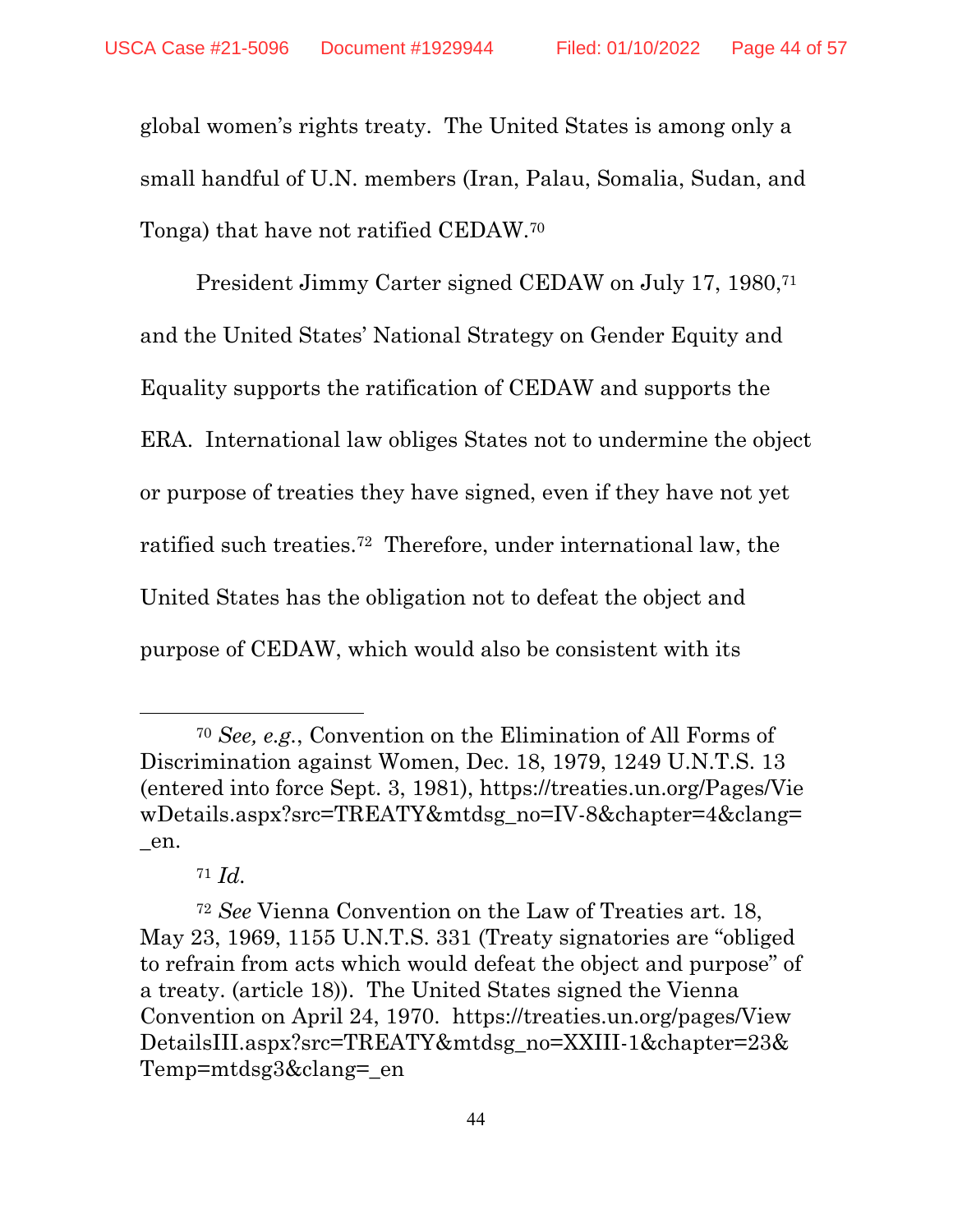global women's rights treaty. The United States is among only a small handful of U.N. members (Iran, Palau, Somalia, Sudan, and Tonga) that have not ratified CEDAW.[70]

President Jimmy Carter signed CEDAW on July 17, 1980,[71] and the United States' National Strategy on Gender Equity and Equality supports the ratification of CEDAW and supports the ERA. International law obliges States not to undermine the object or purpose of treaties they have signed, even if they have not yet ratified such treaties.[72] Therefore, under international law, the United States has the obligation not to defeat the object and purpose of CEDAW, which would also be consistent with its

---

[70] *See, e.g.*, Convention on the Elimination of All Forms of Discrimination against Women, Dec. 18, 1979, 1249 U.N.T.S. 13 (entered into force Sept. 3, 1981), https://treaties.un.org/Pages/ViewDetails.aspx?src=TREATY&mtdsg_no=IV-8&chapter=4&clang=_en.

[71] *Id.*

[72] *See* Vienna Convention on the Law of Treaties art. 18, May 23, 1969, 1155 U.N.T.S. 331 (Treaty signatories are "obliged to refrain from acts which would defeat the object and purpose" of a treaty. (article 18)). The United States signed the Vienna Convention on April 24, 1970. https://treaties.un.org/pages/ViewDetailsIII.aspx?src=TREATY&mtdsg_no=XXIII-1&chapter=23&Temp=mtdsg3&clang=_en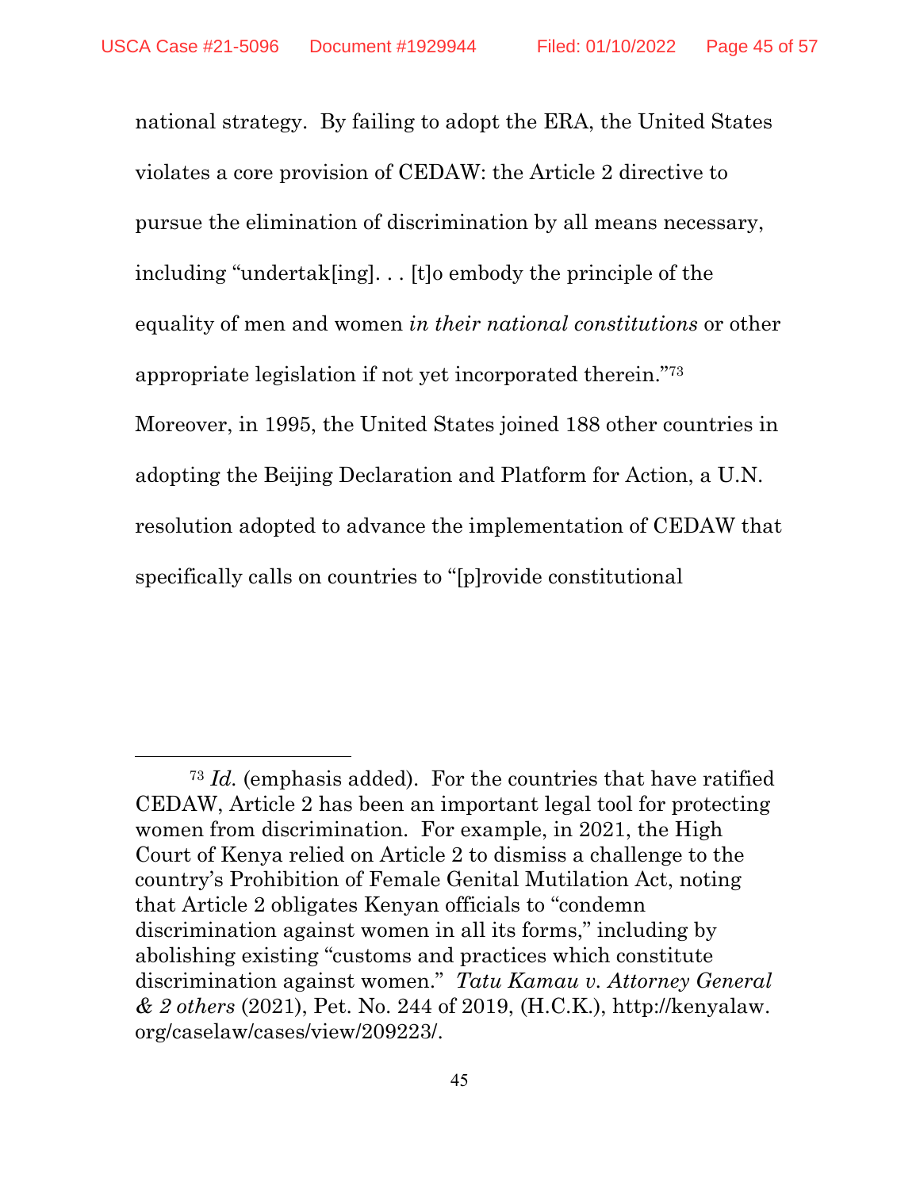national strategy. By failing to adopt the ERA, the United States violates a core provision of CEDAW: the Article 2 directive to pursue the elimination of discrimination by all means necessary, including "undertak[ing]. . . [t]o embody the principle of the equality of men and women *in their national constitutions* or other appropriate legislation if not yet incorporated therein."[73] Moreover, in 1995, the United States joined 188 other countries in adopting the Beijing Declaration and Platform for Action, a U.N. resolution adopted to advance the implementation of CEDAW that specifically calls on countries to "[p]rovide constitutional

---

[73] *Id.* (emphasis added). For the countries that have ratified CEDAW, Article 2 has been an important legal tool for protecting women from discrimination. For example, in 2021, the High Court of Kenya relied on Article 2 to dismiss a challenge to the country's Prohibition of Female Genital Mutilation Act, noting that Article 2 obligates Kenyan officials to "condemn discrimination against women in all its forms," including by abolishing existing "customs and practices which constitute discrimination against women." *Tatu Kamau v. Attorney General & 2 others* (2021), Pet. No. 244 of 2019, (H.C.K.), http://kenyalaw.org/caselaw/cases/view/209223/.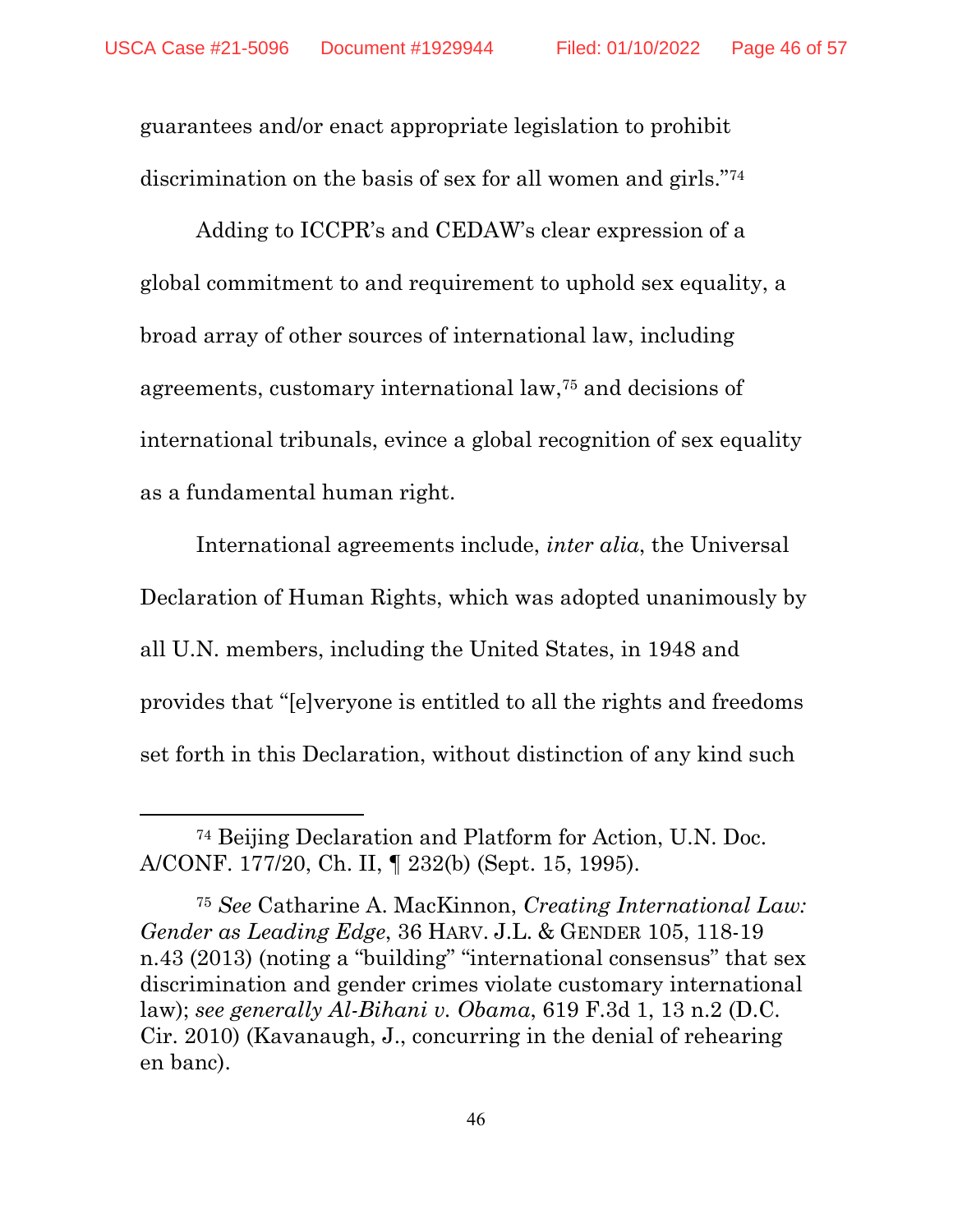guarantees and/or enact appropriate legislation to prohibit discrimination on the basis of sex for all women and girls."[74]

Adding to ICCPR's and CEDAW's clear expression of a global commitment to and requirement to uphold sex equality, a broad array of other sources of international law, including agreements, customary international law,[75] and decisions of international tribunals, evince a global recognition of sex equality as a fundamental human right.

International agreements include, *inter alia*, the Universal Declaration of Human Rights, which was adopted unanimously by all U.N. members, including the United States, in 1948 and provides that "[e]veryone is entitled to all the rights and freedoms set forth in this Declaration, without distinction of any kind such

---

[74] Beijing Declaration and Platform for Action, U.N. Doc. A/CONF. 177/20, Ch. II, ¶ 232(b) (Sept. 15, 1995).

[75] *See* Catharine A. MacKinnon, *Creating International Law: Gender as Leading Edge*, 36 HARV. J.L. & GENDER 105, 118-19 n.43 (2013) (noting a "building" "international consensus" that sex discrimination and gender crimes violate customary international law); *see generally Al-Bihani v. Obama*, 619 F.3d 1, 13 n.2 (D.C. Cir. 2010) (Kavanaugh, J., concurring in the denial of rehearing en banc).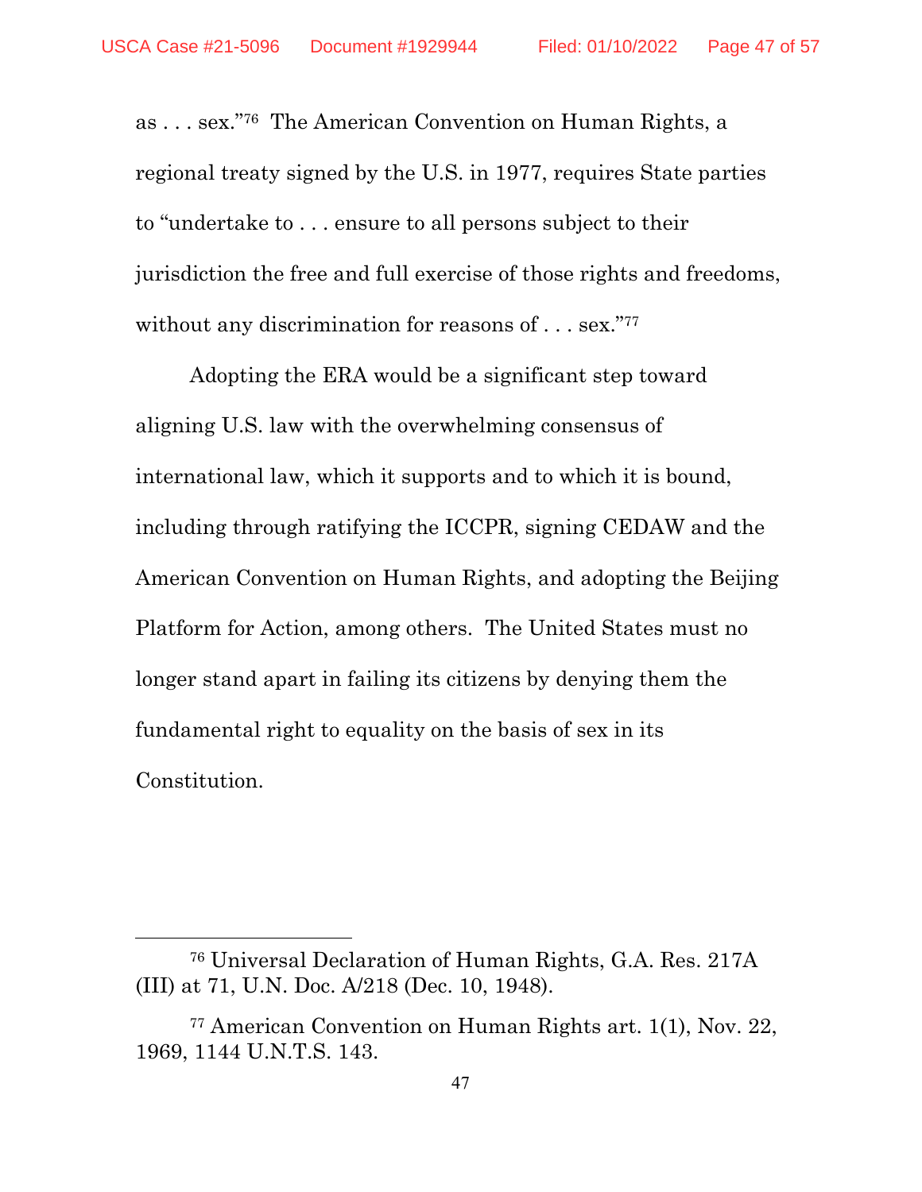as . . . sex."[76] The American Convention on Human Rights, a regional treaty signed by the U.S. in 1977, requires State parties to "undertake to . . . ensure to all persons subject to their jurisdiction the free and full exercise of those rights and freedoms, without any discrimination for reasons of . . . sex."[77]

Adopting the ERA would be a significant step toward aligning U.S. law with the overwhelming consensus of international law, which it supports and to which it is bound, including through ratifying the ICCPR, signing CEDAW and the American Convention on Human Rights, and adopting the Beijing Platform for Action, among others. The United States must no longer stand apart in failing its citizens by denying them the fundamental right to equality on the basis of sex in its Constitution.

---

[76] Universal Declaration of Human Rights, G.A. Res. 217A (III) at 71, U.N. Doc. A/218 (Dec. 10, 1948).

[77] American Convention on Human Rights art. 1(1), Nov. 22, 1969, 1144 U.N.T.S. 143.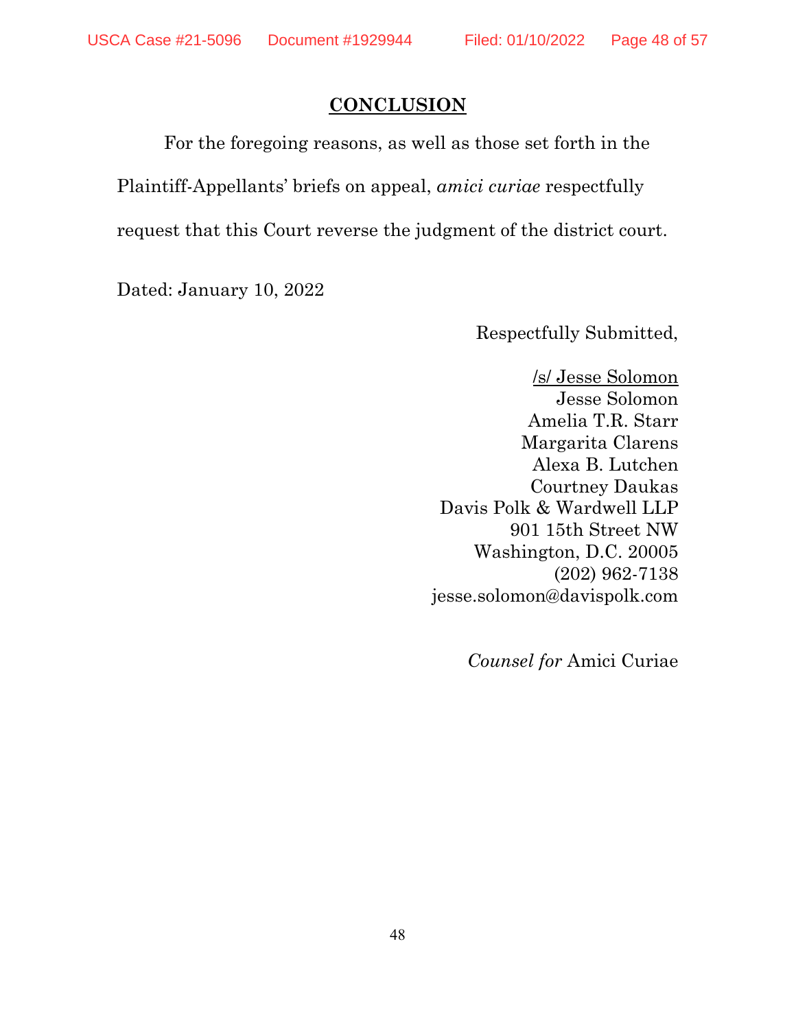## CONCLUSION

For the foregoing reasons, as well as those set forth in the Plaintiff-Appellants' briefs on appeal, *amici curiae* respectfully request that this Court reverse the judgment of the district court.

Dated: January 10, 2022

Respectfully Submitted,

/s/ Jesse Solomon
Jesse Solomon
Amelia T.R. Starr
Margarita Clarens
Alexa B. Lutchen
Courtney Daukas
Davis Polk & Wardwell LLP
901 15th Street NW
Washington, D.C. 20005
(202) 962-7138
jesse.solomon@davispolk.com

*Counsel for* Amici Curiae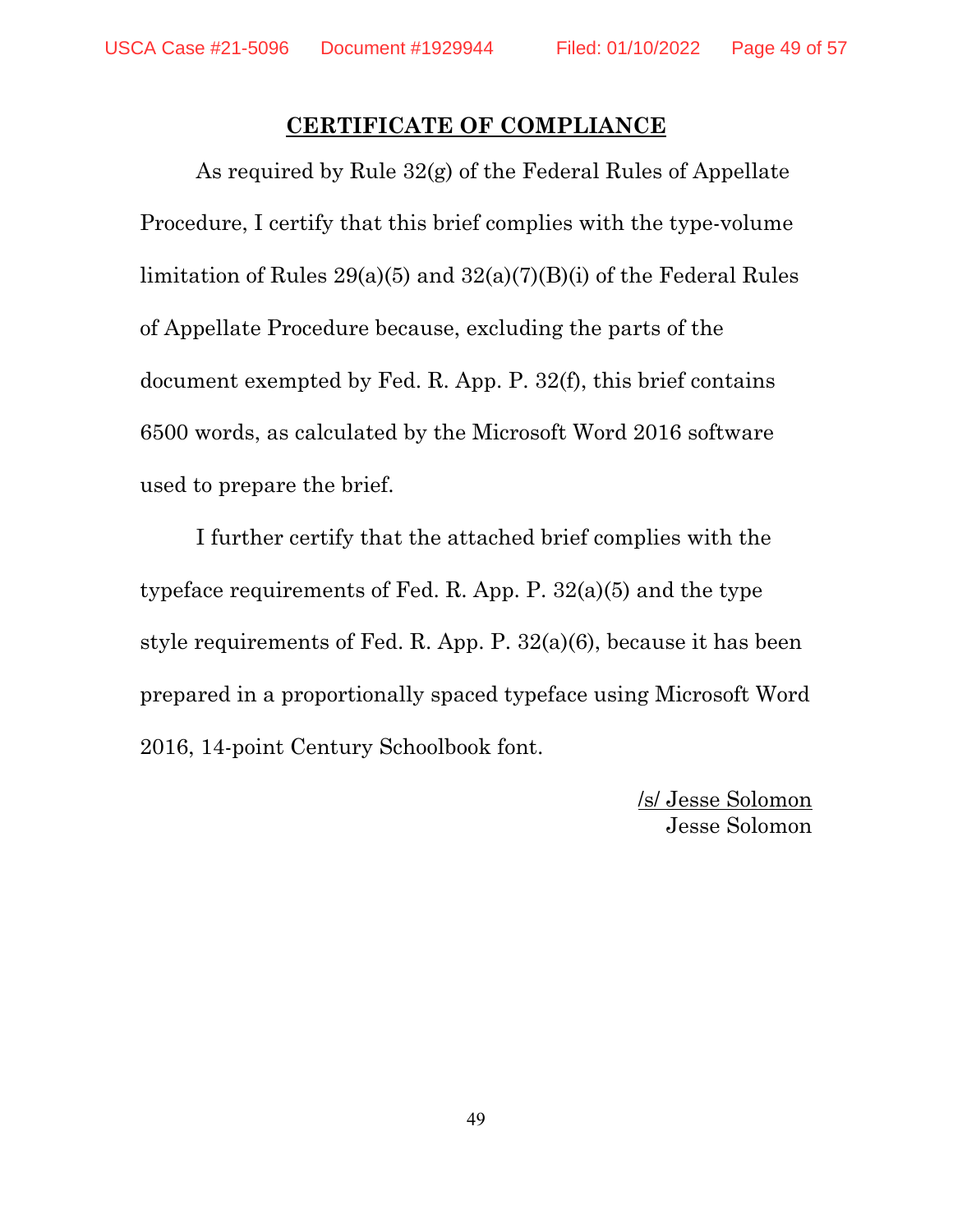## CERTIFICATE OF COMPLIANCE

As required by Rule 32(g) of the Federal Rules of Appellate Procedure, I certify that this brief complies with the type-volume limitation of Rules 29(a)(5) and 32(a)(7)(B)(i) of the Federal Rules of Appellate Procedure because, excluding the parts of the document exempted by Fed. R. App. P. 32(f), this brief contains 6500 words, as calculated by the Microsoft Word 2016 software used to prepare the brief.

I further certify that the attached brief complies with the typeface requirements of Fed. R. App. P. 32(a)(5) and the type style requirements of Fed. R. App. P. 32(a)(6), because it has been prepared in a proportionally spaced typeface using Microsoft Word 2016, 14-point Century Schoolbook font.

/s/ Jesse Solomon
Jesse Solomon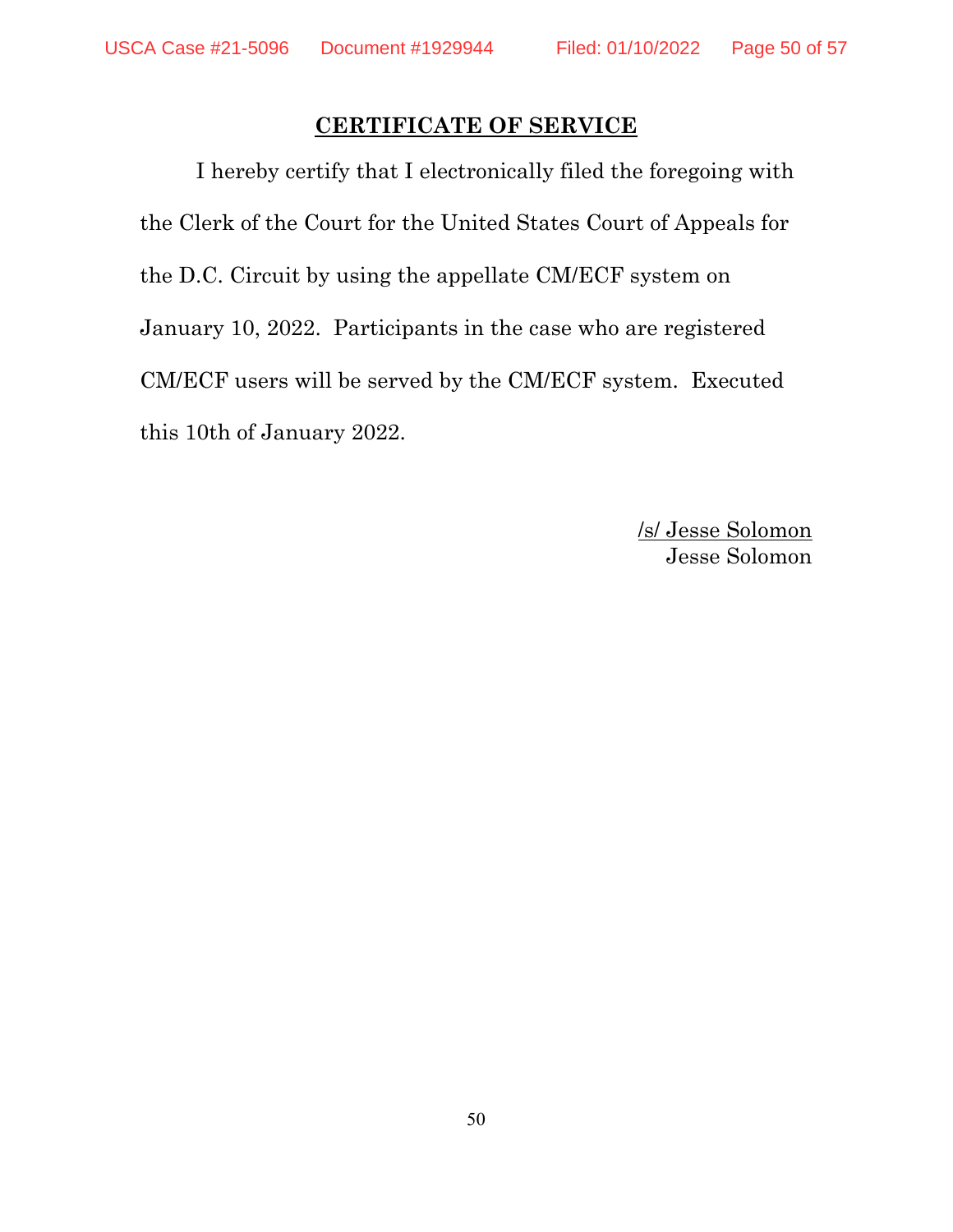## CERTIFICATE OF SERVICE

I hereby certify that I electronically filed the foregoing with the Clerk of the Court for the United States Court of Appeals for the D.C. Circuit by using the appellate CM/ECF system on January 10, 2022. Participants in the case who are registered CM/ECF users will be served by the CM/ECF system. Executed this 10th of January 2022.

/s/ Jesse Solomon
Jesse Solomon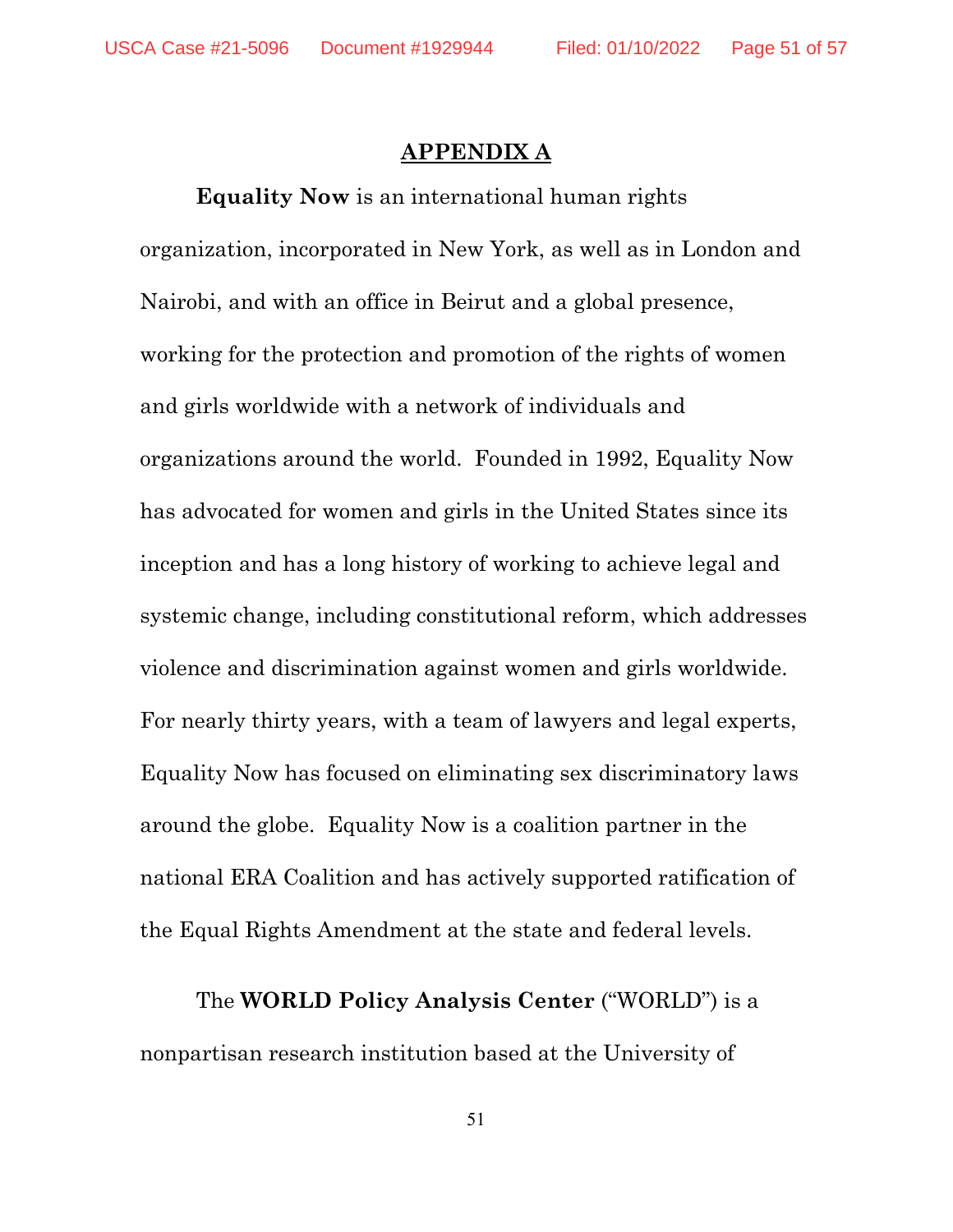## APPENDIX A

**Equality Now** is an international human rights organization, incorporated in New York, as well as in London and Nairobi, and with an office in Beirut and a global presence, working for the protection and promotion of the rights of women and girls worldwide with a network of individuals and organizations around the world. Founded in 1992, Equality Now has advocated for women and girls in the United States since its inception and has a long history of working to achieve legal and systemic change, including constitutional reform, which addresses violence and discrimination against women and girls worldwide. For nearly thirty years, with a team of lawyers and legal experts, Equality Now has focused on eliminating sex discriminatory laws around the globe. Equality Now is a coalition partner in the national ERA Coalition and has actively supported ratification of the Equal Rights Amendment at the state and federal levels.

The **WORLD Policy Analysis Center** ("WORLD") is a nonpartisan research institution based at the University of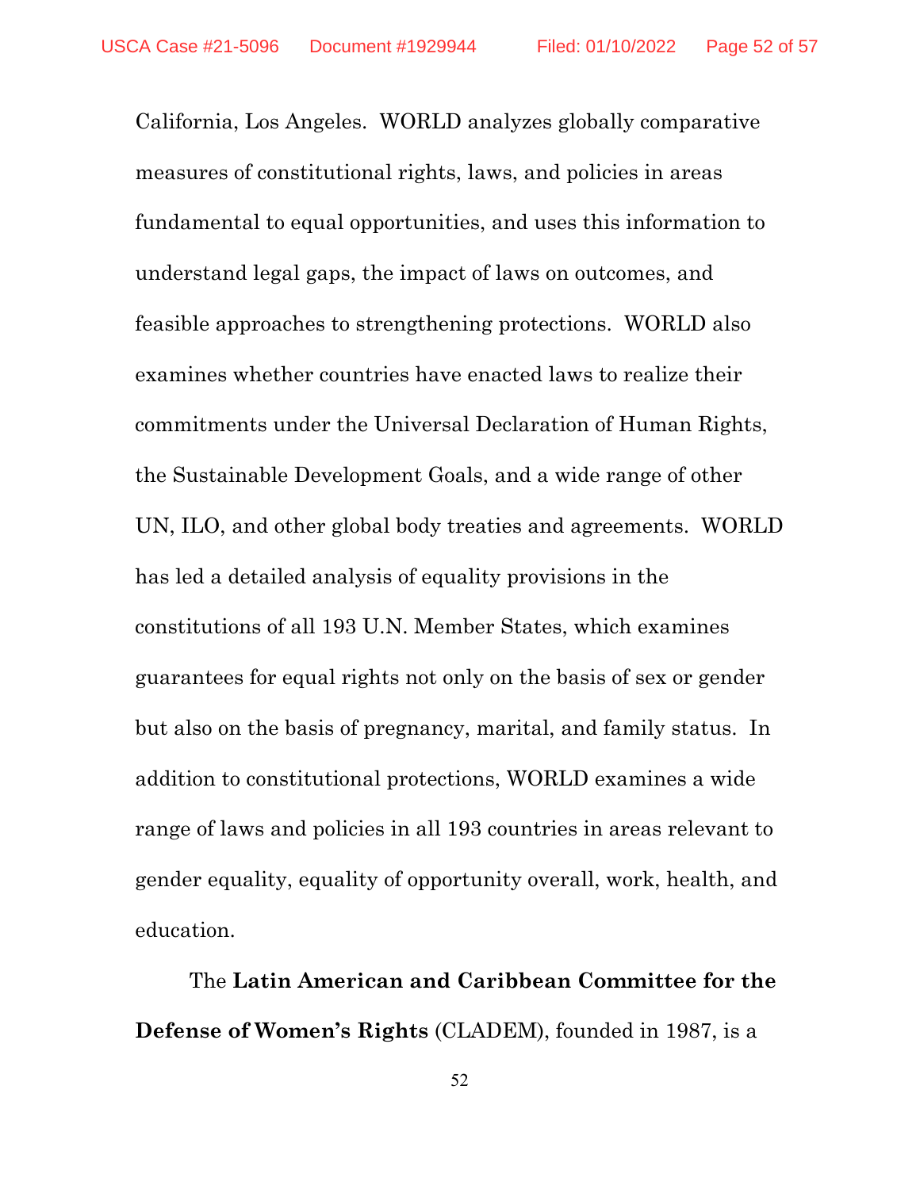California, Los Angeles. WORLD analyzes globally comparative measures of constitutional rights, laws, and policies in areas fundamental to equal opportunities, and uses this information to understand legal gaps, the impact of laws on outcomes, and feasible approaches to strengthening protections. WORLD also examines whether countries have enacted laws to realize their commitments under the Universal Declaration of Human Rights, the Sustainable Development Goals, and a wide range of other UN, ILO, and other global body treaties and agreements. WORLD has led a detailed analysis of equality provisions in the constitutions of all 193 U.N. Member States, which examines guarantees for equal rights not only on the basis of sex or gender but also on the basis of pregnancy, marital, and family status. In addition to constitutional protections, WORLD examines a wide range of laws and policies in all 193 countries in areas relevant to gender equality, equality of opportunity overall, work, health, and education.

The **Latin American and Caribbean Committee for the Defense of Women's Rights** (CLADEM), founded in 1987, is a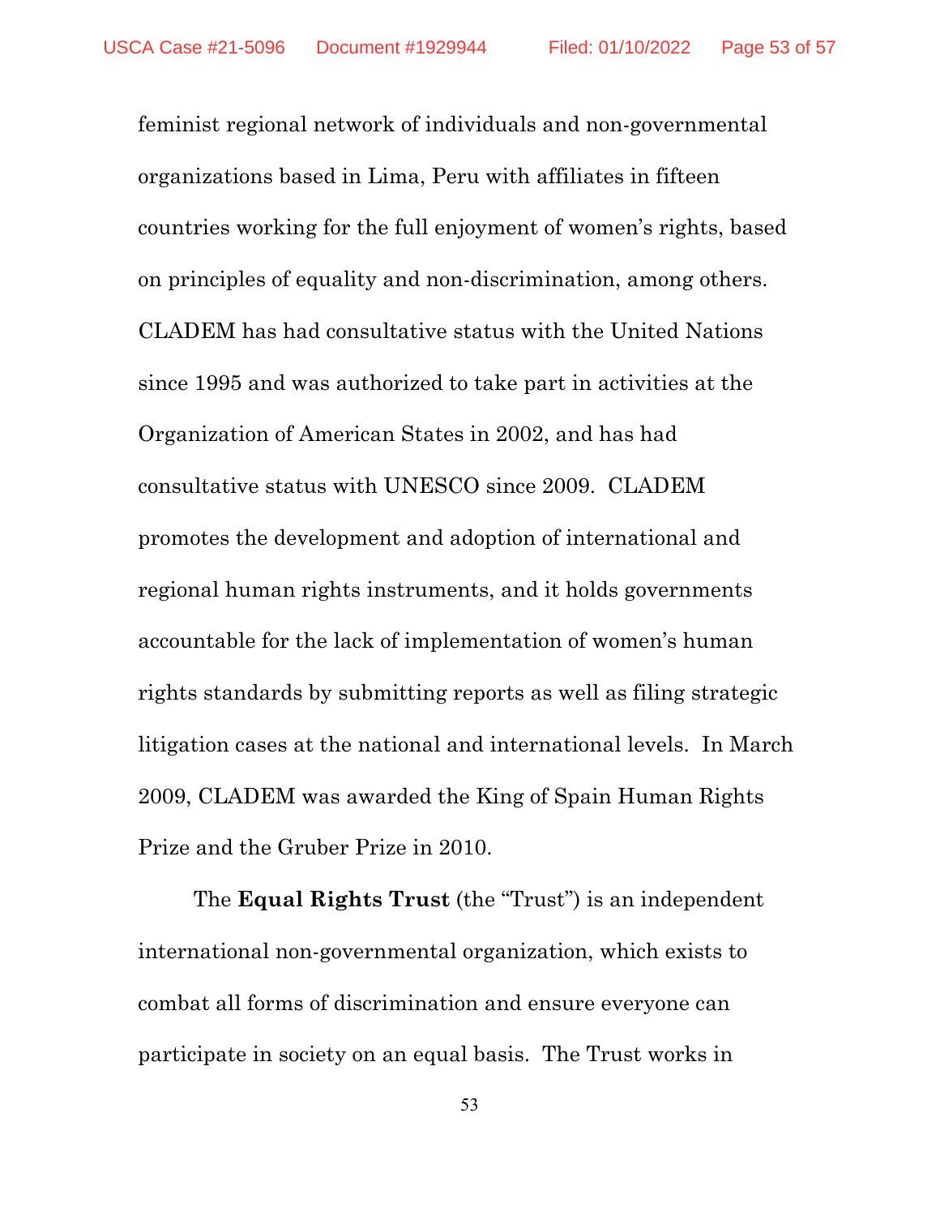feminist regional network of individuals and non-governmental organizations based in Lima, Peru with affiliates in fifteen countries working for the full enjoyment of women's rights, based on principles of equality and non-discrimination, among others. CLADEM has had consultative status with the United Nations since 1995 and was authorized to take part in activities at the Organization of American States in 2002, and has had consultative status with UNESCO since 2009. CLADEM promotes the development and adoption of international and regional human rights instruments, and it holds governments accountable for the lack of implementation of women's human rights standards by submitting reports as well as filing strategic litigation cases at the national and international levels. In March 2009, CLADEM was awarded the King of Spain Human Rights Prize and the Gruber Prize in 2010.

The **Equal Rights Trust** (the "Trust") is an independent international non-governmental organization, which exists to combat all forms of discrimination and ensure everyone can participate in society on an equal basis. The Trust works in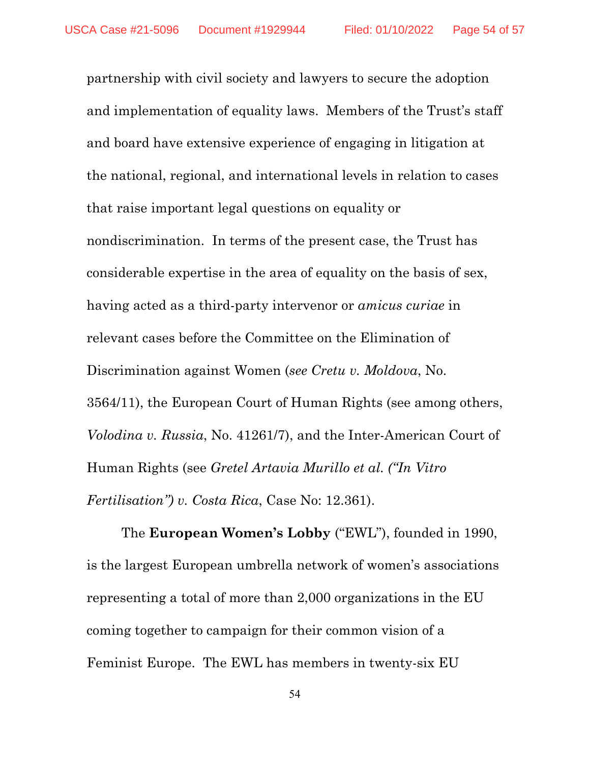partnership with civil society and lawyers to secure the adoption and implementation of equality laws. Members of the Trust's staff and board have extensive experience of engaging in litigation at the national, regional, and international levels in relation to cases that raise important legal questions on equality or nondiscrimination. In terms of the present case, the Trust has considerable expertise in the area of equality on the basis of sex, having acted as a third-party intervenor or *amicus curiae* in relevant cases before the Committee on the Elimination of Discrimination against Women (*see Cretu v. Moldova*, No. 3564/11), the European Court of Human Rights (see among others, *Volodina v. Russia*, No. 41261/7), and the Inter-American Court of Human Rights (see *Gretel Artavia Murillo et al. ("In Vitro Fertilisation") v. Costa Rica*, Case No: 12.361).

The **European Women's Lobby** ("EWL"), founded in 1990, is the largest European umbrella network of women's associations representing a total of more than 2,000 organizations in the EU coming together to campaign for their common vision of a Feminist Europe. The EWL has members in twenty-six EU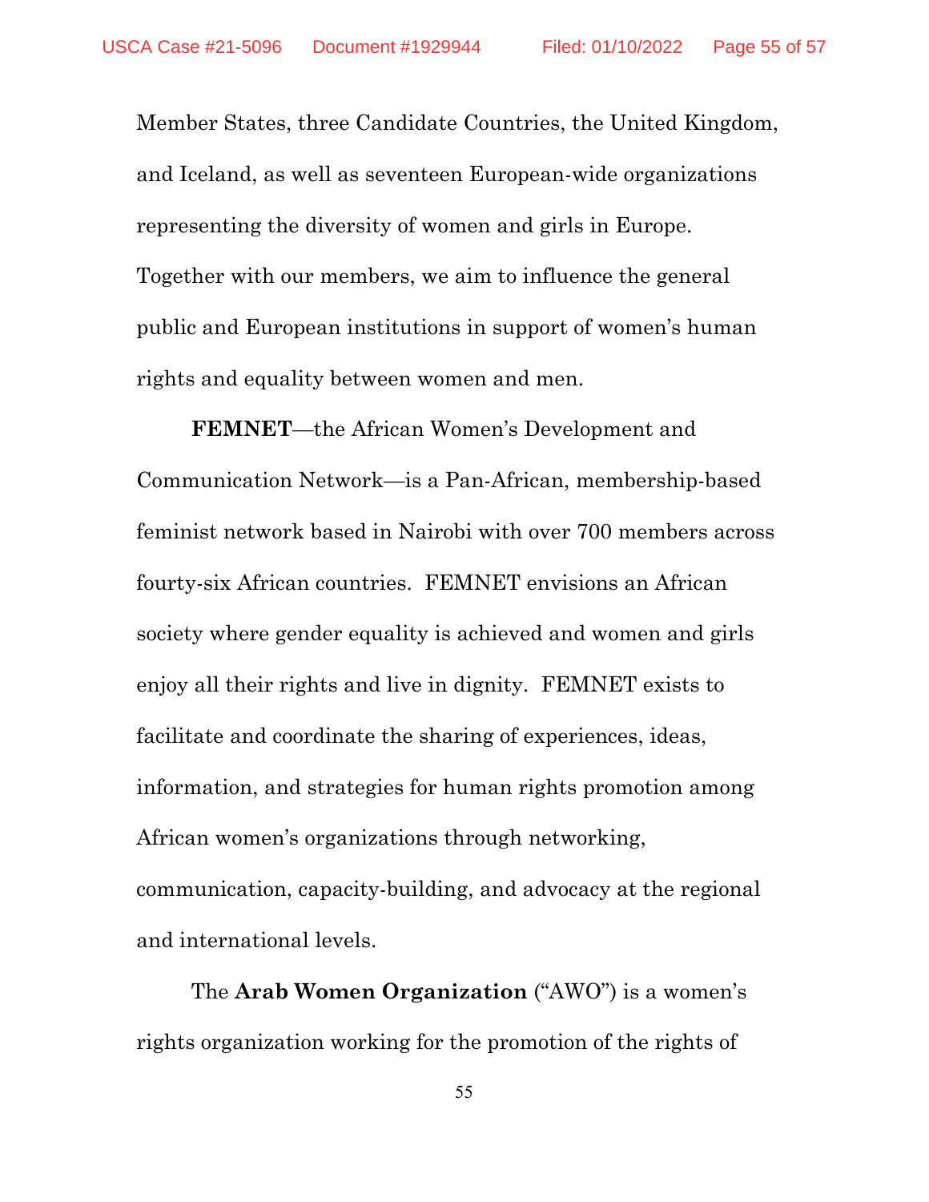Member States, three Candidate Countries, the United Kingdom, and Iceland, as well as seventeen European-wide organizations representing the diversity of women and girls in Europe. Together with our members, we aim to influence the general public and European institutions in support of women's human rights and equality between women and men.

**FEMNET**—the African Women's Development and Communication Network—is a Pan-African, membership-based feminist network based in Nairobi with over 700 members across fourty-six African countries. FEMNET envisions an African society where gender equality is achieved and women and girls enjoy all their rights and live in dignity. FEMNET exists to facilitate and coordinate the sharing of experiences, ideas, information, and strategies for human rights promotion among African women's organizations through networking, communication, capacity-building, and advocacy at the regional and international levels.

The **Arab Women Organization** ("AWO") is a women's rights organization working for the promotion of the rights of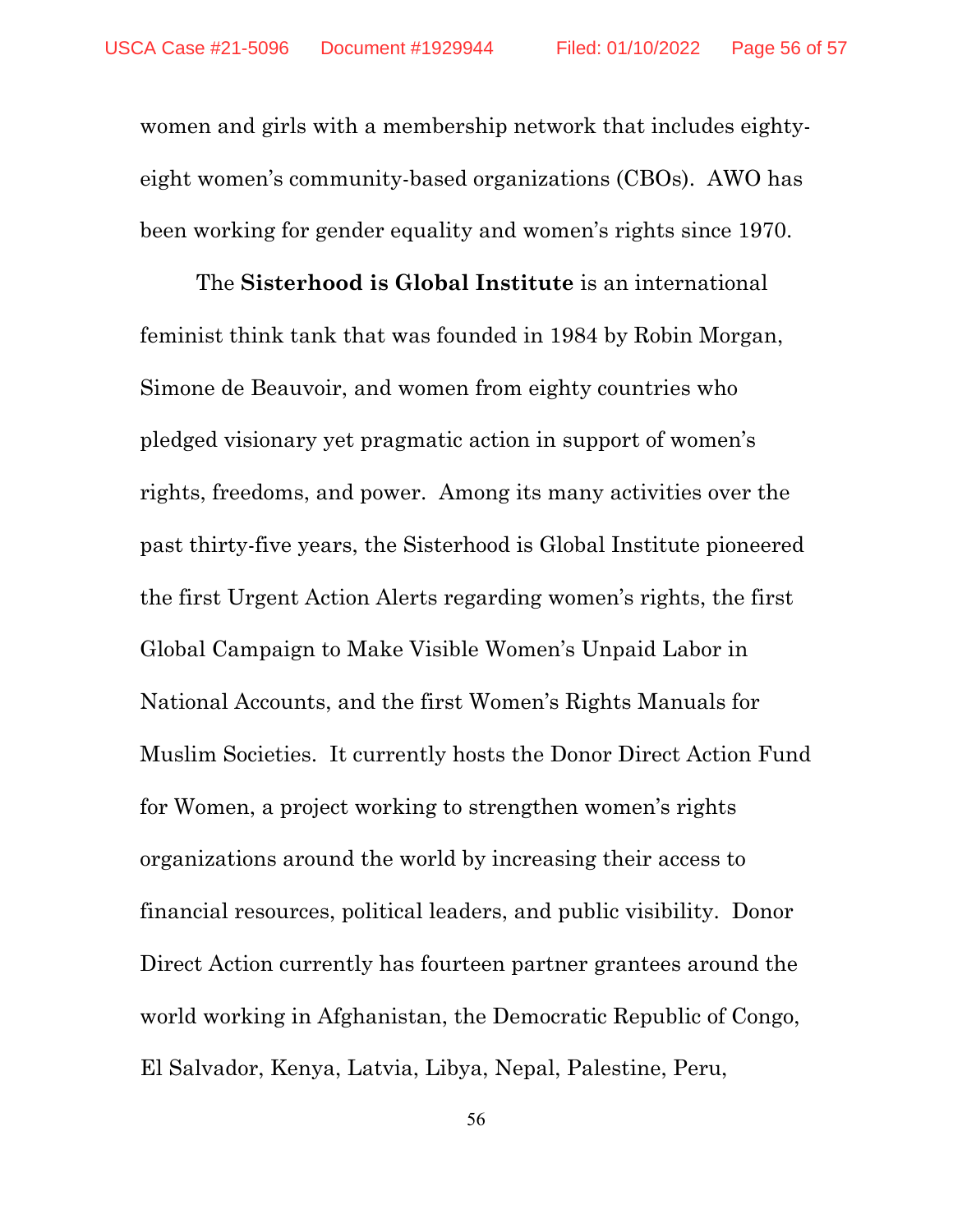women and girls with a membership network that includes eighty-eight women's community-based organizations (CBOs). AWO has been working for gender equality and women's rights since 1970.

The **Sisterhood is Global Institute** is an international feminist think tank that was founded in 1984 by Robin Morgan, Simone de Beauvoir, and women from eighty countries who pledged visionary yet pragmatic action in support of women's rights, freedoms, and power. Among its many activities over the past thirty-five years, the Sisterhood is Global Institute pioneered the first Urgent Action Alerts regarding women's rights, the first Global Campaign to Make Visible Women's Unpaid Labor in National Accounts, and the first Women's Rights Manuals for Muslim Societies. It currently hosts the Donor Direct Action Fund for Women, a project working to strengthen women's rights organizations around the world by increasing their access to financial resources, political leaders, and public visibility. Donor Direct Action currently has fourteen partner grantees around the world working in Afghanistan, the Democratic Republic of Congo, El Salvador, Kenya, Latvia, Libya, Nepal, Palestine, Peru,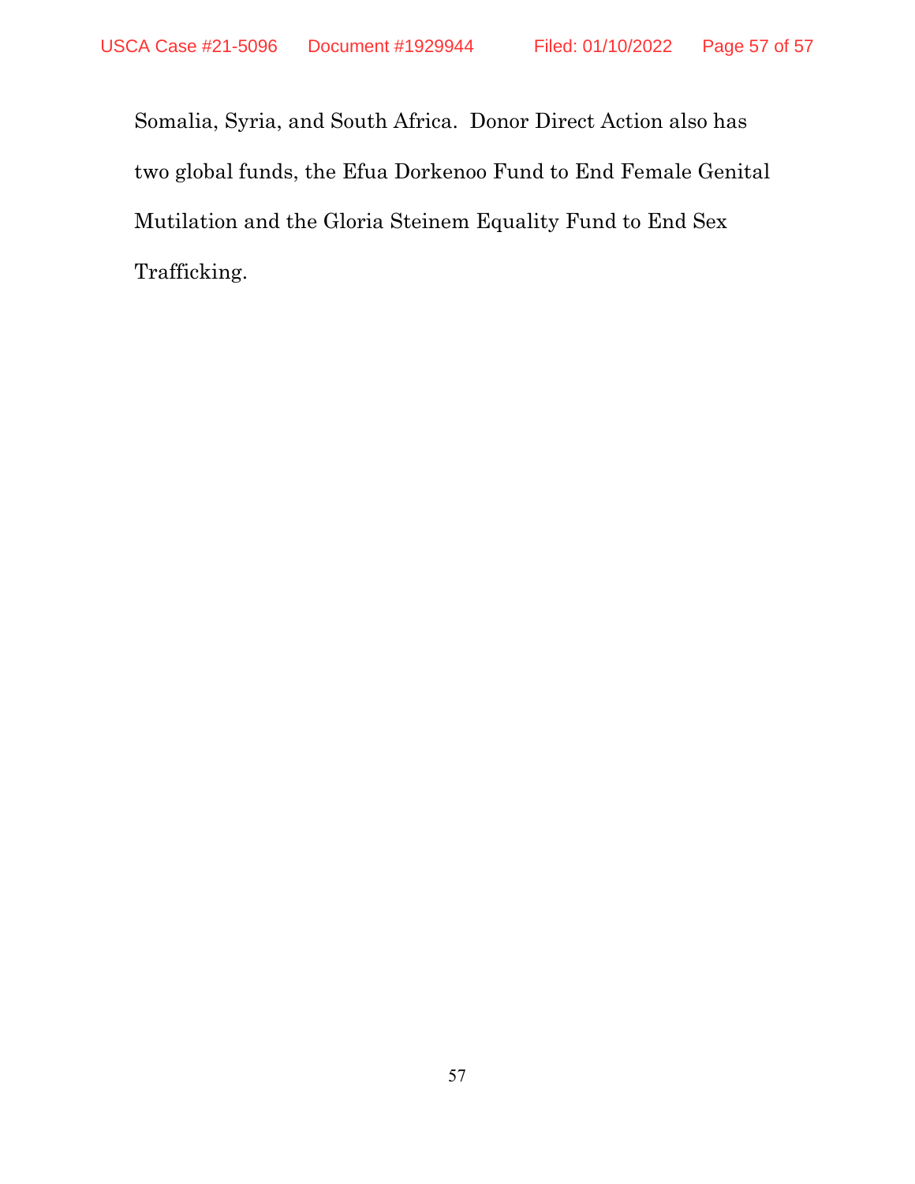Somalia, Syria, and South Africa. Donor Direct Action also has two global funds, the Efua Dorkenoo Fund to End Female Genital Mutilation and the Gloria Steinem Equality Fund to End Sex Trafficking.